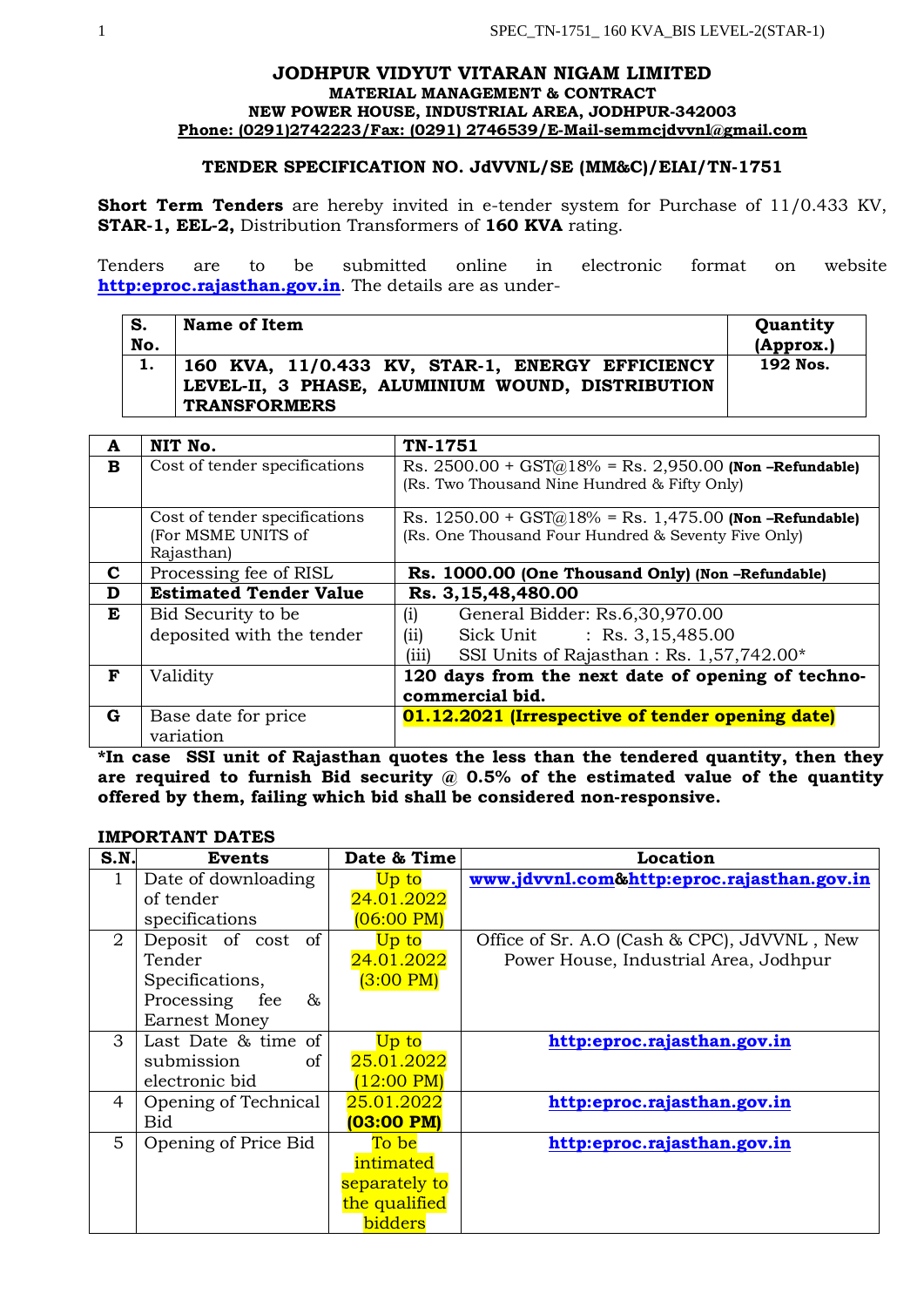# JODHPUR VIDYUT VITARAN NIGAM LIMITED

**MATERIAL MANAGEMENT & CONTRACT**
**NEW POWER HOUSE, INDUSTRIAL AREA, JODHPUR-342003**
**Phone: (0291)2742223/Fax: (0291) 2746539/E-Mail-semmcjdvvnl@gmail.com**

## TENDER SPECIFICATION NO. JdVVNL/SE (MM&C)/EIAI/TN-1751

**Short Term Tenders** are hereby invited in e-tender system for Purchase of 11/0.433 KV, **STAR-1, EEL-2,** Distribution Transformers of **160 KVA** rating.

Tenders are to be submitted online in electronic format on website **http:eproc.rajasthan.gov.in**. The details are as under-

| S. No. | Name of Item | Quantity (Approx.) |
|---|---|---|
| 1. | **160 KVA, 11/0.433 KV, STAR-1, ENERGY EFFICIENCY LEVEL-II, 3 PHASE, ALUMINIUM WOUND, DISTRIBUTION TRANSFORMERS** | **192 Nos.** |

| A | NIT No. | TN-1751 |
|---|---|---|
| B | Cost of tender specifications | Rs. 2500.00 + GST@18% = Rs. 2,950.00 **(Non –Refundable)** (Rs. Two Thousand Nine Hundred & Fifty Only) |
| | Cost of tender specifications (For MSME UNITS of Rajasthan) | Rs. 1250.00 + GST@18% = Rs. 1,475.00 **(Non –Refundable)** (Rs. One Thousand Four Hundred & Seventy Five Only) |
| C | Processing fee of RISL | **Rs. 1000.00 (One Thousand Only) (Non –Refundable)** |
| D | **Estimated Tender Value** | **Rs. 3,15,48,480.00** |
| E | Bid Security to be deposited with the tender | (i) General Bidder: Rs.6,30,970.00<br>(ii) Sick Unit : Rs. 3,15,485.00<br>(iii) SSI Units of Rajasthan : Rs. 1,57,742.00* |
| F | Validity | **120 days from the next date of opening of techno-commercial bid.** |
| G | Base date for price variation | **01.12.2021 (Irrespective of tender opening date)** |

**\*In case SSI unit of Rajasthan quotes the less than the tendered quantity, then they are required to furnish Bid security @ 0.5% of the estimated value of the quantity offered by them, failing which bid shall be considered non-responsive.**

**IMPORTANT DATES**

| S.N. | Events | Date & Time | Location |
|---|---|---|---|
| 1 | Date of downloading of tender specifications | Up to 24.01.2022 (06:00 PM) | **www.jdvvnl.com&http:eproc.rajasthan.gov.in** |
| 2 | Deposit of cost of Tender Specifications, Processing fee & Earnest Money | Up to 24.01.2022 (3:00 PM) | Office of Sr. A.O (Cash & CPC), JdVVNL , New Power House, Industrial Area, Jodhpur |
| 3 | Last Date & time of submission of electronic bid | Up to 25.01.2022 (12:00 PM) | **http:eproc.rajasthan.gov.in** |
| 4 | Opening of Technical Bid | 25.01.2022 **(03:00 PM)** | **http:eproc.rajasthan.gov.in** |
| 5 | Opening of Price Bid | To be intimated separately to the qualified bidders | **http:eproc.rajasthan.gov.in** |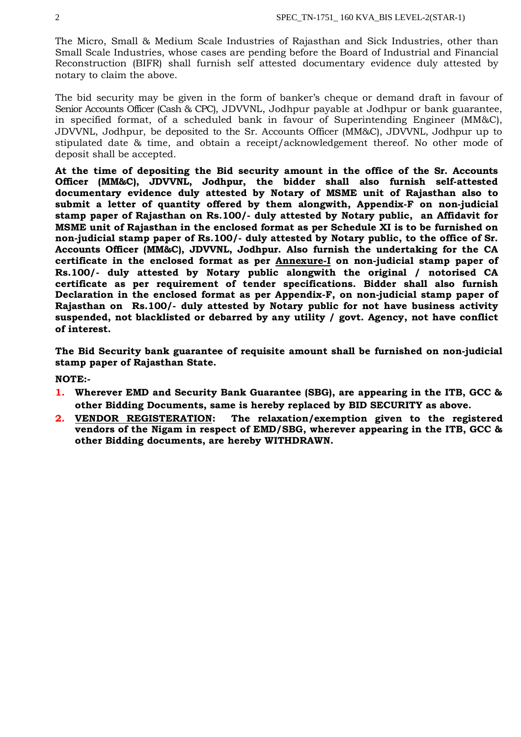The Micro, Small & Medium Scale Industries of Rajasthan and Sick Industries, other than Small Scale Industries, whose cases are pending before the Board of Industrial and Financial Reconstruction (BIFR) shall furnish self attested documentary evidence duly attested by notary to claim the above.

The bid security may be given in the form of banker's cheque or demand draft in favour of Senior Accounts Officer (Cash & CPC), JDVVNL, Jodhpur payable at Jodhpur or bank guarantee, in specified format, of a scheduled bank in favour of Superintending Engineer (MM&C), JDVVNL, Jodhpur, be deposited to the Sr. Accounts Officer (MM&C), JDVVNL, Jodhpur up to stipulated date & time, and obtain a receipt/acknowledgement thereof. No other mode of deposit shall be accepted.

**At the time of depositing the Bid security amount in the office of the Sr. Accounts Officer (MM&C), JDVVNL, Jodhpur, the bidder shall also furnish self-attested documentary evidence duly attested by Notary of MSME unit of Rajasthan also to submit a letter of quantity offered by them alongwith, Appendix-F on non-judicial stamp paper of Rajasthan on Rs.100/- duly attested by Notary public, an Affidavit for MSME unit of Rajasthan in the enclosed format as per Schedule XI is to be furnished on non-judicial stamp paper of Rs.100/- duly attested by Notary public, to the office of Sr. Accounts Officer (MM&C), JDVVNL, Jodhpur. Also furnish the undertaking for the CA certificate in the enclosed format as per <u>Annexure-I</u> on non-judicial stamp paper of Rs.100/- duly attested by Notary public alongwith the original / notorised CA certificate as per requirement of tender specifications. Bidder shall also furnish Declaration in the enclosed format as per Appendix-F, on non-judicial stamp paper of Rajasthan on Rs.100/- duly attested by Notary public for not have business activity suspended, not blacklisted or debarred by any utility / govt. Agency, not have conflict of interest.**

**The Bid Security bank guarantee of requisite amount shall be furnished on non-judicial stamp paper of Rajasthan State.**

**NOTE:-**

1. **Wherever EMD and Security Bank Guarantee (SBG), are appearing in the ITB, GCC & other Bidding Documents, same is hereby replaced by BID SECURITY as above.**
2. **<u>VENDOR REGISTERATION</u>: The relaxation/exemption given to the registered vendors of the Nigam in respect of EMD/SBG, wherever appearing in the ITB, GCC & other Bidding documents, are hereby WITHDRAWN.**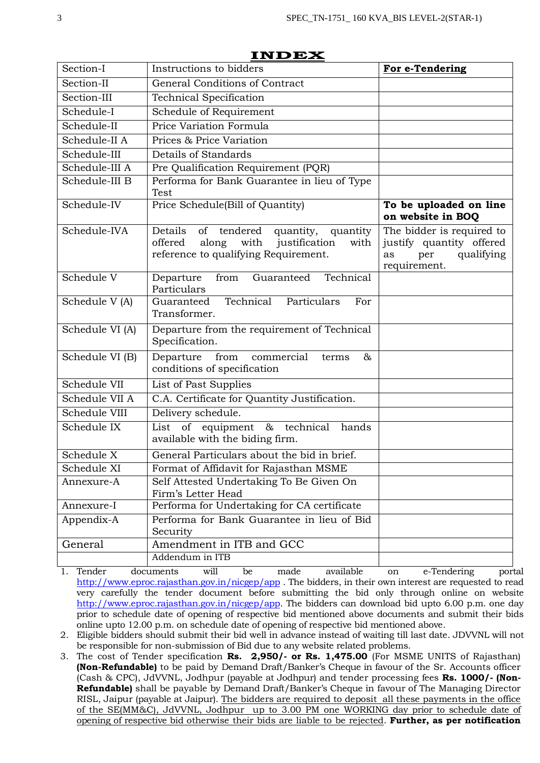# INDEX

| Section-I | Instructions to bidders | **For e-Tendering** |
|---|---|---|
| Section-II | General Conditions of Contract | |
| Section-III | Technical Specification | |
| Schedule-I | Schedule of Requirement | |
| Schedule-II | Price Variation Formula | |
| Schedule-II A | Prices & Price Variation | |
| Schedule-III | Details of Standards | |
| Schedule-III A | Pre Qualification Requirement (PQR) | |
| Schedule-III B | Performa for Bank Guarantee in lieu of Type Test | |
| Schedule-IV | Price Schedule(Bill of Quantity) | **To be uploaded on line on website in BOQ** |
| Schedule-IVA | Details of tendered quantity, quantity offered along with justification with reference to qualifying Requirement. | The bidder is required to justify quantity offered as per qualifying requirement. |
| Schedule V | Departure from Guaranteed Technical Particulars | |
| Schedule V (A) | Guaranteed Technical Particulars For Transformer. | |
| Schedule VI (A) | Departure from the requirement of Technical Specification. | |
| Schedule VI (B) | Departure from commercial terms & conditions of specification | |
| Schedule VII | List of Past Supplies | |
| Schedule VII A | C.A. Certificate for Quantity Justification. | |
| Schedule VIII | Delivery schedule. | |
| Schedule IX | List of equipment & technical hands available with the biding firm. | |
| Schedule X | General Particulars about the bid in brief. | |
| Schedule XI | Format of Affidavit for Rajasthan MSME | |
| Annexure-A | Self Attested Undertaking To Be Given On Firm's Letter Head | |
| Annexure-I | Performa for Undertaking for CA certificate | |
| Appendix-A | Performa for Bank Guarantee in lieu of Bid Security | |
| General | Amendment in ITB and GCC | |
| | Addendum in ITB | |

1. Tender documents will be made available on e-Tendering portal http://www.eproc.rajasthan.gov.in/nicgep/app . The bidders, in their own interest are requested to read very carefully the tender document before submitting the bid only through online on website http://www.eproc.rajasthan.gov.in/nicgep/app. The bidders can download bid upto 6.00 p.m. one day prior to schedule date of opening of respective bid mentioned above documents and submit their bids online upto 12.00 p.m. on schedule date of opening of respective bid mentioned above.
2. Eligible bidders should submit their bid well in advance instead of waiting till last date. JDVVNL will not be responsible for non-submission of Bid due to any website related problems.
3. The cost of Tender specification **Rs. 2,950/- or Rs. 1,475.00** (For MSME UNITS of Rajasthan) **(Non-Refundable)** to be paid by Demand Draft/Banker's Cheque in favour of the Sr. Accounts officer (Cash & CPC), JdVVNL, Jodhpur (payable at Jodhpur) and tender processing fees **Rs. 1000/- (Non-Refundable)** shall be payable by Demand Draft/Banker's Cheque in favour of The Managing Director RISL, Jaipur (payable at Jaipur). The bidders are required to deposit all these payments in the office of the SE(MM&C), JdVVNL, Jodhpur up to 3.00 PM one WORKING day prior to schedule date of opening of respective bid otherwise their bids are liable to be rejected. **Further, as per notification**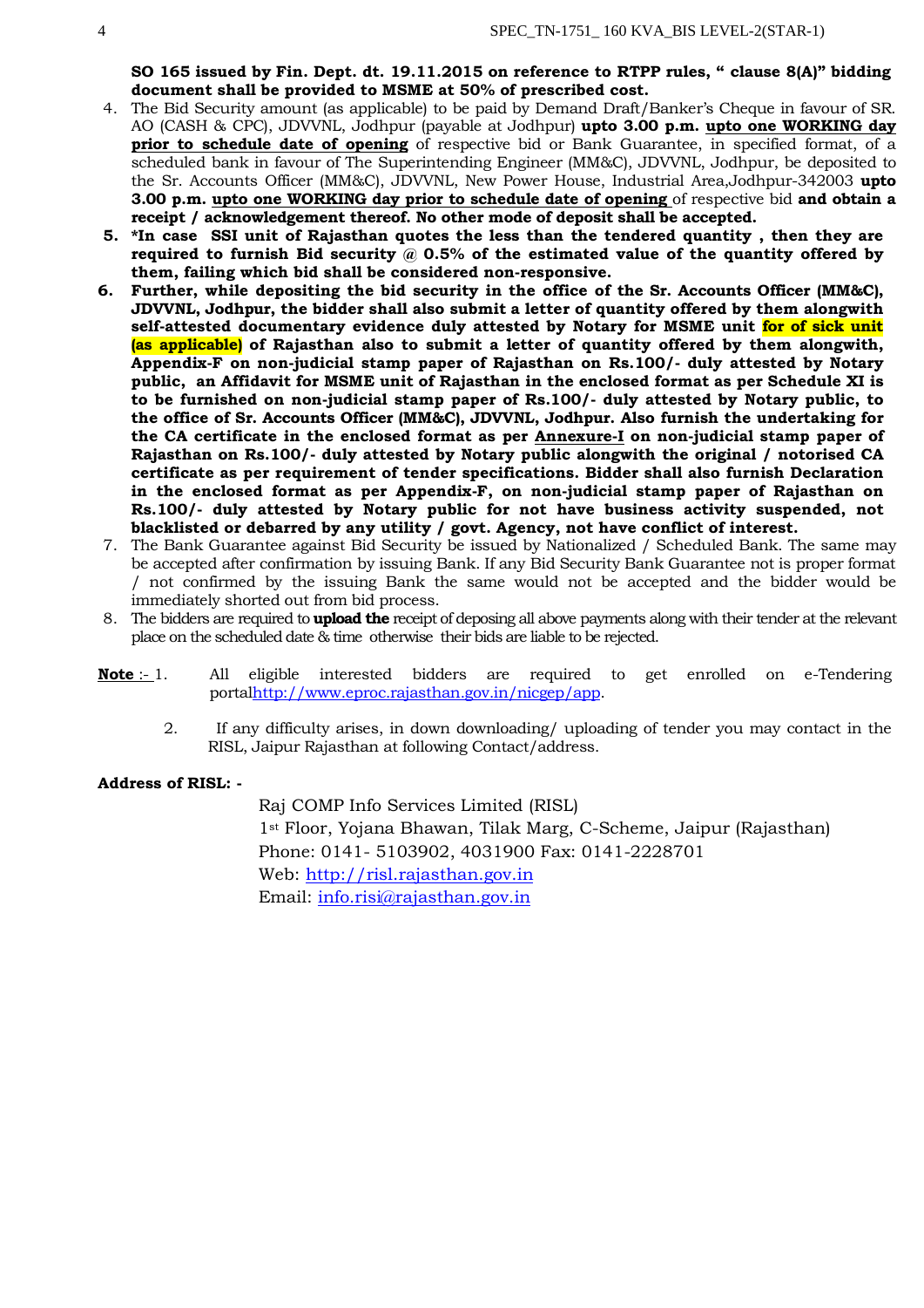**SO 165 issued by Fin. Dept. dt. 19.11.2015 on reference to RTPP rules, " clause 8(A)" bidding document shall be provided to MSME at 50% of prescribed cost.**

4. The Bid Security amount (as applicable) to be paid by Demand Draft/Banker's Cheque in favour of SR. AO (CASH & CPC), JDVVNL, Jodhpur (payable at Jodhpur) **upto 3.00 p.m. <u>upto one WORKING day prior to schedule date of opening</u>** of respective bid or Bank Guarantee, in specified format, of a scheduled bank in favour of The Superintending Engineer (MM&C), JDVVNL, Jodhpur, be deposited to the Sr. Accounts Officer (MM&C), JDVVNL, New Power House, Industrial Area,Jodhpur-342003 **upto 3.00 p.m. <u>upto one WORKING day prior to schedule date of opening</u>** of respective bid **and obtain a receipt / acknowledgement thereof. No other mode of deposit shall be accepted.**
5. **\*In case SSI unit of Rajasthan quotes the less than the tendered quantity , then they are required to furnish Bid security @ 0.5% of the estimated value of the quantity offered by them, failing which bid shall be considered non-responsive.**
6. **Further, while depositing the bid security in the office of the Sr. Accounts Officer (MM&C), JDVVNL, Jodhpur, the bidder shall also submit a letter of quantity offered by them alongwith self-attested documentary evidence duly attested by Notary for MSME unit for of sick unit (as applicable) of Rajasthan also to submit a letter of quantity offered by them alongwith, Appendix-F on non-judicial stamp paper of Rajasthan on Rs.100/- duly attested by Notary public, an Affidavit for MSME unit of Rajasthan in the enclosed format as per Schedule XI is to be furnished on non-judicial stamp paper of Rs.100/- duly attested by Notary public, to the office of Sr. Accounts Officer (MM&C), JDVVNL, Jodhpur. Also furnish the undertaking for the CA certificate in the enclosed format as per <u>Annexure-I</u> on non-judicial stamp paper of Rajasthan on Rs.100/- duly attested by Notary public alongwith the original / notorised CA certificate as per requirement of tender specifications. Bidder shall also furnish Declaration in the enclosed format as per Appendix-F, on non-judicial stamp paper of Rajasthan on Rs.100/- duly attested by Notary public for not have business activity suspended, not blacklisted or debarred by any utility / govt. Agency, not have conflict of interest.**
7. The Bank Guarantee against Bid Security be issued by Nationalized / Scheduled Bank. The same may be accepted after confirmation by issuing Bank. If any Bid Security Bank Guarantee not is proper format / not confirmed by the issuing Bank the same would not be accepted and the bidder would be immediately shorted out from bid process.
8. The bidders are required to **upload the** receipt of deposing all above payments along with their tender at the relevant place on the scheduled date & time otherwise their bids are liable to be rejected.

**<u>Note</u>** :- 1. All eligible interested bidders are required to get enrolled on e-Tendering portal http://www.eproc.rajasthan.gov.in/nicgep/app.

2. If any difficulty arises, in down downloading/ uploading of tender you may contact in the RISL, Jaipur Rajasthan at following Contact/address.

**Address of RISL: -**

Raj COMP Info Services Limited (RISL)
1st Floor, Yojana Bhawan, Tilak Marg, C-Scheme, Jaipur (Rajasthan)
Phone: 0141- 5103902, 4031900 Fax: 0141-2228701
Web: http://risl.rajasthan.gov.in
Email: info.risi@rajasthan.gov.in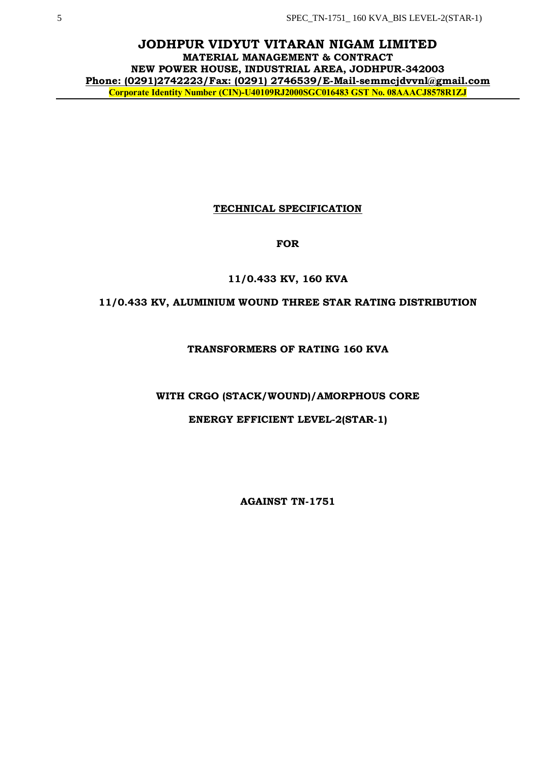# JODHPUR VIDYUT VITARAN NIGAM LIMITED

**MATERIAL MANAGEMENT & CONTRACT**

**NEW POWER HOUSE, INDUSTRIAL AREA, JODHPUR-342003**

**Phone: (0291)2742223/Fax: (0291) 2746539/E-Mail-semmcjdvvnl@gmail.com**

**Corporate Identity Number (CIN)-U40109RJ2000SGC016483 GST No. 08AAACJ8578R1ZJ**

---

**TECHNICAL SPECIFICATION**

**FOR**

**11/0.433 KV, 160 KVA**

**11/0.433 KV, ALUMINIUM WOUND THREE STAR RATING DISTRIBUTION**

**TRANSFORMERS OF RATING 160 KVA**

**WITH CRGO (STACK/WOUND)/AMORPHOUS CORE**

**ENERGY EFFICIENT LEVEL-2(STAR-1)**

**AGAINST TN-1751**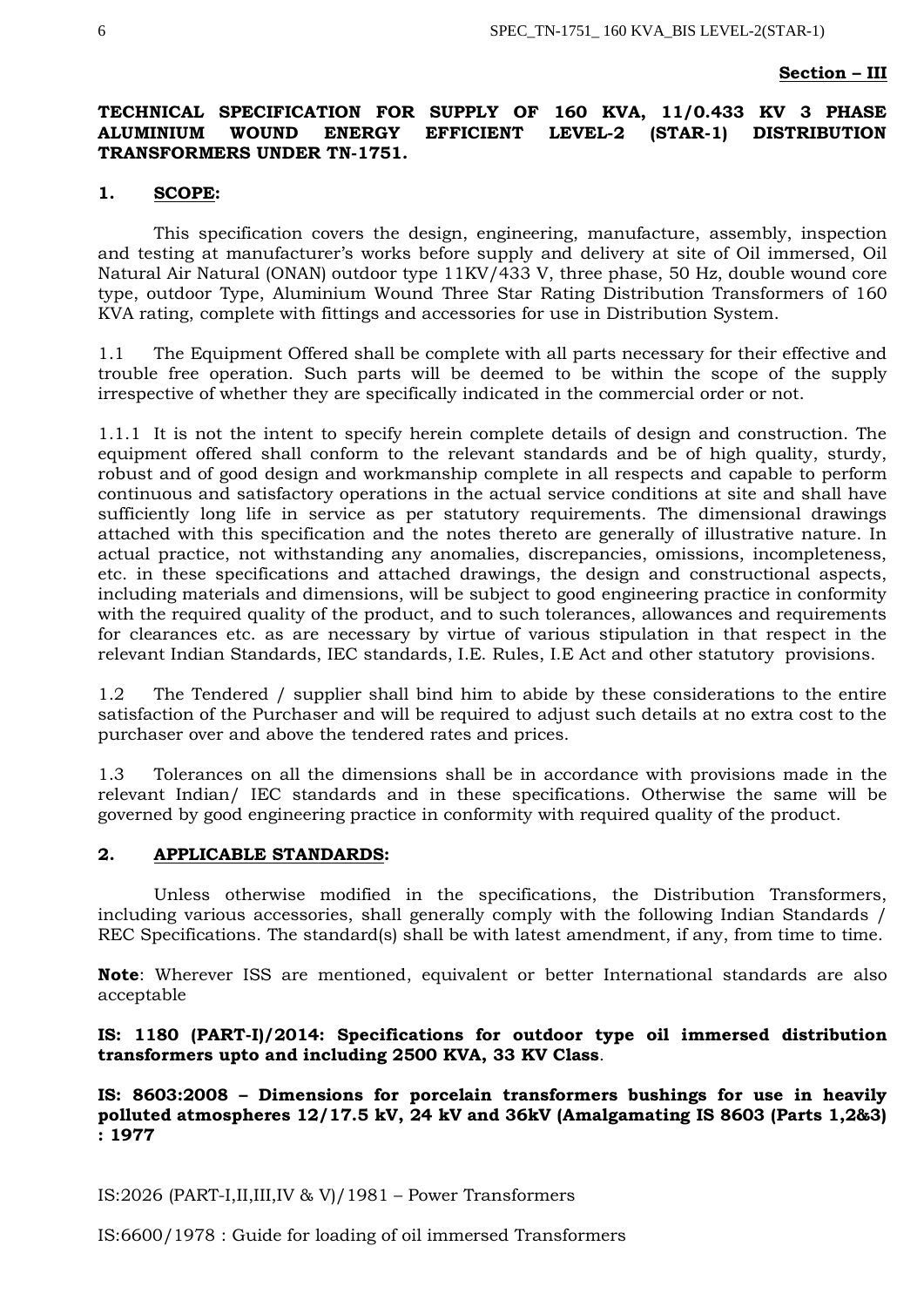**Section – III**

# TECHNICAL SPECIFICATION FOR SUPPLY OF 160 KVA, 11/0.433 KV 3 PHASE ALUMINIUM WOUND ENERGY EFFICIENT LEVEL-2 (STAR-1) DISTRIBUTION TRANSFORMERS UNDER TN-1751.

## 1. SCOPE:

This specification covers the design, engineering, manufacture, assembly, inspection and testing at manufacturer's works before supply and delivery at site of Oil immersed, Oil Natural Air Natural (ONAN) outdoor type 11KV/433 V, three phase, 50 Hz, double wound core type, outdoor Type, Aluminium Wound Three Star Rating Distribution Transformers of 160 KVA rating, complete with fittings and accessories for use in Distribution System.

1.1 The Equipment Offered shall be complete with all parts necessary for their effective and trouble free operation. Such parts will be deemed to be within the scope of the supply irrespective of whether they are specifically indicated in the commercial order or not.

1.1.1 It is not the intent to specify herein complete details of design and construction. The equipment offered shall conform to the relevant standards and be of high quality, sturdy, robust and of good design and workmanship complete in all respects and capable to perform continuous and satisfactory operations in the actual service conditions at site and shall have sufficiently long life in service as per statutory requirements. The dimensional drawings attached with this specification and the notes thereto are generally of illustrative nature. In actual practice, not withstanding any anomalies, discrepancies, omissions, incompleteness, etc. in these specifications and attached drawings, the design and constructional aspects, including materials and dimensions, will be subject to good engineering practice in conformity with the required quality of the product, and to such tolerances, allowances and requirements for clearances etc. as are necessary by virtue of various stipulation in that respect in the relevant Indian Standards, IEC standards, I.E. Rules, I.E Act and other statutory provisions.

1.2 The Tendered / supplier shall bind him to abide by these considerations to the entire satisfaction of the Purchaser and will be required to adjust such details at no extra cost to the purchaser over and above the tendered rates and prices.

1.3 Tolerances on all the dimensions shall be in accordance with provisions made in the relevant Indian/ IEC standards and in these specifications. Otherwise the same will be governed by good engineering practice in conformity with required quality of the product.

## 2. APPLICABLE STANDARDS:

Unless otherwise modified in the specifications, the Distribution Transformers, including various accessories, shall generally comply with the following Indian Standards / REC Specifications. The standard(s) shall be with latest amendment, if any, from time to time.

**Note**: Wherever ISS are mentioned, equivalent or better International standards are also acceptable

**IS: 1180 (PART-I)/2014: Specifications for outdoor type oil immersed distribution transformers upto and including 2500 KVA, 33 KV Class**.

**IS: 8603:2008 – Dimensions for porcelain transformers bushings for use in heavily polluted atmospheres 12/17.5 kV, 24 kV and 36kV (Amalgamating IS 8603 (Parts 1,2&3) : 1977**

IS:2026 (PART-I,II,III,IV & V)/1981 – Power Transformers

IS:6600/1978 : Guide for loading of oil immersed Transformers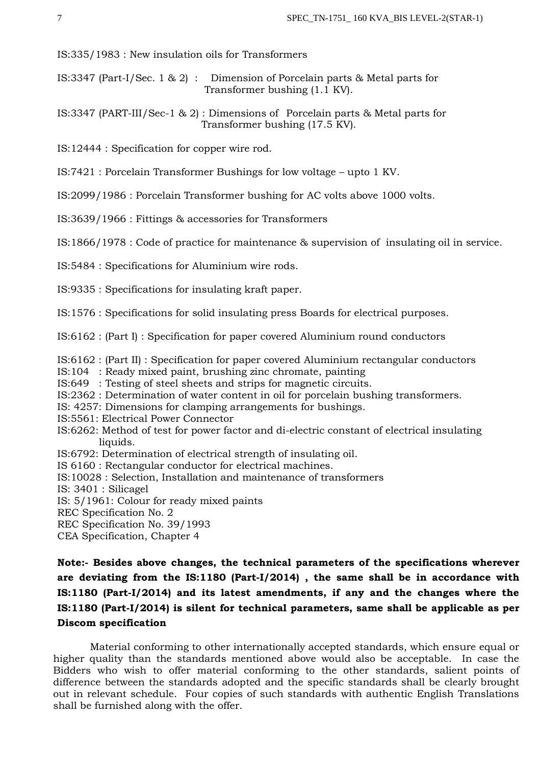IS:335/1983 : New insulation oils for Transformers

IS:3347 (Part-I/Sec. 1 & 2) : Dimension of Porcelain parts & Metal parts for Transformer bushing (1.1 KV).

IS:3347 (PART-III/Sec-1 & 2) : Dimensions of Porcelain parts & Metal parts for Transformer bushing (17.5 KV).

IS:12444 : Specification for copper wire rod.

IS:7421 : Porcelain Transformer Bushings for low voltage – upto 1 KV.

IS:2099/1986 : Porcelain Transformer bushing for AC volts above 1000 volts.

IS:3639/1966 : Fittings & accessories for Transformers

IS:1866/1978 : Code of practice for maintenance & supervision of insulating oil in service.

IS:5484 : Specifications for Aluminium wire rods.

IS:9335 : Specifications for insulating kraft paper.

IS:1576 : Specifications for solid insulating press Boards for electrical purposes.

IS:6162 : (Part I) : Specification for paper covered Aluminium round conductors

IS:6162 : (Part II) : Specification for paper covered Aluminium rectangular conductors
IS:104 : Ready mixed paint, brushing zinc chromate, painting
IS:649 : Testing of steel sheets and strips for magnetic circuits.
IS:2362 : Determination of water content in oil for porcelain bushing transformers.
IS: 4257: Dimensions for clamping arrangements for bushings.
IS:5561: Electrical Power Connector
IS:6262: Method of test for power factor and di-electric constant of electrical insulating liquids.
IS:6792: Determination of electrical strength of insulating oil.
IS 6160 : Rectangular conductor for electrical machines.
IS:10028 : Selection, Installation and maintenance of transformers
IS: 3401 : Silicagel
IS: 5/1961: Colour for ready mixed paints
REC Specification No. 2
REC Specification No. 39/1993
CEA Specification, Chapter 4

**Note:- Besides above changes, the technical parameters of the specifications wherever are deviating from the IS:1180 (Part-I/2014) , the same shall be in accordance with IS:1180 (Part-I/2014) and its latest amendments, if any and the changes where the IS:1180 (Part-I/2014) is silent for technical parameters, same shall be applicable as per Discom specification**

Material conforming to other internationally accepted standards, which ensure equal or higher quality than the standards mentioned above would also be acceptable. In case the Bidders who wish to offer material conforming to the other standards, salient points of difference between the standards adopted and the specific standards shall be clearly brought out in relevant schedule. Four copies of such standards with authentic English Translations shall be furnished along with the offer.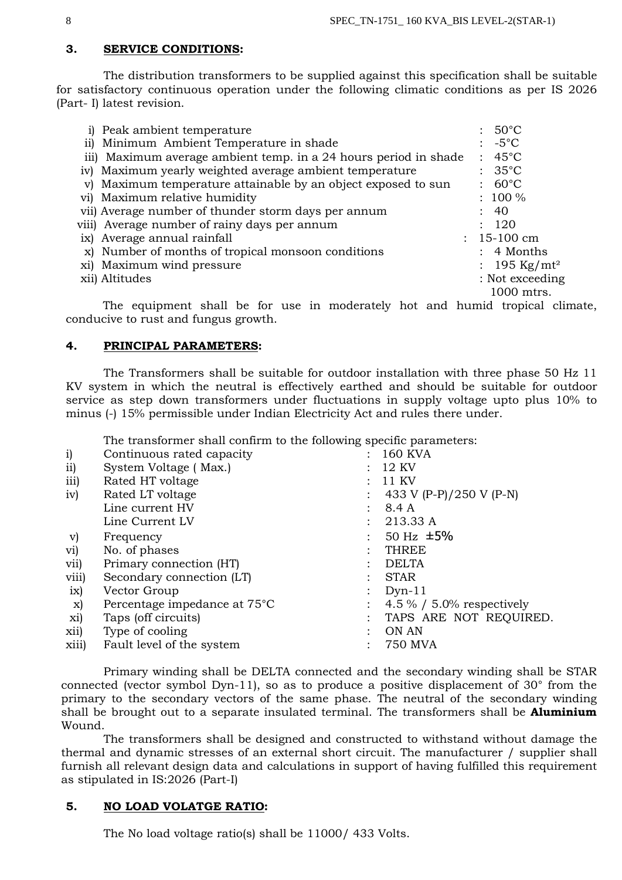## 3. SERVICE CONDITIONS:

The distribution transformers to be supplied against this specification shall be suitable for satisfactory continuous operation under the following climatic conditions as per IS 2026 (Part- I) latest revision.

| | | |
|---|---|---|
| i) | Peak ambient temperature | : 50°C |
| ii) | Minimum Ambient Temperature in shade | : -5°C |
| iii) | Maximum average ambient temp. in a 24 hours period in shade | : 45°C |
| iv) | Maximum yearly weighted average ambient temperature | : 35°C |
| v) | Maximum temperature attainable by an object exposed to sun | : 60°C |
| vi) | Maximum relative humidity | : 100 % |
| vii) | Average number of thunder storm days per annum | : 40 |
| viii) | Average number of rainy days per annum | : 120 |
| ix) | Average annual rainfall | : 15-100 cm |
| x) | Number of months of tropical monsoon conditions | : 4 Months |
| xi) | Maximum wind pressure | : 195 $Kg/mt^2$ |
| xii) | Altitudes | : Not exceeding 1000 mtrs. |

The equipment shall be for use in moderately hot and humid tropical climate, conducive to rust and fungus growth.

## 4. PRINCIPAL PARAMETERS:

The Transformers shall be suitable for outdoor installation with three phase 50 Hz 11 KV system in which the neutral is effectively earthed and should be suitable for outdoor service as step down transformers under fluctuations in supply voltage upto plus 10% to minus (-) 15% permissible under Indian Electricity Act and rules there under.

The transformer shall confirm to the following specific parameters:

| | | |
|---|---|---|
| i) | Continuous rated capacity | : 160 KVA |
| ii) | System Voltage ( Max.) | : 12 KV |
| iii) | Rated HT voltage | : 11 KV |
| iv) | Rated LT voltage | : 433 V (P-P)/250 V (P-N) |
| | Line current HV | : 8.4 A |
| | Line Current LV | : 213.33 A |
| v) | Frequency | : 50 Hz ±5% |
| vi) | No. of phases | : THREE |
| vii) | Primary connection (HT) | : DELTA |
| viii) | Secondary connection (LT) | : STAR |
| ix) | Vector Group | : Dyn-11 |
| x) | Percentage impedance at 75°C | : 4.5 % / 5.0% respectively |
| xi) | Taps (off circuits) | : TAPS ARE NOT REQUIRED. |
| xii) | Type of cooling | : ON AN |
| xiii) | Fault level of the system | : 750 MVA |

Primary winding shall be DELTA connected and the secondary winding shall be STAR connected (vector symbol Dyn-11), so as to produce a positive displacement of 30° from the primary to the secondary vectors of the same phase. The neutral of the secondary winding shall be brought out to a separate insulated terminal. The transformers shall be **Aluminium** Wound.

The transformers shall be designed and constructed to withstand without damage the thermal and dynamic stresses of an external short circuit. The manufacturer / supplier shall furnish all relevant design data and calculations in support of having fulfilled this requirement as stipulated in IS:2026 (Part-I)

## 5. NO LOAD VOLATGE RATIO:

The No load voltage ratio(s) shall be 11000/ 433 Volts.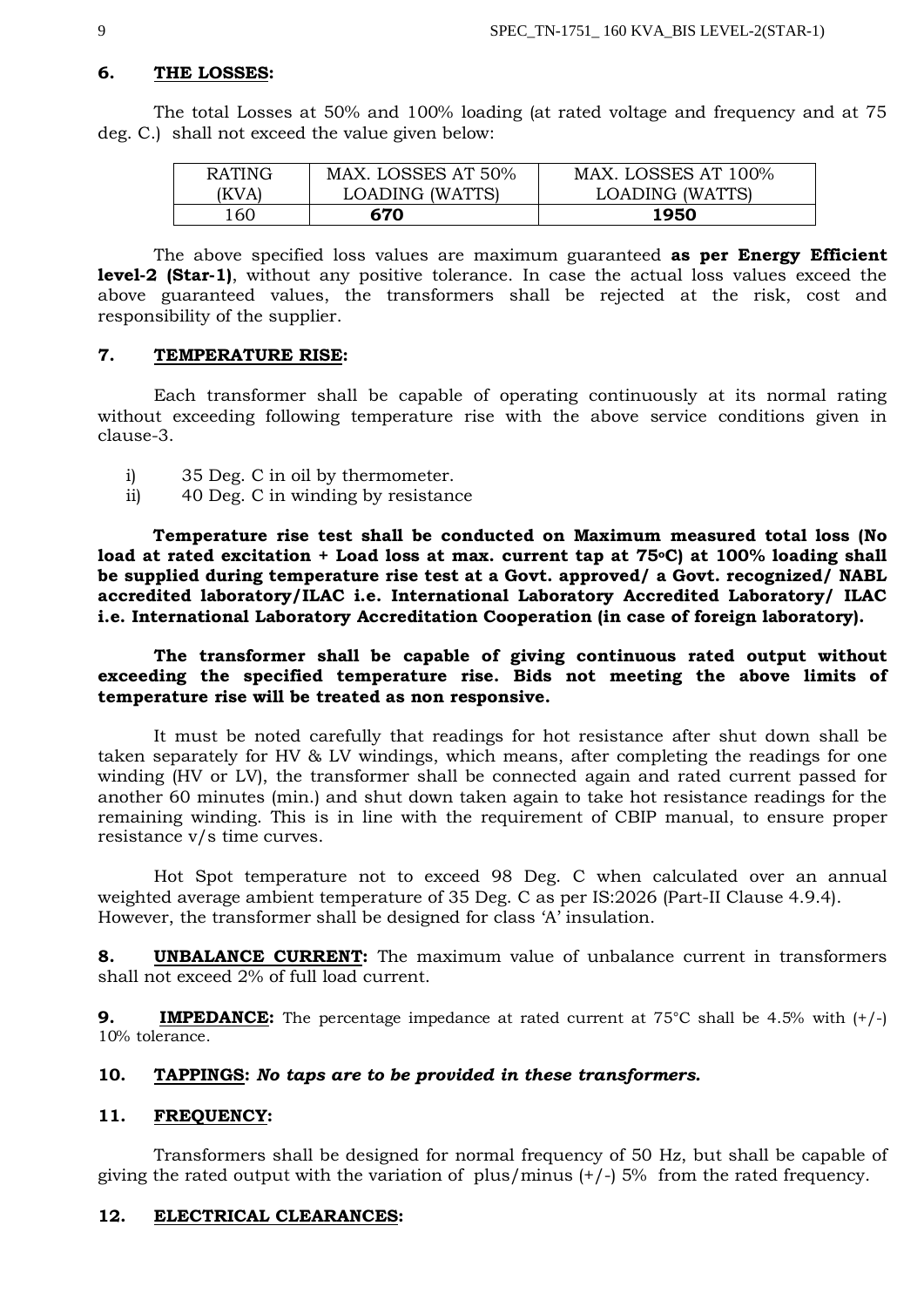## 6. THE LOSSES:

The total Losses at 50% and 100% loading (at rated voltage and frequency and at 75 deg. C.) shall not exceed the value given below:

| RATING (KVA) | MAX. LOSSES AT 50% LOADING (WATTS) | MAX. LOSSES AT 100% LOADING (WATTS) |
|---|---|---|
| 160 | **670** | **1950** |

The above specified loss values are maximum guaranteed **as per Energy Efficient level-2 (Star-1)**, without any positive tolerance. In case the actual loss values exceed the above guaranteed values, the transformers shall be rejected at the risk, cost and responsibility of the supplier.

## 7. TEMPERATURE RISE:

Each transformer shall be capable of operating continuously at its normal rating without exceeding following temperature rise with the above service conditions given in clause-3.

i) 35 Deg. C in oil by thermometer.
ii) 40 Deg. C in winding by resistance

**Temperature rise test shall be conducted on Maximum measured total loss (No load at rated excitation + Load loss at max. current tap at 75°C) at 100% loading shall be supplied during temperature rise test at a Govt. approved/ a Govt. recognized/ NABL accredited laboratory/ILAC i.e. International Laboratory Accredited Laboratory/ ILAC i.e. International Laboratory Accreditation Cooperation (in case of foreign laboratory).**

**The transformer shall be capable of giving continuous rated output without exceeding the specified temperature rise. Bids not meeting the above limits of temperature rise will be treated as non responsive.**

It must be noted carefully that readings for hot resistance after shut down shall be taken separately for HV & LV windings, which means, after completing the readings for one winding (HV or LV), the transformer shall be connected again and rated current passed for another 60 minutes (min.) and shut down taken again to take hot resistance readings for the remaining winding. This is in line with the requirement of CBIP manual, to ensure proper resistance v/s time curves.

Hot Spot temperature not to exceed 98 Deg. C when calculated over an annual weighted average ambient temperature of 35 Deg. C as per IS:2026 (Part-II Clause 4.9.4). However, the transformer shall be designed for class 'A' insulation.

**8. UNBALANCE CURRENT:** The maximum value of unbalance current in transformers shall not exceed 2% of full load current.

**9. IMPEDANCE:** The percentage impedance at rated current at 75°C shall be 4.5% with (+/-) 10% tolerance.

## 10. TAPPINGS: *No taps are to be provided in these transformers.*

## 11. FREQUENCY:

Transformers shall be designed for normal frequency of 50 Hz, but shall be capable of giving the rated output with the variation of plus/minus (+/-) 5% from the rated frequency.

## 12. ELECTRICAL CLEARANCES: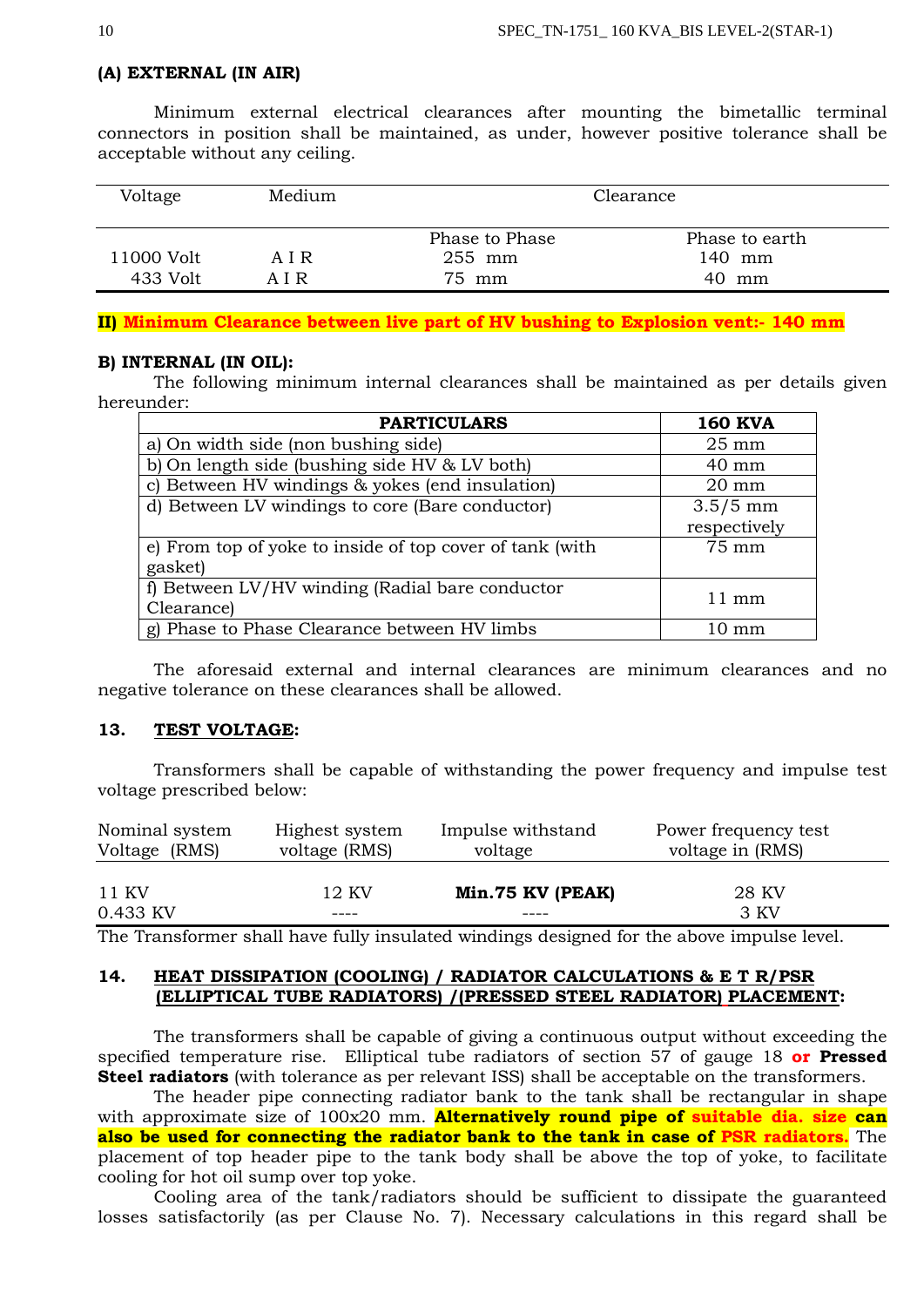**(A) EXTERNAL (IN AIR)**

Minimum external electrical clearances after mounting the bimetallic terminal connectors in position shall be maintained, as under, however positive tolerance shall be acceptable without any ceiling.

| Voltage | Medium | Clearance | |
|---|---|---|---|
| | | Phase to Phase | Phase to earth |
| 11000 Volt | A I R | 255 mm | 140 mm |
| 433 Volt | A I R | 75 mm | 40 mm |

**II) Minimum Clearance between live part of HV bushing to Explosion vent:- 140 mm**

**B) INTERNAL (IN OIL):**

The following minimum internal clearances shall be maintained as per details given hereunder:

| PARTICULARS | 160 KVA |
|---|---|
| a) On width side (non bushing side) | 25 mm |
| b) On length side (bushing side HV & LV both) | 40 mm |
| c) Between HV windings & yokes (end insulation) | 20 mm |
| d) Between LV windings to core (Bare conductor) | 3.5/5 mm respectively |
| e) From top of yoke to inside of top cover of tank (with gasket) | 75 mm |
| f) Between LV/HV winding (Radial bare conductor Clearance) | 11 mm |
| g) Phase to Phase Clearance between HV limbs | 10 mm |

The aforesaid external and internal clearances are minimum clearances and no negative tolerance on these clearances shall be allowed.

## 13. TEST VOLTAGE:

Transformers shall be capable of withstanding the power frequency and impulse test voltage prescribed below:

| Nominal system Voltage (RMS) | Highest system voltage (RMS) | Impulse withstand voltage | Power frequency test voltage in (RMS) |
|---|---|---|---|
| 11 KV | 12 KV | **Min.75 KV (PEAK)** | 28 KV |
| 0.433 KV | ---- | ---- | 3 KV |

The Transformer shall have fully insulated windings designed for the above impulse level.

## 14. HEAT DISSIPATION (COOLING) / RADIATOR CALCULATIONS & E T R/PSR (ELLIPTICAL TUBE RADIATORS) /(PRESSED STEEL RADIATOR) PLACEMENT:

The transformers shall be capable of giving a continuous output without exceeding the specified temperature rise. Elliptical tube radiators of section 57 of gauge 18 **or Pressed Steel radiators** (with tolerance as per relevant ISS) shall be acceptable on the transformers.

The header pipe connecting radiator bank to the tank shall be rectangular in shape with approximate size of 100x20 mm. **Alternatively round pipe of suitable dia. size can also be used for connecting the radiator bank to the tank in case of PSR radiators.** The placement of top header pipe to the tank body shall be above the top of yoke, to facilitate cooling for hot oil sump over top yoke.

Cooling area of the tank/radiators should be sufficient to dissipate the guaranteed losses satisfactorily (as per Clause No. 7). Necessary calculations in this regard shall be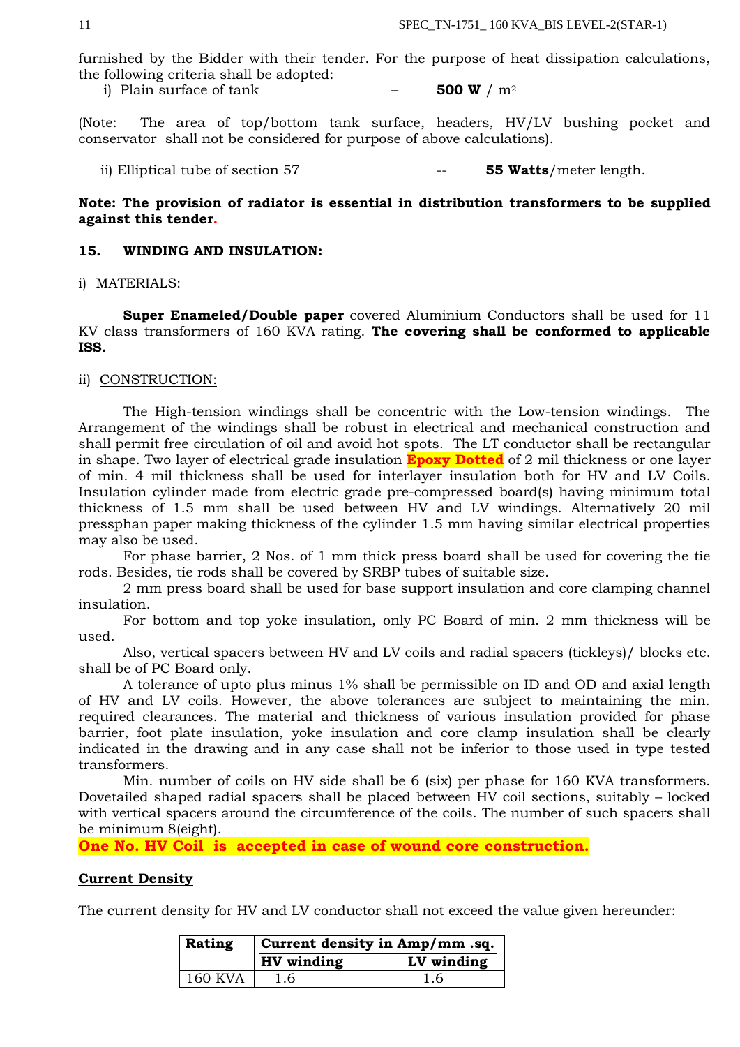furnished by the Bidder with their tender. For the purpose of heat dissipation calculations, the following criteria shall be adopted:

i) Plain surface of tank – **500 W** / m$^2$

(Note: The area of top/bottom tank surface, headers, HV/LV bushing pocket and conservator shall not be considered for purpose of above calculations).

ii) Elliptical tube of section 57 -- **55 Watts**/meter length.

**Note: The provision of radiator is essential in distribution transformers to be supplied against this tender.**

## 15. WINDING AND INSULATION:

i) MATERIALS:

**Super Enameled/Double paper** covered Aluminium Conductors shall be used for 11 KV class transformers of 160 KVA rating. **The covering shall be conformed to applicable ISS.**

ii) CONSTRUCTION:

The High-tension windings shall be concentric with the Low-tension windings. The Arrangement of the windings shall be robust in electrical and mechanical construction and shall permit free circulation of oil and avoid hot spots. The LT conductor shall be rectangular in shape. Two layer of electrical grade insulation **Epoxy Dotted** of 2 mil thickness or one layer of min. 4 mil thickness shall be used for interlayer insulation both for HV and LV Coils. Insulation cylinder made from electric grade pre-compressed board(s) having minimum total thickness of 1.5 mm shall be used between HV and LV windings. Alternatively 20 mil pressphan paper making thickness of the cylinder 1.5 mm having similar electrical properties may also be used.

For phase barrier, 2 Nos. of 1 mm thick press board shall be used for covering the tie rods. Besides, tie rods shall be covered by SRBP tubes of suitable size.

2 mm press board shall be used for base support insulation and core clamping channel insulation.

For bottom and top yoke insulation, only PC Board of min. 2 mm thickness will be used.

Also, vertical spacers between HV and LV coils and radial spacers (tickleys)/ blocks etc. shall be of PC Board only.

A tolerance of upto plus minus 1% shall be permissible on ID and OD and axial length of HV and LV coils. However, the above tolerances are subject to maintaining the min. required clearances. The material and thickness of various insulation provided for phase barrier, foot plate insulation, yoke insulation and core clamp insulation shall be clearly indicated in the drawing and in any case shall not be inferior to those used in type tested transformers.

Min. number of coils on HV side shall be 6 (six) per phase for 160 KVA transformers. Dovetailed shaped radial spacers shall be placed between HV coil sections, suitably – locked with vertical spacers around the circumference of the coils. The number of such spacers shall be minimum 8(eight).

**One No. HV Coil is accepted in case of wound core construction.**

**Current Density**

The current density for HV and LV conductor shall not exceed the value given hereunder:

| Rating | Current density in Amp/mm .sq. | |
|---|---|---|
| | HV winding | LV winding |
| 160 KVA | 1.6 | 1.6 |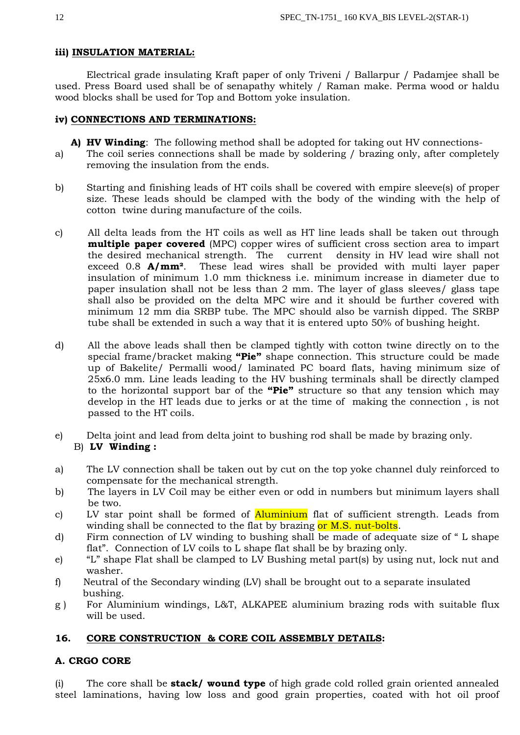**iii) INSULATION MATERIAL:**

Electrical grade insulating Kraft paper of only Triveni / Ballarpur / Padamjee shall be used. Press Board used shall be of senapathy whitely / Raman make. Perma wood or haldu wood blocks shall be used for Top and Bottom yoke insulation.

**iv) CONNECTIONS AND TERMINATIONS:**

**A) HV Winding**: The following method shall be adopted for taking out HV connections-

a) The coil series connections shall be made by soldering / brazing only, after completely removing the insulation from the ends.

b) Starting and finishing leads of HT coils shall be covered with empire sleeve(s) of proper size. These leads should be clamped with the body of the winding with the help of cotton twine during manufacture of the coils.

c) All delta leads from the HT coils as well as HT line leads shall be taken out through **multiple paper covered** (MPC) copper wires of sufficient cross section area to impart the desired mechanical strength. The current density in HV lead wire shall not exceed 0.8 **A/mm²**. These lead wires shall be provided with multi layer paper insulation of minimum 1.0 mm thickness i.e. minimum increase in diameter due to paper insulation shall not be less than 2 mm. The layer of glass sleeves/ glass tape shall also be provided on the delta MPC wire and it should be further covered with minimum 12 mm dia SRBP tube. The MPC should also be varnish dipped. The SRBP tube shall be extended in such a way that it is entered upto 50% of bushing height.

d) All the above leads shall then be clamped tightly with cotton twine directly on to the special frame/bracket making **"Pie"** shape connection. This structure could be made up of Bakelite/ Permalli wood/ laminated PC board flats, having minimum size of 25x6.0 mm. Line leads leading to the HV bushing terminals shall be directly clamped to the horizontal support bar of the **"Pie"** structure so that any tension which may develop in the HT leads due to jerks or at the time of making the connection , is not passed to the HT coils.

e) Delta joint and lead from delta joint to bushing rod shall be made by brazing only.

**B) LV Winding :**

a) The LV connection shall be taken out by cut on the top yoke channel duly reinforced to compensate for the mechanical strength.

b) The layers in LV Coil may be either even or odd in numbers but minimum layers shall be two.

c) LV star point shall be formed of Aluminium flat of sufficient strength. Leads from winding shall be connected to the flat by brazing or M.S. nut-bolts.

d) Firm connection of LV winding to bushing shall be made of adequate size of " L shape flat". Connection of LV coils to L shape flat shall be by brazing only.

e) "L" shape Flat shall be clamped to LV Bushing metal part(s) by using nut, lock nut and washer.

f) Neutral of the Secondary winding (LV) shall be brought out to a separate insulated bushing.

g ) For Aluminium windings, L&T, ALKAPEE aluminium brazing rods with suitable flux will be used.

## 16. CORE CONSTRUCTION & CORE COIL ASSEMBLY DETAILS:

**A. CRGO CORE**

(i) The core shall be **stack/ wound type** of high grade cold rolled grain oriented annealed steel laminations, having low loss and good grain properties, coated with hot oil proof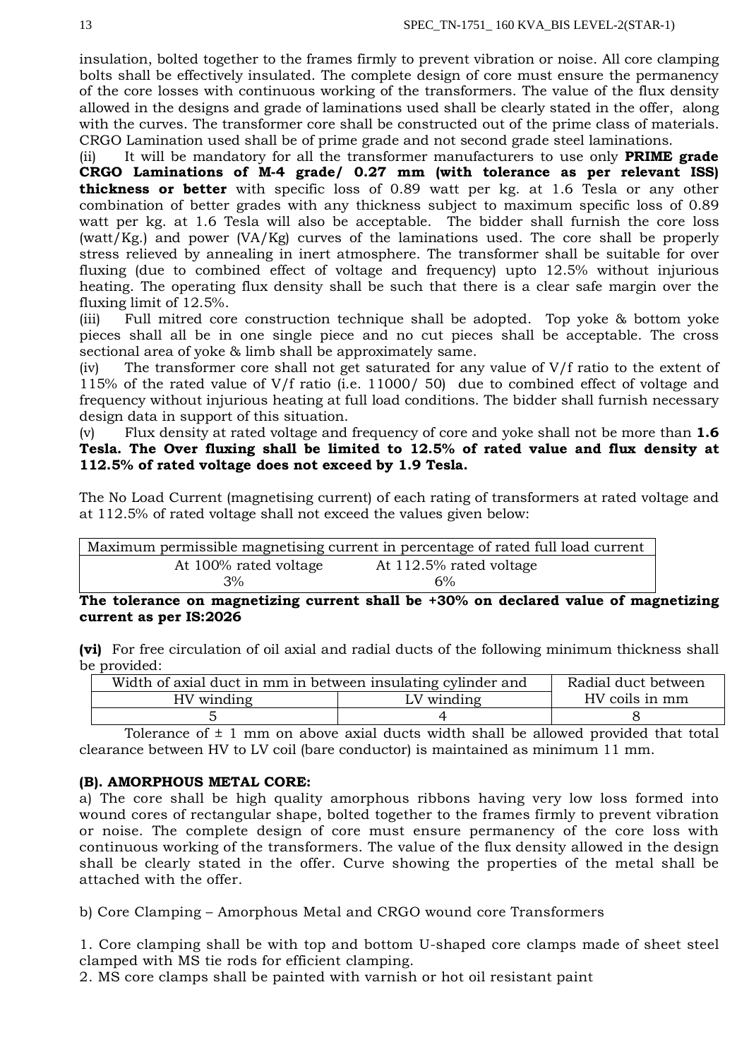insulation, bolted together to the frames firmly to prevent vibration or noise. All core clamping bolts shall be effectively insulated. The complete design of core must ensure the permanency of the core losses with continuous working of the transformers. The value of the flux density allowed in the designs and grade of laminations used shall be clearly stated in the offer, along with the curves. The transformer core shall be constructed out of the prime class of materials. CRGO Lamination used shall be of prime grade and not second grade steel laminations.

(ii) It will be mandatory for all the transformer manufacturers to use only **PRIME grade CRGO Laminations of M-4 grade/ 0.27 mm (with tolerance as per relevant ISS) thickness or better** with specific loss of 0.89 watt per kg. at 1.6 Tesla or any other combination of better grades with any thickness subject to maximum specific loss of 0.89 watt per kg. at 1.6 Tesla will also be acceptable. The bidder shall furnish the core loss (watt/Kg.) and power (VA/Kg) curves of the laminations used. The core shall be properly stress relieved by annealing in inert atmosphere. The transformer shall be suitable for over fluxing (due to combined effect of voltage and frequency) upto 12.5% without injurious heating. The operating flux density shall be such that there is a clear safe margin over the fluxing limit of 12.5%.

(iii) Full mitred core construction technique shall be adopted. Top yoke & bottom yoke pieces shall all be in one single piece and no cut pieces shall be acceptable. The cross sectional area of yoke & limb shall be approximately same.

(iv) The transformer core shall not get saturated for any value of V/f ratio to the extent of 115% of the rated value of V/f ratio (i.e. 11000/ 50) due to combined effect of voltage and frequency without injurious heating at full load conditions. The bidder shall furnish necessary design data in support of this situation.

(v) Flux density at rated voltage and frequency of core and yoke shall not be more than **1.6 Tesla. The Over fluxing shall be limited to 12.5% of rated value and flux density at 112.5% of rated voltage does not exceed by 1.9 Tesla.**

The No Load Current (magnetising current) of each rating of transformers at rated voltage and at 112.5% of rated voltage shall not exceed the values given below:

| Maximum permissible magnetising current in percentage of rated full load current | |
|---|---|
| At 100% rated voltage | At 112.5% rated voltage |
| 3% | 6% |

**The tolerance on magnetizing current shall be +30% on declared value of magnetizing current as per IS:2026**

**(vi)** For free circulation of oil axial and radial ducts of the following minimum thickness shall be provided:

| Width of axial duct in mm in between insulating cylinder and | | Radial duct between HV coils in mm |
|---|---|---|
| HV winding | LV winding | |
| 5 | 4 | 8 |

Tolerance of ± 1 mm on above axial ducts width shall be allowed provided that total clearance between HV to LV coil (bare conductor) is maintained as minimum 11 mm.

**(B). AMORPHOUS METAL CORE:**

a) The core shall be high quality amorphous ribbons having very low loss formed into wound cores of rectangular shape, bolted together to the frames firmly to prevent vibration or noise. The complete design of core must ensure permanency of the core loss with continuous working of the transformers. The value of the flux density allowed in the design shall be clearly stated in the offer. Curve showing the properties of the metal shall be attached with the offer.

b) Core Clamping – Amorphous Metal and CRGO wound core Transformers

1. Core clamping shall be with top and bottom U-shaped core clamps made of sheet steel clamped with MS tie rods for efficient clamping.
2. MS core clamps shall be painted with varnish or hot oil resistant paint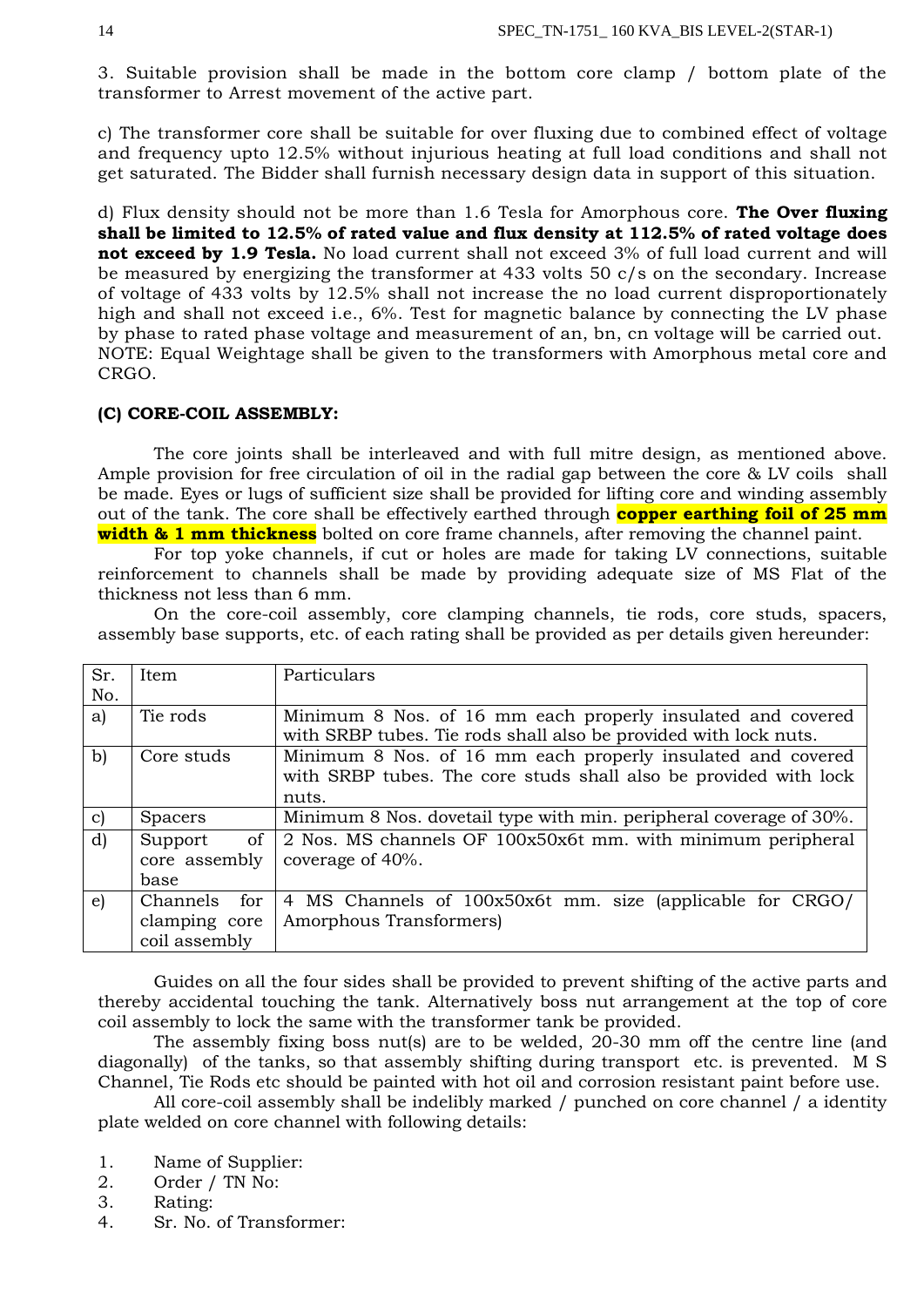3. Suitable provision shall be made in the bottom core clamp / bottom plate of the transformer to Arrest movement of the active part.

c) The transformer core shall be suitable for over fluxing due to combined effect of voltage and frequency upto 12.5% without injurious heating at full load conditions and shall not get saturated. The Bidder shall furnish necessary design data in support of this situation.

d) Flux density should not be more than 1.6 Tesla for Amorphous core. **The Over fluxing shall be limited to 12.5% of rated value and flux density at 112.5% of rated voltage does not exceed by 1.9 Tesla.** No load current shall not exceed 3% of full load current and will be measured by energizing the transformer at 433 volts 50 c/s on the secondary. Increase of voltage of 433 volts by 12.5% shall not increase the no load current disproportionately high and shall not exceed i.e., 6%. Test for magnetic balance by connecting the LV phase by phase to rated phase voltage and measurement of an, bn, cn voltage will be carried out.
NOTE: Equal Weightage shall be given to the transformers with Amorphous metal core and CRGO.

**(C) CORE-COIL ASSEMBLY:**

The core joints shall be interleaved and with full mitre design, as mentioned above. Ample provision for free circulation of oil in the radial gap between the core & LV coils shall be made. Eyes or lugs of sufficient size shall be provided for lifting core and winding assembly out of the tank. The core shall be effectively earthed through **copper earthing foil of 25 mm width & 1 mm thickness** bolted on core frame channels, after removing the channel paint.

For top yoke channels, if cut or holes are made for taking LV connections, suitable reinforcement to channels shall be made by providing adequate size of MS Flat of the thickness not less than 6 mm.

On the core-coil assembly, core clamping channels, tie rods, core studs, spacers, assembly base supports, etc. of each rating shall be provided as per details given hereunder:

| Sr. No. | Item | Particulars |
|---|---|---|
| a) | Tie rods | Minimum 8 Nos. of 16 mm each properly insulated and covered with SRBP tubes. Tie rods shall also be provided with lock nuts. |
| b) | Core studs | Minimum 8 Nos. of 16 mm each properly insulated and covered with SRBP tubes. The core studs shall also be provided with lock nuts. |
| c) | Spacers | Minimum 8 Nos. dovetail type with min. peripheral coverage of 30%. |
| d) | Support of core assembly base | 2 Nos. MS channels OF 100x50x6t mm. with minimum peripheral coverage of 40%. |
| e) | Channels for clamping core coil assembly | 4 MS Channels of 100x50x6t mm. size (applicable for CRGO/ Amorphous Transformers) |

Guides on all the four sides shall be provided to prevent shifting of the active parts and thereby accidental touching the tank. Alternatively boss nut arrangement at the top of core coil assembly to lock the same with the transformer tank be provided.

The assembly fixing boss nut(s) are to be welded, 20-30 mm off the centre line (and diagonally) of the tanks, so that assembly shifting during transport etc. is prevented. M S Channel, Tie Rods etc should be painted with hot oil and corrosion resistant paint before use.

All core-coil assembly shall be indelibly marked / punched on core channel / a identity plate welded on core channel with following details:

1. Name of Supplier:
2. Order / TN No:
3. Rating:
4. Sr. No. of Transformer: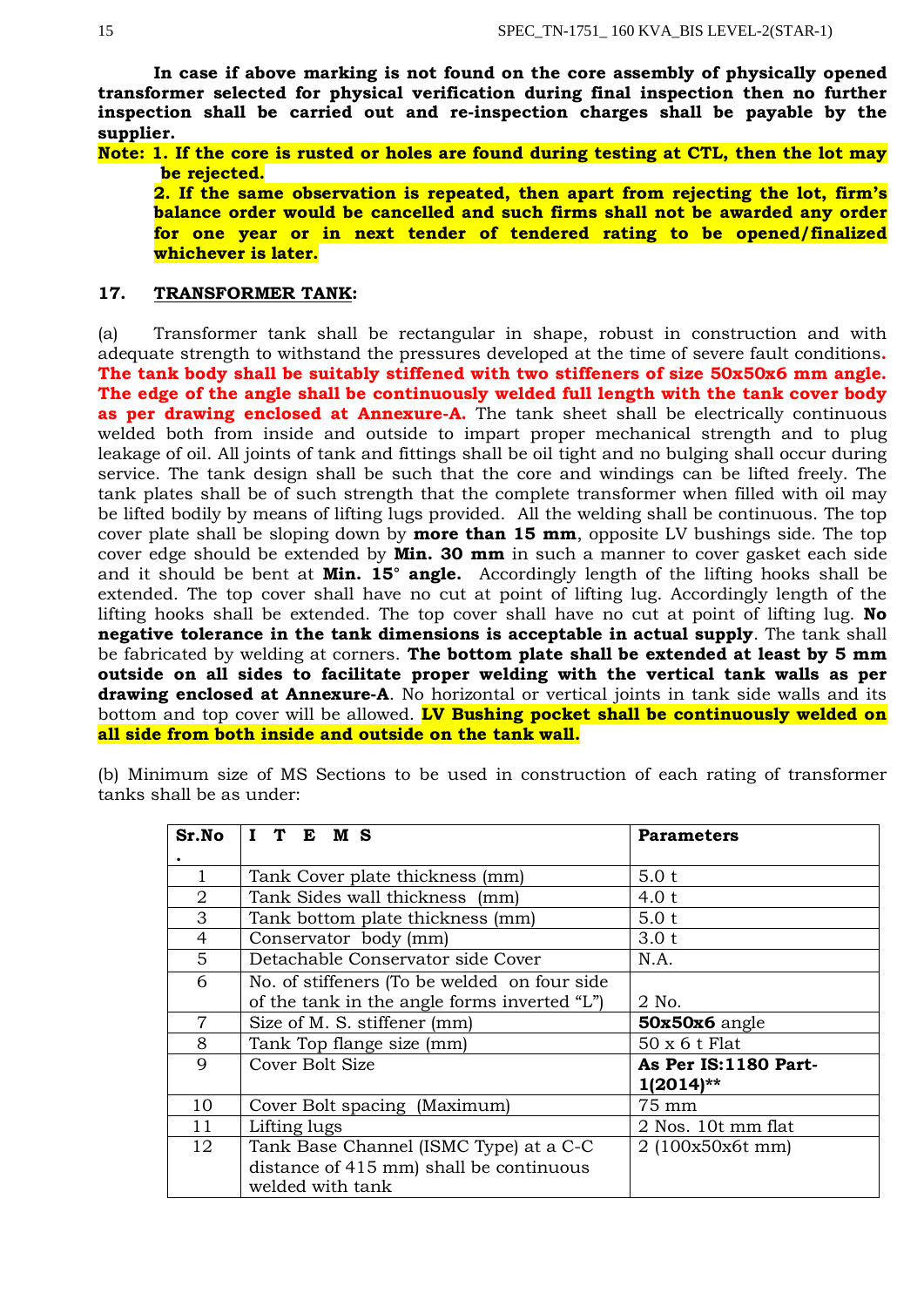**In case if above marking is not found on the core assembly of physically opened transformer selected for physical verification during final inspection then no further inspection shall be carried out and re-inspection charges shall be payable by the supplier.**

**Note: 1. If the core is rusted or holes are found during testing at CTL, then the lot may be rejected.**

**2. If the same observation is repeated, then apart from rejecting the lot, firm's balance order would be cancelled and such firms shall not be awarded any order for one year or in next tender of tendered rating to be opened/finalized whichever is later.**

## 17. TRANSFORMER TANK:

(a) Transformer tank shall be rectangular in shape, robust in construction and with adequate strength to withstand the pressures developed at the time of severe fault conditions**. The tank body shall be suitably stiffened with two stiffeners of size 50x50x6 mm angle. The edge of the angle shall be continuously welded full length with the tank cover body as per drawing enclosed at Annexure-A.** The tank sheet shall be electrically continuous welded both from inside and outside to impart proper mechanical strength and to plug leakage of oil. All joints of tank and fittings shall be oil tight and no bulging shall occur during service. The tank design shall be such that the core and windings can be lifted freely. The tank plates shall be of such strength that the complete transformer when filled with oil may be lifted bodily by means of lifting lugs provided. All the welding shall be continuous. The top cover plate shall be sloping down by **more than 15 mm**, opposite LV bushings side. The top cover edge should be extended by **Min. 30 mm** in such a manner to cover gasket each side and it should be bent at **Min. 15° angle.** Accordingly length of the lifting hooks shall be extended. The top cover shall have no cut at point of lifting lug. Accordingly length of the lifting hooks shall be extended. The top cover shall have no cut at point of lifting lug. **No negative tolerance in the tank dimensions is acceptable in actual supply**. The tank shall be fabricated by welding at corners. **The bottom plate shall be extended at least by 5 mm outside on all sides to facilitate proper welding with the vertical tank walls as per drawing enclosed at Annexure-A**. No horizontal or vertical joints in tank side walls and its bottom and top cover will be allowed. **LV Bushing pocket shall be continuously welded on all side from both inside and outside on the tank wall.**

(b) Minimum size of MS Sections to be used in construction of each rating of transformer tanks shall be as under:

| Sr.No. | I T E M S | Parameters |
|---|---|---|
| 1 | Tank Cover plate thickness (mm) | 5.0 t |
| 2 | Tank Sides wall thickness (mm) | 4.0 t |
| 3 | Tank bottom plate thickness (mm) | 5.0 t |
| 4 | Conservator body (mm) | 3.0 t |
| 5 | Detachable Conservator side Cover | N.A. |
| 6 | No. of stiffeners (To be welded on four side of the tank in the angle forms inverted "L") | 2 No. |
| 7 | Size of M. S. stiffener (mm) | **50x50x6** angle |
| 8 | Tank Top flange size (mm) | 50 x 6 t Flat |
| 9 | Cover Bolt Size | **As Per IS:1180 Part-1(2014)**** |
| 10 | Cover Bolt spacing (Maximum) | 75 mm |
| 11 | Lifting lugs | 2 Nos. 10t mm flat |
| 12 | Tank Base Channel (ISMC Type) at a C-C distance of 415 mm) shall be continuous welded with tank | 2 (100x50x6t mm) |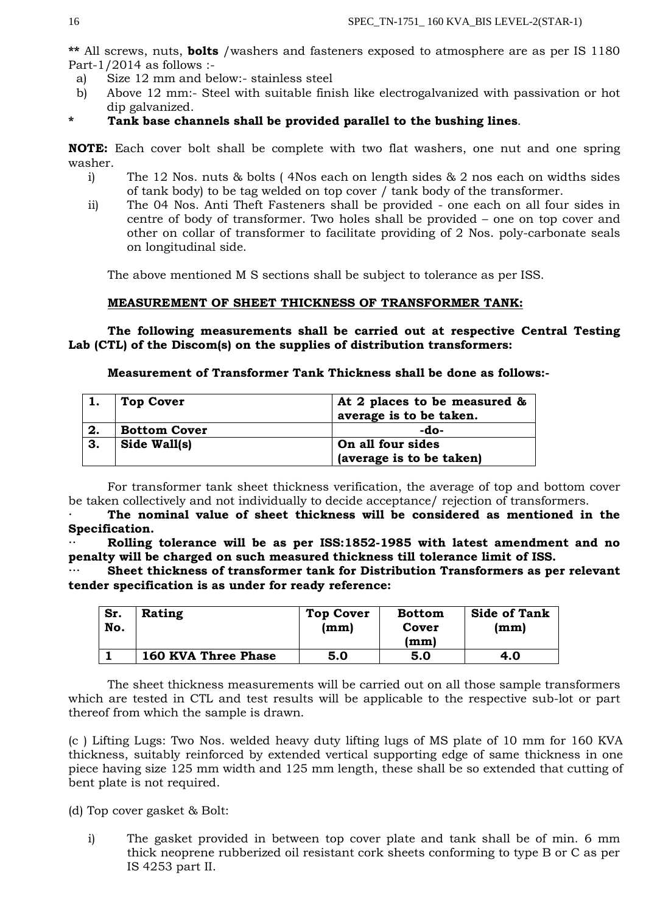**\*\*** All screws, nuts, **bolts** /washers and fasteners exposed to atmosphere are as per IS 1180 Part-1/2014 as follows :-

a) Size 12 mm and below:- stainless steel
b) Above 12 mm:- Steel with suitable finish like electrogalvanized with passivation or hot dip galvanized.

\* **Tank base channels shall be provided parallel to the bushing lines**.

**NOTE:** Each cover bolt shall be complete with two flat washers, one nut and one spring washer.

i) The 12 Nos. nuts & bolts ( 4Nos each on length sides & 2 nos each on widths sides of tank body) to be tag welded on top cover / tank body of the transformer.
ii) The 04 Nos. Anti Theft Fasteners shall be provided - one each on all four sides in centre of body of transformer. Two holes shall be provided – one on top cover and other on collar of transformer to facilitate providing of 2 Nos. poly-carbonate seals on longitudinal side.

The above mentioned M S sections shall be subject to tolerance as per ISS.

**MEASUREMENT OF SHEET THICKNESS OF TRANSFORMER TANK:**

**The following measurements shall be carried out at respective Central Testing Lab (CTL) of the Discom(s) on the supplies of distribution transformers:**

**Measurement of Transformer Tank Thickness shall be done as follows:-**

| | | |
|---|---|---|
| **1.** | **Top Cover** | **At 2 places to be measured & average is to be taken.** |
| **2.** | **Bottom Cover** | **-do-** |
| **3.** | **Side Wall(s)** | **On all four sides (average is to be taken)** |

For transformer tank sheet thickness verification, the average of top and bottom cover be taken collectively and not individually to decide acceptance/ rejection of transformers.

· **The nominal value of sheet thickness will be considered as mentioned in the Specification.**

·· **Rolling tolerance will be as per ISS:1852-1985 with latest amendment and no penalty will be charged on such measured thickness till tolerance limit of ISS.**

··· **Sheet thickness of transformer tank for Distribution Transformers as per relevant tender specification is as under for ready reference:**

| Sr. No. | Rating | Top Cover (mm) | Bottom Cover (mm) | Side of Tank (mm) |
|---|---|---|---|---|
| **1** | **160 KVA Three Phase** | **5.0** | **5.0** | **4.0** |

The sheet thickness measurements will be carried out on all those sample transformers which are tested in CTL and test results will be applicable to the respective sub-lot or part thereof from which the sample is drawn.

(c ) Lifting Lugs: Two Nos. welded heavy duty lifting lugs of MS plate of 10 mm for 160 KVA thickness, suitably reinforced by extended vertical supporting edge of same thickness in one piece having size 125 mm width and 125 mm length, these shall be so extended that cutting of bent plate is not required.

(d) Top cover gasket & Bolt:

i) The gasket provided in between top cover plate and tank shall be of min. 6 mm thick neoprene rubberized oil resistant cork sheets conforming to type B or C as per IS 4253 part II.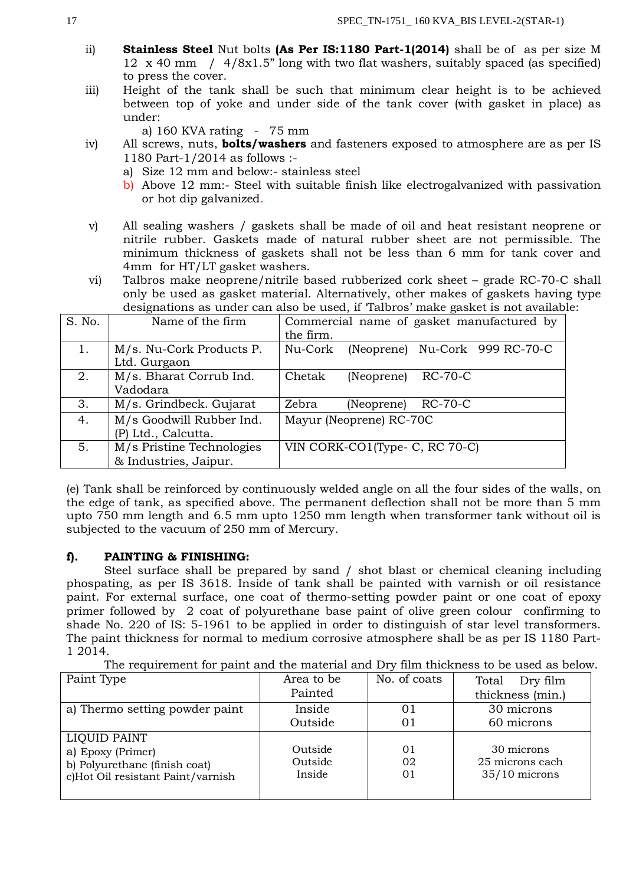ii) **Stainless Steel** Nut bolts **(As Per IS:1180 Part-1(2014)** shall be of as per size M 12 x 40 mm / 4/8x1.5" long with two flat washers, suitably spaced (as specified) to press the cover.

iii) Height of the tank shall be such that minimum clear height is to be achieved between top of yoke and under side of the tank cover (with gasket in place) as under:

a) 160 KVA rating - 75 mm

iv) All screws, nuts, **bolts/washers** and fasteners exposed to atmosphere are as per IS 1180 Part-1/2014 as follows :-

a) Size 12 mm and below:- stainless steel
b) Above 12 mm:- Steel with suitable finish like electrogalvanized with passivation or hot dip galvanized.

v) All sealing washers / gaskets shall be made of oil and heat resistant neoprene or nitrile rubber. Gaskets made of natural rubber sheet are not permissible. The minimum thickness of gaskets shall not be less than 6 mm for tank cover and 4mm for HT/LT gasket washers.

vi) Talbros make neoprene/nitrile based rubberized cork sheet – grade RC-70-C shall only be used as gasket material. Alternatively, other makes of gaskets having type designations as under can also be used, if 'Talbros' make gasket is not available:

| S. No. | Name of the firm | Commercial name of gasket manufactured by the firm. |
|---|---|---|
| 1. | M/s. Nu-Cork Products P. Ltd. Gurgaon | Nu-Cork (Neoprene) Nu-Cork 999 RC-70-C |
| 2. | M/s. Bharat Corrub Ind. Vadodara | Chetak (Neoprene) RC-70-C |
| 3. | M/s. Grindbeck. Gujarat | Zebra (Neoprene) RC-70-C |
| 4. | M/s Goodwill Rubber Ind. (P) Ltd., Calcutta. | Mayur (Neoprene) RC-70C |
| 5. | M/s Pristine Technologies & Industries, Jaipur. | VIN CORK-CO1(Type- C, RC 70-C) |

(e) Tank shall be reinforced by continuously welded angle on all the four sides of the walls, on the edge of tank, as specified above. The permanent deflection shall not be more than 5 mm upto 750 mm length and 6.5 mm upto 1250 mm length when transformer tank without oil is subjected to the vacuum of 250 mm of Mercury.

**f). PAINTING & FINISHING:**

Steel surface shall be prepared by sand / shot blast or chemical cleaning including phospating, as per IS 3618. Inside of tank shall be painted with varnish or oil resistance paint. For external surface, one coat of thermo-setting powder paint or one coat of epoxy primer followed by 2 coat of polyurethane base paint of olive green colour confirming to shade No. 220 of IS: 5-1961 to be applied in order to distinguish of star level transformers. The paint thickness for normal to medium corrosive atmosphere shall be as per IS 1180 Part-1 2014.

The requirement for paint and the material and Dry film thickness to be used as below.

| Paint Type | Area to be Painted | No. of coats | Total Dry film thickness (min.) |
|---|---|---|---|
| a) Thermo setting powder paint | Inside<br>Outside | 01<br>01 | 30 microns<br>60 microns |
| LIQUID PAINT<br>a) Epoxy (Primer)<br>b) Polyurethane (finish coat)<br>c)Hot Oil resistant Paint/varnish | <br>Outside<br>Outside<br>Inside | <br>01<br>02<br>01 | <br>30 microns<br>25 microns each<br>35/10 microns |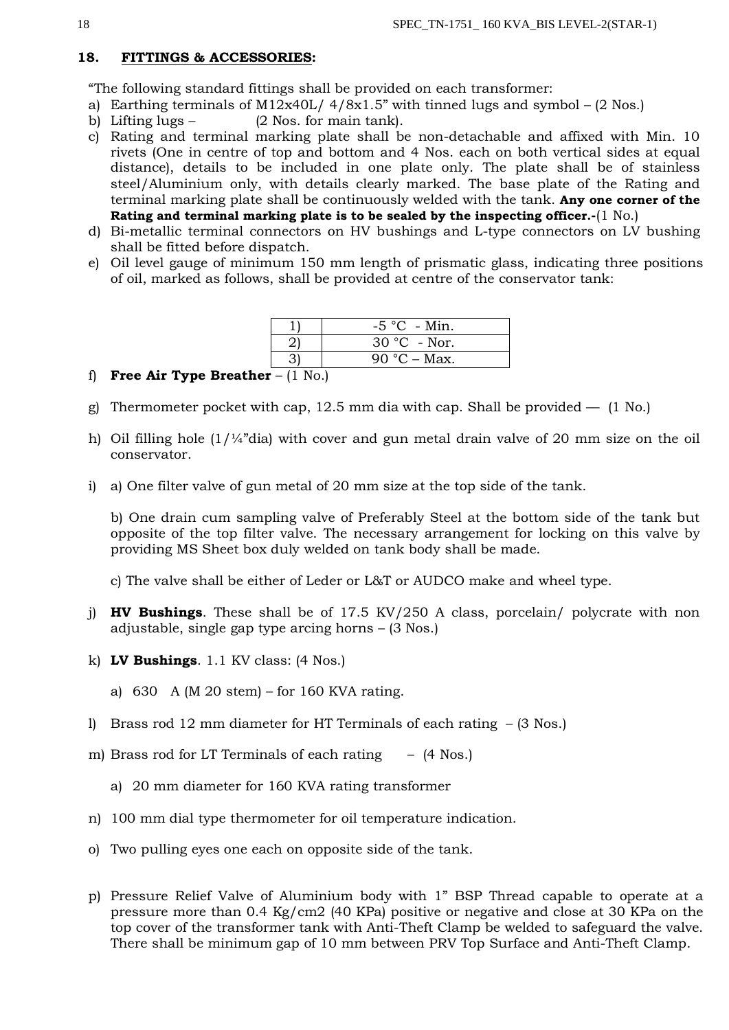## 18. FITTINGS & ACCESSORIES:

"The following standard fittings shall be provided on each transformer:

a) Earthing terminals of M12x40L/ 4/8x1.5" with tinned lugs and symbol – (2 Nos.)
b) Lifting lugs – (2 Nos. for main tank).
c) Rating and terminal marking plate shall be non-detachable and affixed with Min. 10 rivets (One in centre of top and bottom and 4 Nos. each on both vertical sides at equal distance), details to be included in one plate only. The plate shall be of stainless steel/Aluminium only, with details clearly marked. The base plate of the Rating and terminal marking plate shall be continuously welded with the tank. **Any one corner of the Rating and terminal marking plate is to be sealed by the inspecting officer.-**(1 No.)
d) Bi-metallic terminal connectors on HV bushings and L-type connectors on LV bushing shall be fitted before dispatch.
e) Oil level gauge of minimum 150 mm length of prismatic glass, indicating three positions of oil, marked as follows, shall be provided at centre of the conservator tank:

| | |
|---|---|
| 1) | -5 °C - Min. |
| 2) | 30 °C - Nor. |
| 3) | 90 °C – Max. |

f) **Free Air Type Breather** – (1 No.)

g) Thermometer pocket with cap, 12.5 mm dia with cap. Shall be provided — (1 No.)

h) Oil filling hole (1/¼"dia) with cover and gun metal drain valve of 20 mm size on the oil conservator.

i) a) One filter valve of gun metal of 20 mm size at the top side of the tank.

   b) One drain cum sampling valve of Preferably Steel at the bottom side of the tank but opposite of the top filter valve. The necessary arrangement for locking on this valve by providing MS Sheet box duly welded on tank body shall be made.

   c) The valve shall be either of Leder or L&T or AUDCO make and wheel type.

j) **HV Bushings**. These shall be of 17.5 KV/250 A class, porcelain/ polycrate with non adjustable, single gap type arcing horns – (3 Nos.)

k) **LV Bushings**. 1.1 KV class: (4 Nos.)

   a) 630 A (M 20 stem) – for 160 KVA rating.

l) Brass rod 12 mm diameter for HT Terminals of each rating – (3 Nos.)

m) Brass rod for LT Terminals of each rating – (4 Nos.)

   a) 20 mm diameter for 160 KVA rating transformer

n) 100 mm dial type thermometer for oil temperature indication.

o) Two pulling eyes one each on opposite side of the tank.

p) Pressure Relief Valve of Aluminium body with 1" BSP Thread capable to operate at a pressure more than 0.4 Kg/cm2 (40 KPa) positive or negative and close at 30 KPa on the top cover of the transformer tank with Anti-Theft Clamp be welded to safeguard the valve. There shall be minimum gap of 10 mm between PRV Top Surface and Anti-Theft Clamp.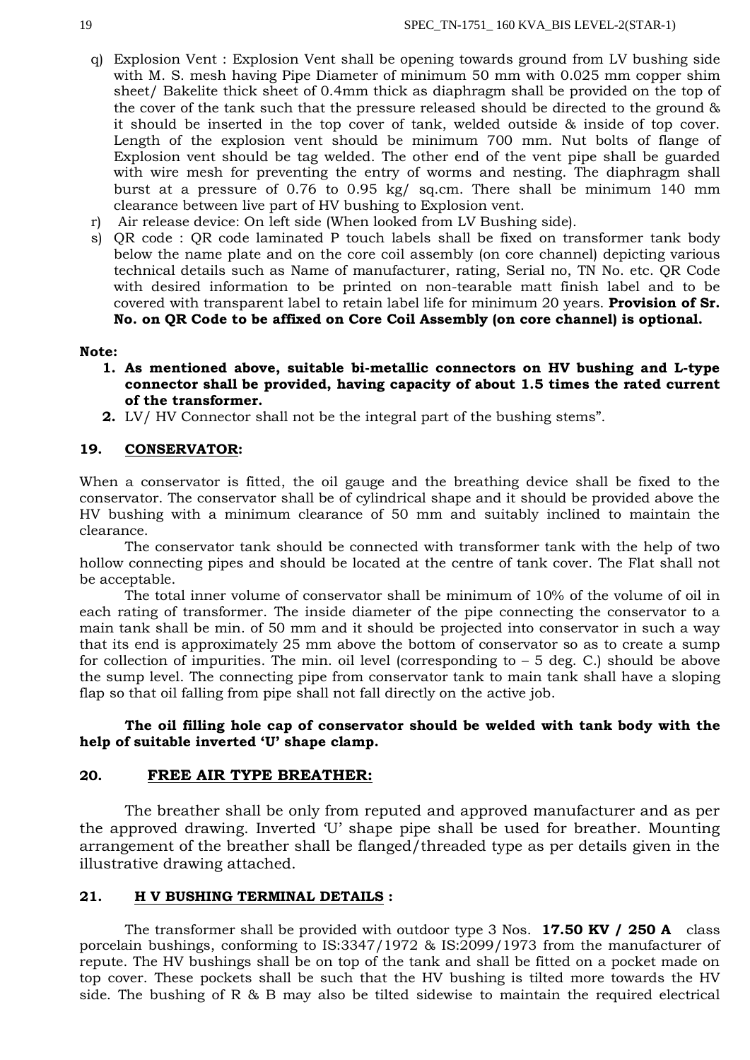q) Explosion Vent : Explosion Vent shall be opening towards ground from LV bushing side with M. S. mesh having Pipe Diameter of minimum 50 mm with 0.025 mm copper shim sheet/ Bakelite thick sheet of 0.4mm thick as diaphragm shall be provided on the top of the cover of the tank such that the pressure released should be directed to the ground & it should be inserted in the top cover of tank, welded outside & inside of top cover. Length of the explosion vent should be minimum 700 mm. Nut bolts of flange of Explosion vent should be tag welded. The other end of the vent pipe shall be guarded with wire mesh for preventing the entry of worms and nesting. The diaphragm shall burst at a pressure of 0.76 to 0.95 kg/ sq.cm. There shall be minimum 140 mm clearance between live part of HV bushing to Explosion vent.

r) Air release device: On left side (When looked from LV Bushing side).

s) QR code : QR code laminated P touch labels shall be fixed on transformer tank body below the name plate and on the core coil assembly (on core channel) depicting various technical details such as Name of manufacturer, rating, Serial no, TN No. etc. QR Code with desired information to be printed on non-tearable matt finish label and to be covered with transparent label to retain label life for minimum 20 years. **Provision of Sr. No. on QR Code to be affixed on Core Coil Assembly (on core channel) is optional.**

**Note:**

1. **As mentioned above, suitable bi-metallic connectors on HV bushing and L-type connector shall be provided, having capacity of about 1.5 times the rated current of the transformer.**
2. LV/ HV Connector shall not be the integral part of the bushing stems".

## 19. CONSERVATOR:

When a conservator is fitted, the oil gauge and the breathing device shall be fixed to the conservator. The conservator shall be of cylindrical shape and it should be provided above the HV bushing with a minimum clearance of 50 mm and suitably inclined to maintain the clearance.

The conservator tank should be connected with transformer tank with the help of two hollow connecting pipes and should be located at the centre of tank cover. The Flat shall not be acceptable.

The total inner volume of conservator shall be minimum of 10% of the volume of oil in each rating of transformer. The inside diameter of the pipe connecting the conservator to a main tank shall be min. of 50 mm and it should be projected into conservator in such a way that its end is approximately 25 mm above the bottom of conservator so as to create a sump for collection of impurities. The min. oil level (corresponding to – 5 deg. C.) should be above the sump level. The connecting pipe from conservator tank to main tank shall have a sloping flap so that oil falling from pipe shall not fall directly on the active job.

**The oil filling hole cap of conservator should be welded with tank body with the help of suitable inverted 'U' shape clamp.**

## 20. FREE AIR TYPE BREATHER:

The breather shall be only from reputed and approved manufacturer and as per the approved drawing. Inverted 'U' shape pipe shall be used for breather. Mounting arrangement of the breather shall be flanged/threaded type as per details given in the illustrative drawing attached.

## 21. H V BUSHING TERMINAL DETAILS :

The transformer shall be provided with outdoor type 3 Nos. **17.50 KV / 250 A** class porcelain bushings, conforming to IS:3347/1972 & IS:2099/1973 from the manufacturer of repute. The HV bushings shall be on top of the tank and shall be fitted on a pocket made on top cover. These pockets shall be such that the HV bushing is tilted more towards the HV side. The bushing of R & B may also be tilted sidewise to maintain the required electrical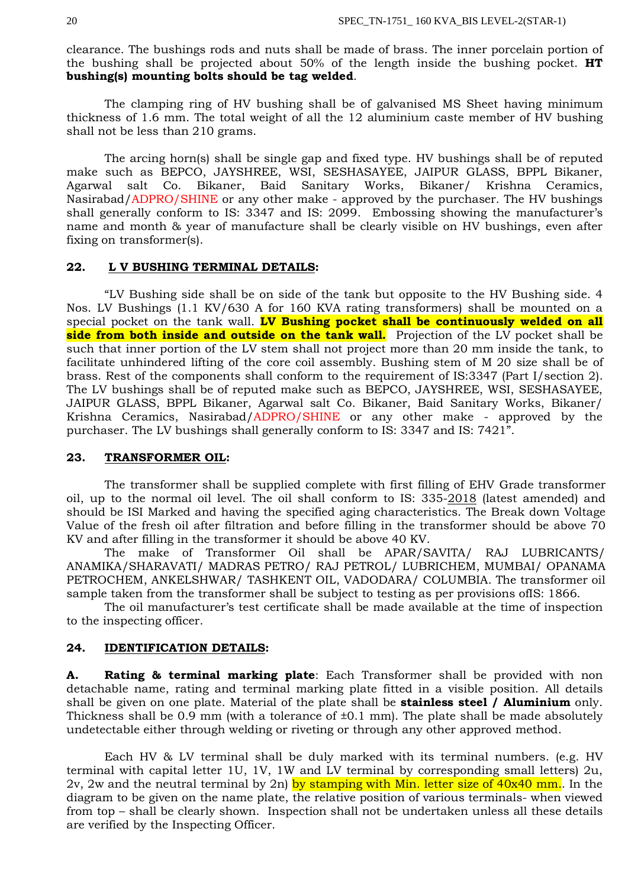clearance. The bushings rods and nuts shall be made of brass. The inner porcelain portion of the bushing shall be projected about 50% of the length inside the bushing pocket. **HT bushing(s) mounting bolts should be tag welded**.

The clamping ring of HV bushing shall be of galvanised MS Sheet having minimum thickness of 1.6 mm. The total weight of all the 12 aluminium caste member of HV bushing shall not be less than 210 grams.

The arcing horn(s) shall be single gap and fixed type. HV bushings shall be of reputed make such as BEPCO, JAYSHREE, WSI, SESHASAYEE, JAIPUR GLASS, BPPL Bikaner, Agarwal salt Co. Bikaner, Baid Sanitary Works, Bikaner/ Krishna Ceramics, Nasirabad/ADPRO/SHINE or any other make - approved by the purchaser. The HV bushings shall generally conform to IS: 3347 and IS: 2099. Embossing showing the manufacturer's name and month & year of manufacture shall be clearly visible on HV bushings, even after fixing on transformer(s).

## 22. L V BUSHING TERMINAL DETAILS:

"LV Bushing side shall be on side of the tank but opposite to the HV Bushing side. 4 Nos. LV Bushings (1.1 KV/630 A for 160 KVA rating transformers) shall be mounted on a special pocket on the tank wall. **LV Bushing pocket shall be continuously welded on all side from both inside and outside on the tank wall.** Projection of the LV pocket shall be such that inner portion of the LV stem shall not project more than 20 mm inside the tank, to facilitate unhindered lifting of the core coil assembly. Bushing stem of M 20 size shall be of brass. Rest of the components shall conform to the requirement of IS:3347 (Part I/section 2). The LV bushings shall be of reputed make such as BEPCO, JAYSHREE, WSI, SESHASAYEE, JAIPUR GLASS, BPPL Bikaner, Agarwal salt Co. Bikaner, Baid Sanitary Works, Bikaner/ Krishna Ceramics, Nasirabad/ADPRO/SHINE or any other make - approved by the purchaser. The LV bushings shall generally conform to IS: 3347 and IS: 7421".

## 23. TRANSFORMER OIL:

The transformer shall be supplied complete with first filling of EHV Grade transformer oil, up to the normal oil level. The oil shall conform to IS: 335-2018 (latest amended) and should be ISI Marked and having the specified aging characteristics. The Break down Voltage Value of the fresh oil after filtration and before filling in the transformer should be above 70 KV and after filling in the transformer it should be above 40 KV.

The make of Transformer Oil shall be APAR/SAVITA/ RAJ LUBRICANTS/ ANAMIKA/SHARAVATI/ MADRAS PETRO/ RAJ PETROL/ LUBRICHEM, MUMBAI/ OPANAMA PETROCHEM, ANKELSHWAR/ TASHKENT OIL, VADODARA/ COLUMBIA. The transformer oil sample taken from the transformer shall be subject to testing as per provisions ofIS: 1866.

The oil manufacturer's test certificate shall be made available at the time of inspection to the inspecting officer.

## 24. IDENTIFICATION DETAILS:

**A. Rating & terminal marking plate**: Each Transformer shall be provided with non detachable name, rating and terminal marking plate fitted in a visible position. All details shall be given on one plate. Material of the plate shall be **stainless steel / Aluminium** only. Thickness shall be 0.9 mm (with a tolerance of ±0.1 mm). The plate shall be made absolutely undetectable either through welding or riveting or through any other approved method.

Each HV & LV terminal shall be duly marked with its terminal numbers. (e.g. HV terminal with capital letter 1U, 1V, 1W and LV terminal by corresponding small letters) 2u, 2v, 2w and the neutral terminal by 2n) by stamping with Min. letter size of 40x40 mm.. In the diagram to be given on the name plate, the relative position of various terminals- when viewed from top – shall be clearly shown. Inspection shall not be undertaken unless all these details are verified by the Inspecting Officer.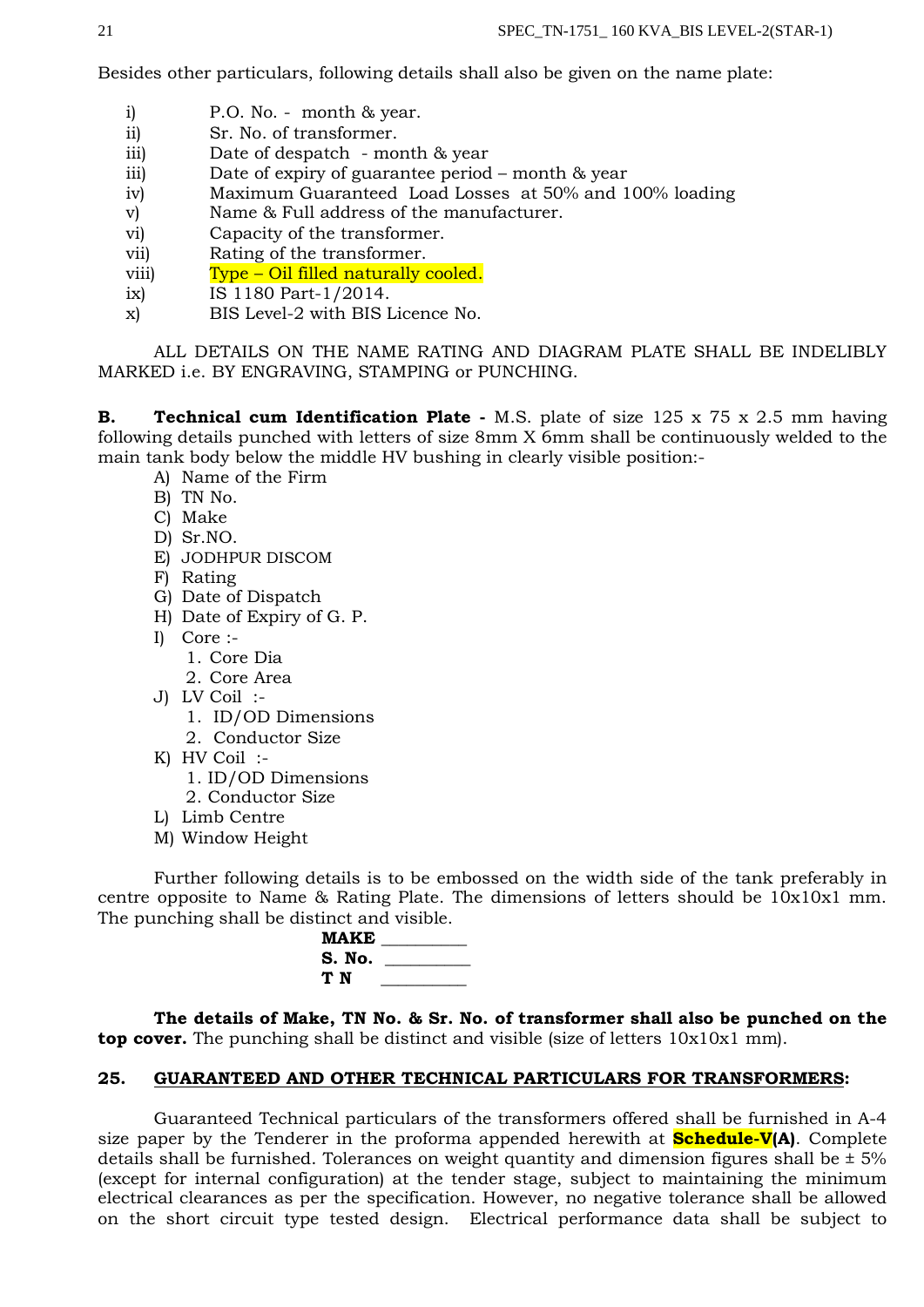Besides other particulars, following details shall also be given on the name plate:

- i) P.O. No. - month & year.
- ii) Sr. No. of transformer.
- iii) Date of despatch - month & year
- iii) Date of expiry of guarantee period – month & year
- iv) Maximum Guaranteed Load Losses at 50% and 100% loading
- v) Name & Full address of the manufacturer.
- vi) Capacity of the transformer.
- vii) Rating of the transformer.
- viii) Type – Oil filled naturally cooled.
- ix) IS 1180 Part-1/2014.
- x) BIS Level-2 with BIS Licence No.

ALL DETAILS ON THE NAME RATING AND DIAGRAM PLATE SHALL BE INDELIBLY MARKED i.e. BY ENGRAVING, STAMPING or PUNCHING.

**B. Technical cum Identification Plate -** M.S. plate of size 125 x 75 x 2.5 mm having following details punched with letters of size 8mm X 6mm shall be continuously welded to the main tank body below the middle HV bushing in clearly visible position:-

- A) Name of the Firm
- B) TN No.
- C) Make
- D) Sr.NO.
- E) JODHPUR DISCOM
- F) Rating
- G) Date of Dispatch
- H) Date of Expiry of G. P.
- I) Core :-
  1. Core Dia
  2. Core Area
- J) LV Coil :-
  1. ID/OD Dimensions
  2. Conductor Size
- K) HV Coil :-
  1. ID/OD Dimensions
  2. Conductor Size
- L) Limb Centre
- M) Window Height

Further following details is to be embossed on the width side of the tank preferably in centre opposite to Name & Rating Plate. The dimensions of letters should be 10x10x1 mm. The punching shall be distinct and visible.

**MAKE** __________
**S. No.** __________
**T N** __________

**The details of Make, TN No. & Sr. No. of transformer shall also be punched on the top cover.** The punching shall be distinct and visible (size of letters 10x10x1 mm).

## 25. GUARANTEED AND OTHER TECHNICAL PARTICULARS FOR TRANSFORMERS:

Guaranteed Technical particulars of the transformers offered shall be furnished in A-4 size paper by the Tenderer in the proforma appended herewith at **Schedule-V(A)**. Complete details shall be furnished. Tolerances on weight quantity and dimension figures shall be ± 5% (except for internal configuration) at the tender stage, subject to maintaining the minimum electrical clearances as per the specification. However, no negative tolerance shall be allowed on the short circuit type tested design. Electrical performance data shall be subject to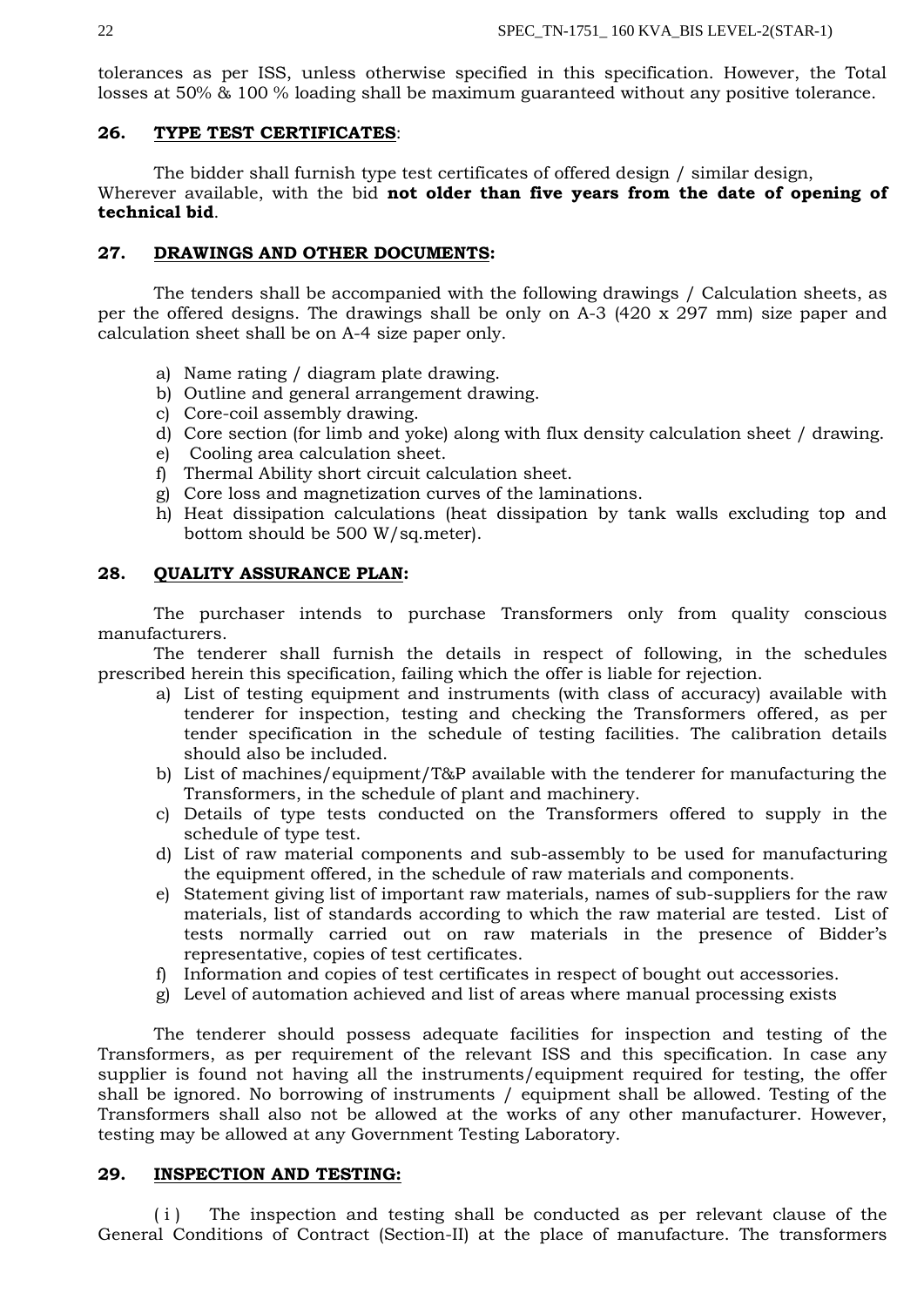tolerances as per ISS, unless otherwise specified in this specification. However, the Total losses at 50% & 100 % loading shall be maximum guaranteed without any positive tolerance.

## 26. TYPE TEST CERTIFICATES:

The bidder shall furnish type test certificates of offered design / similar design, Wherever available, with the bid **not older than five years from the date of opening of technical bid**.

## 27. DRAWINGS AND OTHER DOCUMENTS:

The tenders shall be accompanied with the following drawings / Calculation sheets, as per the offered designs. The drawings shall be only on A-3 (420 x 297 mm) size paper and calculation sheet shall be on A-4 size paper only.

a) Name rating / diagram plate drawing.
b) Outline and general arrangement drawing.
c) Core-coil assembly drawing.
d) Core section (for limb and yoke) along with flux density calculation sheet / drawing.
e) Cooling area calculation sheet.
f) Thermal Ability short circuit calculation sheet.
g) Core loss and magnetization curves of the laminations.
h) Heat dissipation calculations (heat dissipation by tank walls excluding top and bottom should be 500 W/sq.meter).

## 28. QUALITY ASSURANCE PLAN:

The purchaser intends to purchase Transformers only from quality conscious manufacturers.

The tenderer shall furnish the details in respect of following, in the schedules prescribed herein this specification, failing which the offer is liable for rejection.

a) List of testing equipment and instruments (with class of accuracy) available with tenderer for inspection, testing and checking the Transformers offered, as per tender specification in the schedule of testing facilities. The calibration details should also be included.
b) List of machines/equipment/T&P available with the tenderer for manufacturing the Transformers, in the schedule of plant and machinery.
c) Details of type tests conducted on the Transformers offered to supply in the schedule of type test.
d) List of raw material components and sub-assembly to be used for manufacturing the equipment offered, in the schedule of raw materials and components.
e) Statement giving list of important raw materials, names of sub-suppliers for the raw materials, list of standards according to which the raw material are tested. List of tests normally carried out on raw materials in the presence of Bidder's representative, copies of test certificates.
f) Information and copies of test certificates in respect of bought out accessories.
g) Level of automation achieved and list of areas where manual processing exists

The tenderer should possess adequate facilities for inspection and testing of the Transformers, as per requirement of the relevant ISS and this specification. In case any supplier is found not having all the instruments/equipment required for testing, the offer shall be ignored. No borrowing of instruments / equipment shall be allowed. Testing of the Transformers shall also not be allowed at the works of any other manufacturer. However, testing may be allowed at any Government Testing Laboratory.

## 29. INSPECTION AND TESTING:

( i ) The inspection and testing shall be conducted as per relevant clause of the General Conditions of Contract (Section-II) at the place of manufacture. The transformers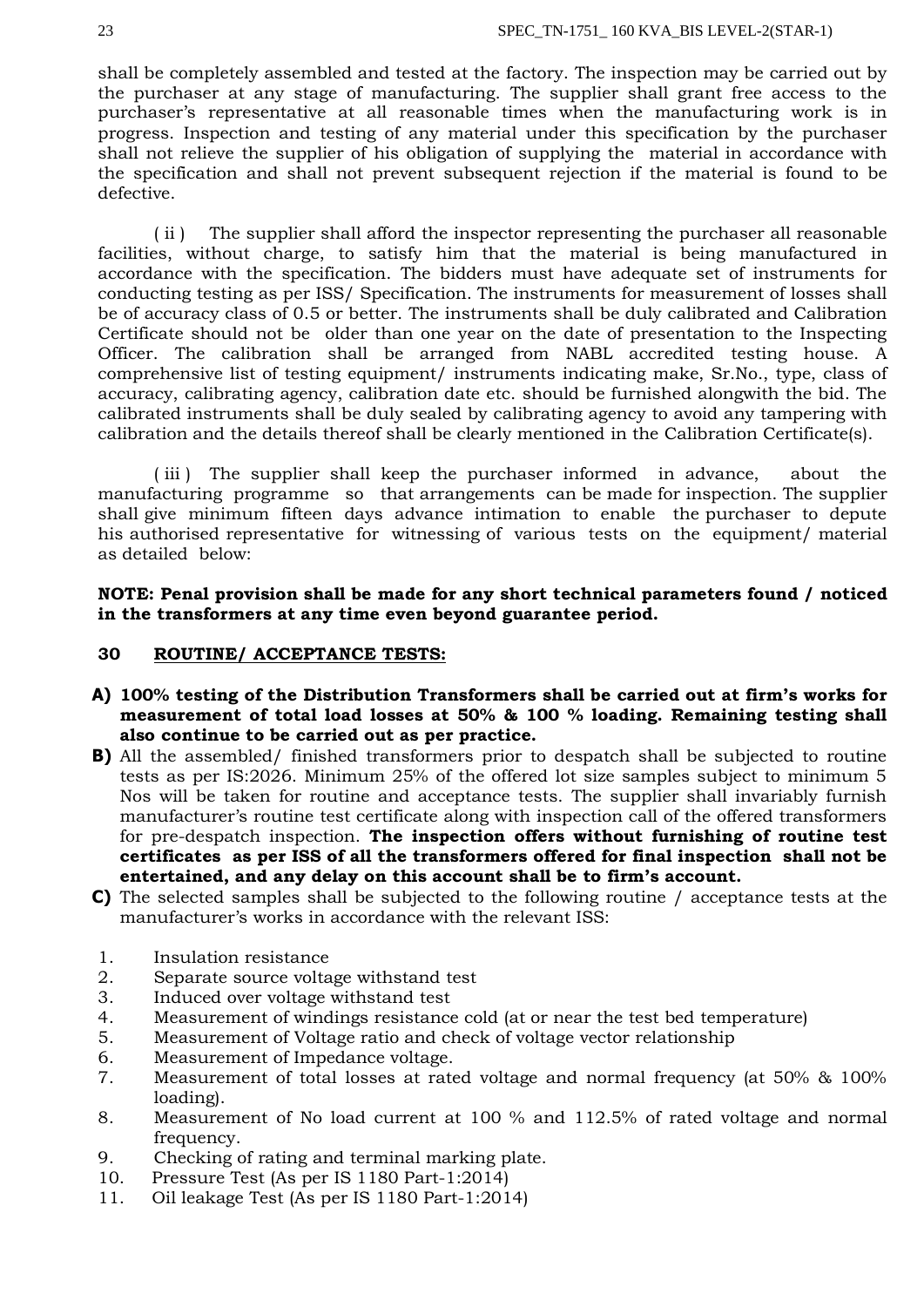shall be completely assembled and tested at the factory. The inspection may be carried out by the purchaser at any stage of manufacturing. The supplier shall grant free access to the purchaser's representative at all reasonable times when the manufacturing work is in progress. Inspection and testing of any material under this specification by the purchaser shall not relieve the supplier of his obligation of supplying the material in accordance with the specification and shall not prevent subsequent rejection if the material is found to be defective.

( ii ) The supplier shall afford the inspector representing the purchaser all reasonable facilities, without charge, to satisfy him that the material is being manufactured in accordance with the specification. The bidders must have adequate set of instruments for conducting testing as per ISS/ Specification. The instruments for measurement of losses shall be of accuracy class of 0.5 or better. The instruments shall be duly calibrated and Calibration Certificate should not be older than one year on the date of presentation to the Inspecting Officer. The calibration shall be arranged from NABL accredited testing house. A comprehensive list of testing equipment/ instruments indicating make, Sr.No., type, class of accuracy, calibrating agency, calibration date etc. should be furnished alongwith the bid. The calibrated instruments shall be duly sealed by calibrating agency to avoid any tampering with calibration and the details thereof shall be clearly mentioned in the Calibration Certificate(s).

( iii ) The supplier shall keep the purchaser informed in advance, about the manufacturing programme so that arrangements can be made for inspection. The supplier shall give minimum fifteen days advance intimation to enable the purchaser to depute his authorised representative for witnessing of various tests on the equipment/ material as detailed below:

**NOTE: Penal provision shall be made for any short technical parameters found / noticed in the transformers at any time even beyond guarantee period.**

## 30 ROUTINE/ ACCEPTANCE TESTS:

**A)** **100% testing of the Distribution Transformers shall be carried out at firm's works for measurement of total load losses at 50% & 100 % loading. Remaining testing shall also continue to be carried out as per practice.**

**B)** All the assembled/ finished transformers prior to despatch shall be subjected to routine tests as per IS:2026. Minimum 25% of the offered lot size samples subject to minimum 5 Nos will be taken for routine and acceptance tests. The supplier shall invariably furnish manufacturer's routine test certificate along with inspection call of the offered transformers for pre-despatch inspection. **The inspection offers without furnishing of routine test certificates as per ISS of all the transformers offered for final inspection shall not be entertained, and any delay on this account shall be to firm's account.**

**C)** The selected samples shall be subjected to the following routine / acceptance tests at the manufacturer's works in accordance with the relevant ISS:

1. Insulation resistance
2. Separate source voltage withstand test
3. Induced over voltage withstand test
4. Measurement of windings resistance cold (at or near the test bed temperature)
5. Measurement of Voltage ratio and check of voltage vector relationship
6. Measurement of Impedance voltage.
7. Measurement of total losses at rated voltage and normal frequency (at 50% & 100% loading).
8. Measurement of No load current at 100 % and 112.5% of rated voltage and normal frequency.
9. Checking of rating and terminal marking plate.
10. Pressure Test (As per IS 1180 Part-1:2014)
11. Oil leakage Test (As per IS 1180 Part-1:2014)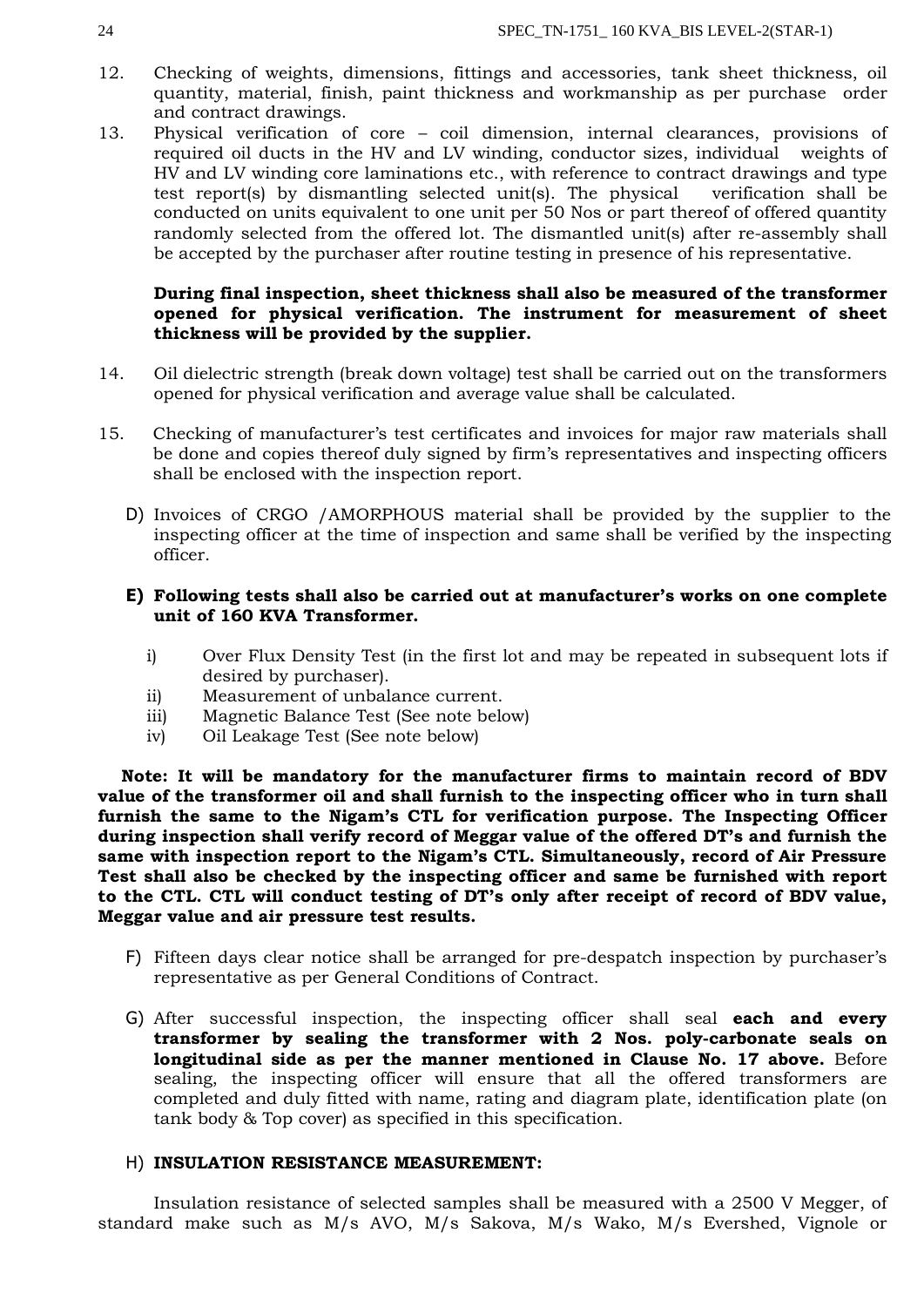12. Checking of weights, dimensions, fittings and accessories, tank sheet thickness, oil quantity, material, finish, paint thickness and workmanship as per purchase order and contract drawings.
13. Physical verification of core – coil dimension, internal clearances, provisions of required oil ducts in the HV and LV winding, conductor sizes, individual weights of HV and LV winding core laminations etc., with reference to contract drawings and type test report(s) by dismantling selected unit(s). The physical verification shall be conducted on units equivalent to one unit per 50 Nos or part thereof of offered quantity randomly selected from the offered lot. The dismantled unit(s) after re-assembly shall be accepted by the purchaser after routine testing in presence of his representative.

    **During final inspection, sheet thickness shall also be measured of the transformer opened for physical verification. The instrument for measurement of sheet thickness will be provided by the supplier.**

14. Oil dielectric strength (break down voltage) test shall be carried out on the transformers opened for physical verification and average value shall be calculated.
15. Checking of manufacturer's test certificates and invoices for major raw materials shall be done and copies thereof duly signed by firm's representatives and inspecting officers shall be enclosed with the inspection report.

D) Invoices of CRGO /AMORPHOUS material shall be provided by the supplier to the inspecting officer at the time of inspection and same shall be verified by the inspecting officer.

E) **Following tests shall also be carried out at manufacturer's works on one complete unit of 160 KVA Transformer.**

   i) Over Flux Density Test (in the first lot and may be repeated in subsequent lots if desired by purchaser).
   ii) Measurement of unbalance current.
   iii) Magnetic Balance Test (See note below)
   iv) Oil Leakage Test (See note below)

**Note: It will be mandatory for the manufacturer firms to maintain record of BDV value of the transformer oil and shall furnish to the inspecting officer who in turn shall furnish the same to the Nigam's CTL for verification purpose. The Inspecting Officer during inspection shall verify record of Meggar value of the offered DT's and furnish the same with inspection report to the Nigam's CTL. Simultaneously, record of Air Pressure Test shall also be checked by the inspecting officer and same be furnished with report to the CTL. CTL will conduct testing of DT's only after receipt of record of BDV value, Meggar value and air pressure test results.**

F) Fifteen days clear notice shall be arranged for pre-despatch inspection by purchaser's representative as per General Conditions of Contract.

G) After successful inspection, the inspecting officer shall seal **each and every transformer by sealing the transformer with 2 Nos. poly-carbonate seals on longitudinal side as per the manner mentioned in Clause No. 17 above.** Before sealing, the inspecting officer will ensure that all the offered transformers are completed and duly fitted with name, rating and diagram plate, identification plate (on tank body & Top cover) as specified in this specification.

H) **INSULATION RESISTANCE MEASUREMENT:**

Insulation resistance of selected samples shall be measured with a 2500 V Megger, of standard make such as M/s AVO, M/s Sakova, M/s Wako, M/s Evershed, Vignole or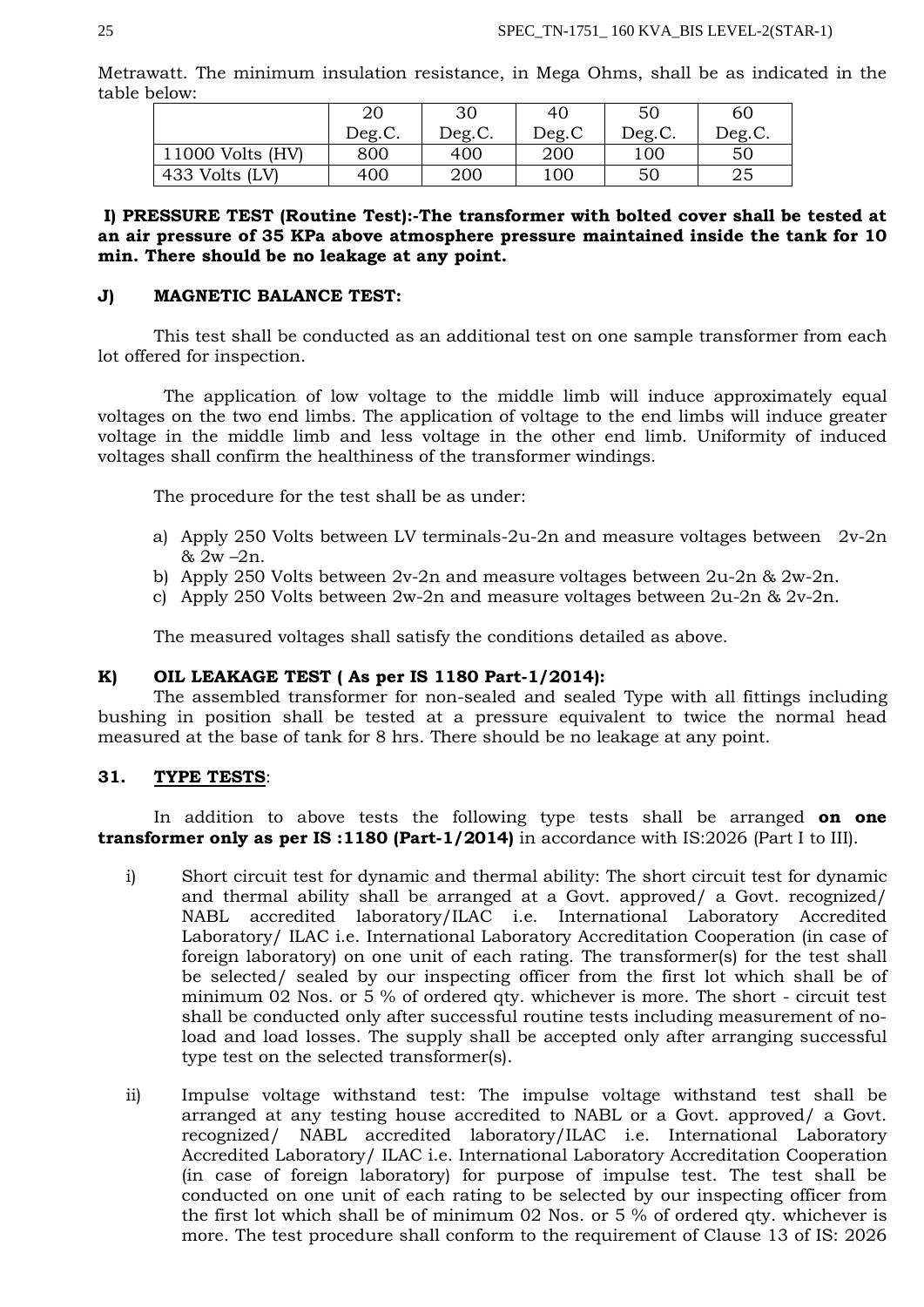Metrawatt. The minimum insulation resistance, in Mega Ohms, shall be as indicated in the table below:

| | 20 Deg.C. | 30 Deg.C. | 40 Deg.C | 50 Deg.C. | 60 Deg.C. |
|---|---|---|---|---|---|
| 11000 Volts (HV) | 800 | 400 | 200 | 100 | 50 |
| 433 Volts (LV) | 400 | 200 | 100 | 50 | 25 |

**I) PRESSURE TEST (Routine Test):-The transformer with bolted cover shall be tested at an air pressure of 35 KPa above atmosphere pressure maintained inside the tank for 10 min. There should be no leakage at any point.**

**J) MAGNETIC BALANCE TEST:**

This test shall be conducted as an additional test on one sample transformer from each lot offered for inspection.

The application of low voltage to the middle limb will induce approximately equal voltages on the two end limbs. The application of voltage to the end limbs will induce greater voltage in the middle limb and less voltage in the other end limb. Uniformity of induced voltages shall confirm the healthiness of the transformer windings.

The procedure for the test shall be as under:

a) Apply 250 Volts between LV terminals-2u-2n and measure voltages between 2v-2n & 2w –2n.
b) Apply 250 Volts between 2v-2n and measure voltages between 2u-2n & 2w-2n.
c) Apply 250 Volts between 2w-2n and measure voltages between 2u-2n & 2v-2n.

The measured voltages shall satisfy the conditions detailed as above.

**K) OIL LEAKAGE TEST ( As per IS 1180 Part-1/2014):**

The assembled transformer for non-sealed and sealed Type with all fittings including bushing in position shall be tested at a pressure equivalent to twice the normal head measured at the base of tank for 8 hrs. There should be no leakage at any point.

## 31. TYPE TESTS:

In addition to above tests the following type tests shall be arranged **on one transformer only as per IS :1180 (Part-1/2014)** in accordance with IS:2026 (Part I to III).

i) Short circuit test for dynamic and thermal ability: The short circuit test for dynamic and thermal ability shall be arranged at a Govt. approved/ a Govt. recognized/ NABL accredited laboratory/ILAC i.e. International Laboratory Accredited Laboratory/ ILAC i.e. International Laboratory Accreditation Cooperation (in case of foreign laboratory) on one unit of each rating. The transformer(s) for the test shall be selected/ sealed by our inspecting officer from the first lot which shall be of minimum 02 Nos. or 5 % of ordered qty. whichever is more. The short - circuit test shall be conducted only after successful routine tests including measurement of no-load and load losses. The supply shall be accepted only after arranging successful type test on the selected transformer(s).

ii) Impulse voltage withstand test: The impulse voltage withstand test shall be arranged at any testing house accredited to NABL or a Govt. approved/ a Govt. recognized/ NABL accredited laboratory/ILAC i.e. International Laboratory Accredited Laboratory/ ILAC i.e. International Laboratory Accreditation Cooperation (in case of foreign laboratory) for purpose of impulse test. The test shall be conducted on one unit of each rating to be selected by our inspecting officer from the first lot which shall be of minimum 02 Nos. or 5 % of ordered qty. whichever is more. The test procedure shall conform to the requirement of Clause 13 of IS: 2026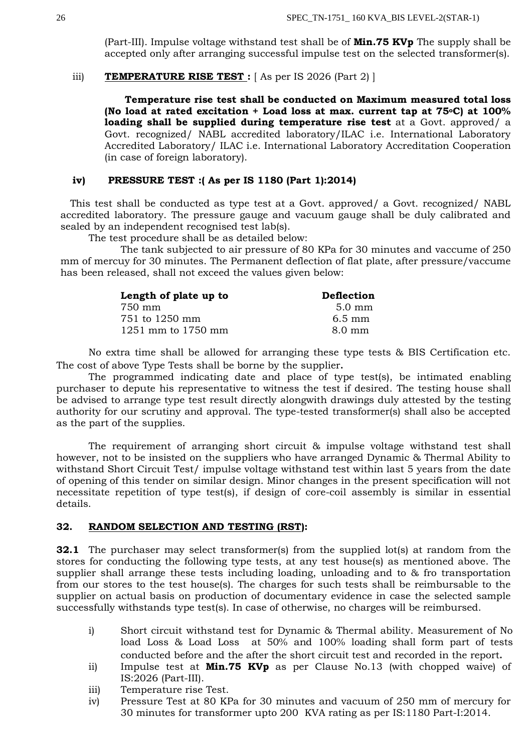(Part-III). Impulse voltage withstand test shall be of **Min.75 KVp** The supply shall be accepted only after arranging successful impulse test on the selected transformer(s).

iii) **TEMPERATURE RISE TEST :** [ As per IS 2026 (Part 2) ]

**Temperature rise test shall be conducted on Maximum measured total loss (No load at rated excitation + Load loss at max. current tap at 75°C) at 100% loading shall be supplied during temperature rise test** at a Govt. approved/ a Govt. recognized/ NABL accredited laboratory/ILAC i.e. International Laboratory Accredited Laboratory/ ILAC i.e. International Laboratory Accreditation Cooperation (in case of foreign laboratory).

**iv) PRESSURE TEST :( As per IS 1180 (Part 1):2014)**

This test shall be conducted as type test at a Govt. approved/ a Govt. recognized/ NABL accredited laboratory. The pressure gauge and vacuum gauge shall be duly calibrated and sealed by an independent recognised test lab(s).

The test procedure shall be as detailed below:

The tank subjected to air pressure of 80 KPa for 30 minutes and vaccume of 250 mm of mercuy for 30 minutes. The Permanent deflection of flat plate, after pressure/vaccume has been released, shall not exceed the values given below:

| Length of plate up to | Deflection |
|---|---|
| 750 mm | 5.0 mm |
| 751 to 1250 mm | 6.5 mm |
| 1251 mm to 1750 mm | 8.0 mm |

No extra time shall be allowed for arranging these type tests & BIS Certification etc. The cost of above Type Tests shall be borne by the supplier**.**

The programmed indicating date and place of type test(s), be intimated enabling purchaser to depute his representative to witness the test if desired. The testing house shall be advised to arrange type test result directly alongwith drawings duly attested by the testing authority for our scrutiny and approval. The type-tested transformer(s) shall also be accepted as the part of the supplies.

The requirement of arranging short circuit & impulse voltage withstand test shall however, not to be insisted on the suppliers who have arranged Dynamic & Thermal Ability to withstand Short Circuit Test/ impulse voltage withstand test within last 5 years from the date of opening of this tender on similar design. Minor changes in the present specification will not necessitate repetition of type test(s), if design of core-coil assembly is similar in essential details.

## 32. RANDOM SELECTION AND TESTING (RST):

**32.1** The purchaser may select transformer(s) from the supplied lot(s) at random from the stores for conducting the following type tests, at any test house(s) as mentioned above. The supplier shall arrange these tests including loading, unloading and to & fro transportation from our stores to the test house(s). The charges for such tests shall be reimbursable to the supplier on actual basis on production of documentary evidence in case the selected sample successfully withstands type test(s). In case of otherwise, no charges will be reimbursed.

i) Short circuit withstand test for Dynamic & Thermal ability. Measurement of No load Loss & Load Loss at 50% and 100% loading shall form part of tests conducted before and the after the short circuit test and recorded in the report**.**

ii) Impulse test at **Min.75 KVp** as per Clause No.13 (with chopped waive) of IS:2026 (Part-III).

iii) Temperature rise Test.

iv) Pressure Test at 80 KPa for 30 minutes and vacuum of 250 mm of mercury for 30 minutes for transformer upto 200 KVA rating as per IS:1180 Part-I:2014.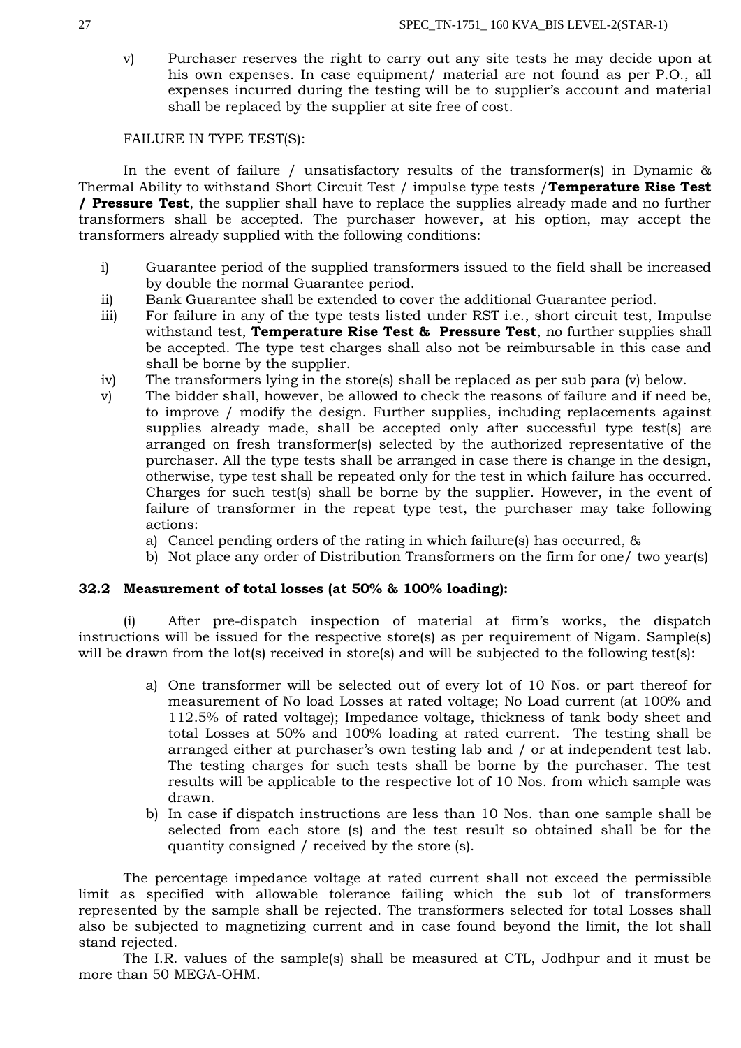v) Purchaser reserves the right to carry out any site tests he may decide upon at his own expenses. In case equipment/ material are not found as per P.O., all expenses incurred during the testing will be to supplier's account and material shall be replaced by the supplier at site free of cost.

FAILURE IN TYPE TEST(S):

In the event of failure / unsatisfactory results of the transformer(s) in Dynamic & Thermal Ability to withstand Short Circuit Test / impulse type tests /**Temperature Rise Test / Pressure Test**, the supplier shall have to replace the supplies already made and no further transformers shall be accepted. The purchaser however, at his option, may accept the transformers already supplied with the following conditions:

i) Guarantee period of the supplied transformers issued to the field shall be increased by double the normal Guarantee period.
ii) Bank Guarantee shall be extended to cover the additional Guarantee period.
iii) For failure in any of the type tests listed under RST i.e., short circuit test, Impulse withstand test, **Temperature Rise Test & Pressure Test**, no further supplies shall be accepted. The type test charges shall also not be reimbursable in this case and shall be borne by the supplier.
iv) The transformers lying in the store(s) shall be replaced as per sub para (v) below.
v) The bidder shall, however, be allowed to check the reasons of failure and if need be, to improve / modify the design. Further supplies, including replacements against supplies already made, shall be accepted only after successful type test(s) are arranged on fresh transformer(s) selected by the authorized representative of the purchaser. All the type tests shall be arranged in case there is change in the design, otherwise, type test shall be repeated only for the test in which failure has occurred. Charges for such test(s) shall be borne by the supplier. However, in the event of failure of transformer in the repeat type test, the purchaser may take following actions:
   a) Cancel pending orders of the rating in which failure(s) has occurred, &
   b) Not place any order of Distribution Transformers on the firm for one/ two year(s)

### 32.2 Measurement of total losses (at 50% & 100% loading):

(i) After pre-dispatch inspection of material at firm's works, the dispatch instructions will be issued for the respective store(s) as per requirement of Nigam. Sample(s) will be drawn from the lot(s) received in store(s) and will be subjected to the following test(s):

a) One transformer will be selected out of every lot of 10 Nos. or part thereof for measurement of No load Losses at rated voltage; No Load current (at 100% and 112.5% of rated voltage); Impedance voltage, thickness of tank body sheet and total Losses at 50% and 100% loading at rated current. The testing shall be arranged either at purchaser's own testing lab and / or at independent test lab. The testing charges for such tests shall be borne by the purchaser. The test results will be applicable to the respective lot of 10 Nos. from which sample was drawn.
b) In case if dispatch instructions are less than 10 Nos. than one sample shall be selected from each store (s) and the test result so obtained shall be for the quantity consigned / received by the store (s).

The percentage impedance voltage at rated current shall not exceed the permissible limit as specified with allowable tolerance failing which the sub lot of transformers represented by the sample shall be rejected. The transformers selected for total Losses shall also be subjected to magnetizing current and in case found beyond the limit, the lot shall stand rejected.

The I.R. values of the sample(s) shall be measured at CTL, Jodhpur and it must be more than 50 MEGA-OHM.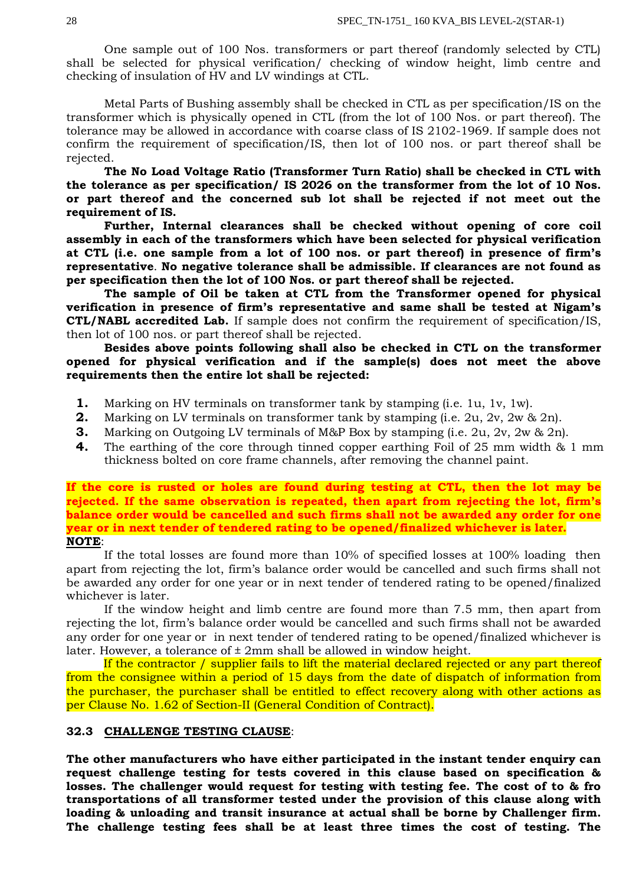One sample out of 100 Nos. transformers or part thereof (randomly selected by CTL) shall be selected for physical verification/ checking of window height, limb centre and checking of insulation of HV and LV windings at CTL.

Metal Parts of Bushing assembly shall be checked in CTL as per specification/IS on the transformer which is physically opened in CTL (from the lot of 100 Nos. or part thereof). The tolerance may be allowed in accordance with coarse class of IS 2102-1969. If sample does not confirm the requirement of specification/IS, then lot of 100 nos. or part thereof shall be rejected.

**The No Load Voltage Ratio (Transformer Turn Ratio) shall be checked in CTL with the tolerance as per specification/ IS 2026 on the transformer from the lot of 10 Nos. or part thereof and the concerned sub lot shall be rejected if not meet out the requirement of IS.**

**Further, Internal clearances shall be checked without opening of core coil assembly in each of the transformers which have been selected for physical verification at CTL (i.e. one sample from a lot of 100 nos. or part thereof) in presence of firm's representative. No negative tolerance shall be admissible. If clearances are not found as per specification then the lot of 100 Nos. or part thereof shall be rejected.**

**The sample of Oil be taken at CTL from the Transformer opened for physical verification in presence of firm's representative and same shall be tested at Nigam's CTL/NABL accredited Lab.** If sample does not confirm the requirement of specification/IS, then lot of 100 nos. or part thereof shall be rejected.

**Besides above points following shall also be checked in CTL on the transformer opened for physical verification and if the sample(s) does not meet the above requirements then the entire lot shall be rejected:**

1. Marking on HV terminals on transformer tank by stamping (i.e. 1u, 1v, 1w).
2. Marking on LV terminals on transformer tank by stamping (i.e. 2u, 2v, 2w & 2n).
3. Marking on Outgoing LV terminals of M&P Box by stamping (i.e. 2u, 2v, 2w & 2n).
4. The earthing of the core through tinned copper earthing Foil of 25 mm width & 1 mm thickness bolted on core frame channels, after removing the channel paint.

**If the core is rusted or holes are found during testing at CTL, then the lot may be rejected. If the same observation is repeated, then apart from rejecting the lot, firm's balance order would be cancelled and such firms shall not be awarded any order for one year or in next tender of tendered rating to be opened/finalized whichever is later.**

**NOTE**:

If the total losses are found more than 10% of specified losses at 100% loading then apart from rejecting the lot, firm's balance order would be cancelled and such firms shall not be awarded any order for one year or in next tender of tendered rating to be opened/finalized whichever is later.

If the window height and limb centre are found more than 7.5 mm, then apart from rejecting the lot, firm's balance order would be cancelled and such firms shall not be awarded any order for one year or in next tender of tendered rating to be opened/finalized whichever is later. However, a tolerance of ± 2mm shall be allowed in window height.

If the contractor / supplier fails to lift the material declared rejected or any part thereof from the consignee within a period of 15 days from the date of dispatch of information from the purchaser, the purchaser shall be entitled to effect recovery along with other actions as per Clause No. 1.62 of Section-II (General Condition of Contract).

### 32.3 CHALLENGE TESTING CLAUSE:

**The other manufacturers who have either participated in the instant tender enquiry can request challenge testing for tests covered in this clause based on specification & losses. The challenger would request for testing with testing fee. The cost of to & fro transportations of all transformer tested under the provision of this clause along with loading & unloading and transit insurance at actual shall be borne by Challenger firm. The challenge testing fees shall be at least three times the cost of testing. The**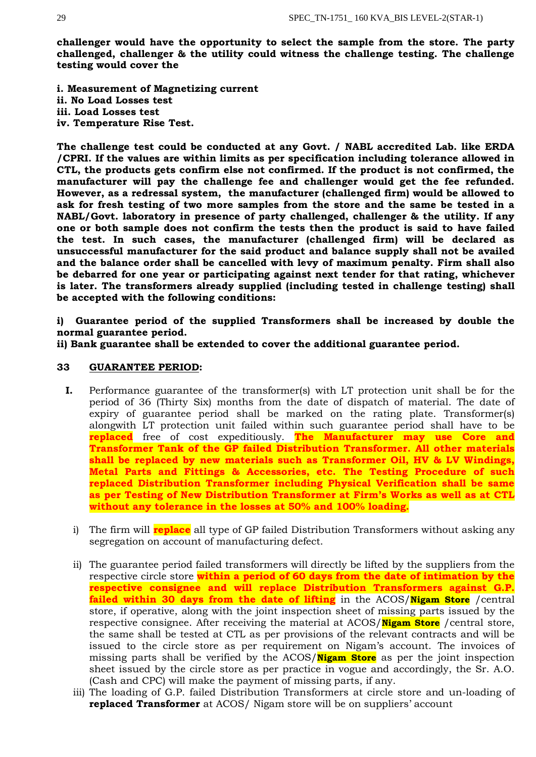**challenger would have the opportunity to select the sample from the store. The party challenged, challenger & the utility could witness the challenge testing. The challenge testing would cover the**

**i. Measurement of Magnetizing current**
**ii. No Load Losses test**
**iii. Load Losses test**
**iv. Temperature Rise Test.**

**The challenge test could be conducted at any Govt. / NABL accredited Lab. like ERDA /CPRI. If the values are within limits as per specification including tolerance allowed in CTL, the products gets confirm else not confirmed. If the product is not confirmed, the manufacturer will pay the challenge fee and challenger would get the fee refunded. However, as a redressal system, the manufacturer (challenged firm) would be allowed to ask for fresh testing of two more samples from the store and the same be tested in a NABL/Govt. laboratory in presence of party challenged, challenger & the utility. If any one or both sample does not confirm the tests then the product is said to have failed the test. In such cases, the manufacturer (challenged firm) will be declared as unsuccessful manufacturer for the said product and balance supply shall not be availed and the balance order shall be cancelled with levy of maximum penalty. Firm shall also be debarred for one year or participating against next tender for that rating, whichever is later. The transformers already supplied (including tested in challenge testing) shall be accepted with the following conditions:**

**i) Guarantee period of the supplied Transformers shall be increased by double the normal guarantee period.**
**ii) Bank guarantee shall be extended to cover the additional guarantee period.**

**33 GUARANTEE PERIOD:**

**I.** Performance guarantee of the transformer(s) with LT protection unit shall be for the period of 36 (Thirty Six) months from the date of dispatch of material. The date of expiry of guarantee period shall be marked on the rating plate. Transformer(s) alongwith LT protection unit failed within such guarantee period shall have to be **replaced** free of cost expeditiously. **The Manufacturer may use Core and Transformer Tank of the GP failed Distribution Transformer. All other materials shall be replaced by new materials such as Transformer Oil, HV & LV Windings, Metal Parts and Fittings & Accessories, etc. The Testing Procedure of such replaced Distribution Transformer including Physical Verification shall be same as per Testing of New Distribution Transformer at Firm's Works as well as at CTL without any tolerance in the losses at 50% and 100% loading.**

i) The firm will **replace** all type of GP failed Distribution Transformers without asking any segregation on account of manufacturing defect.

ii) The guarantee period failed transformers will directly be lifted by the suppliers from the respective circle store **within a period of 60 days from the date of intimation by the respective consignee and will replace Distribution Transformers against G.P. failed within 30 days from the date of lifting** in the ACOS/**Nigam Store** /central store, if operative, along with the joint inspection sheet of missing parts issued by the respective consignee. After receiving the material at ACOS/**Nigam Store** /central store, the same shall be tested at CTL as per provisions of the relevant contracts and will be issued to the circle store as per requirement on Nigam's account. The invoices of missing parts shall be verified by the ACOS/**Nigam Store** as per the joint inspection sheet issued by the circle store as per practice in vogue and accordingly, the Sr. A.O. (Cash and CPC) will make the payment of missing parts, if any.

iii) The loading of G.P. failed Distribution Transformers at circle store and un-loading of **replaced Transformer** at ACOS/ Nigam store will be on suppliers' account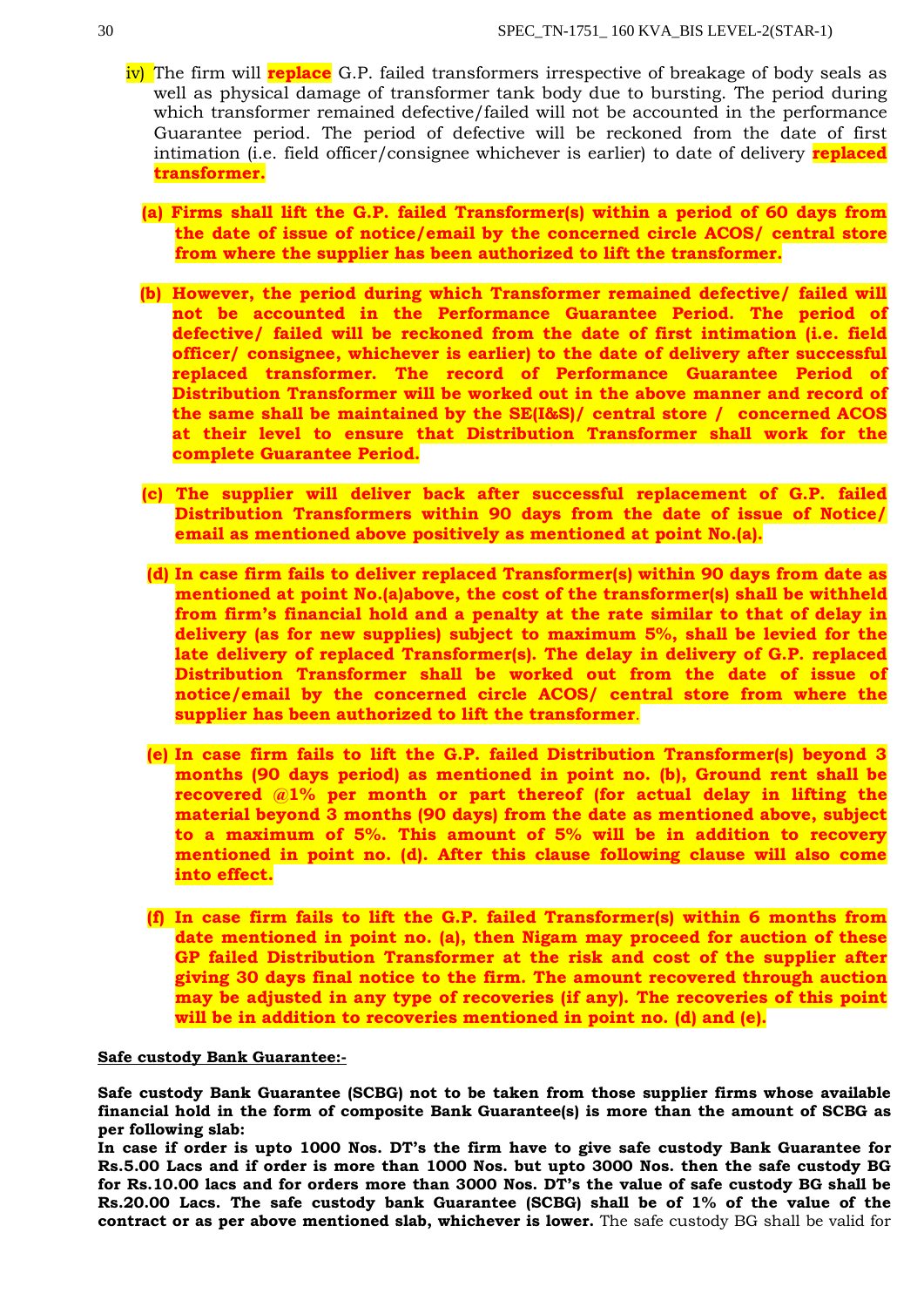iv) The firm will **replace** G.P. failed transformers irrespective of breakage of body seals as well as physical damage of transformer tank body due to bursting. The period during which transformer remained defective/failed will not be accounted in the performance Guarantee period. The period of defective will be reckoned from the date of first intimation (i.e. field officer/consignee whichever is earlier) to date of delivery **replaced transformer.**

**(a) Firms shall lift the G.P. failed Transformer(s) within a period of 60 days from the date of issue of notice/email by the concerned circle ACOS/ central store from where the supplier has been authorized to lift the transformer.**

**(b) However, the period during which Transformer remained defective/ failed will not be accounted in the Performance Guarantee Period. The period of defective/ failed will be reckoned from the date of first intimation (i.e. field officer/ consignee, whichever is earlier) to the date of delivery after successful replaced transformer. The record of Performance Guarantee Period of Distribution Transformer will be worked out in the above manner and record of the same shall be maintained by the SE(I&S)/ central store / concerned ACOS at their level to ensure that Distribution Transformer shall work for the complete Guarantee Period.**

**(c) The supplier will deliver back after successful replacement of G.P. failed Distribution Transformers within 90 days from the date of issue of Notice/ email as mentioned above positively as mentioned at point No.(a).**

**(d) In case firm fails to deliver replaced Transformer(s) within 90 days from date as mentioned at point No.(a)above, the cost of the transformer(s) shall be withheld from firm's financial hold and a penalty at the rate similar to that of delay in delivery (as for new supplies) subject to maximum 5%, shall be levied for the late delivery of replaced Transformer(s). The delay in delivery of G.P. replaced Distribution Transformer shall be worked out from the date of issue of notice/email by the concerned circle ACOS/ central store from where the supplier has been authorized to lift the transformer**.

**(e) In case firm fails to lift the G.P. failed Distribution Transformer(s) beyond 3 months (90 days period) as mentioned in point no. (b), Ground rent shall be recovered @1% per month or part thereof (for actual delay in lifting the material beyond 3 months (90 days) from the date as mentioned above, subject to a maximum of 5%. This amount of 5% will be in addition to recovery mentioned in point no. (d). After this clause following clause will also come into effect.**

**(f) In case firm fails to lift the G.P. failed Transformer(s) within 6 months from date mentioned in point no. (a), then Nigam may proceed for auction of these GP failed Distribution Transformer at the risk and cost of the supplier after giving 30 days final notice to the firm. The amount recovered through auction may be adjusted in any type of recoveries (if any). The recoveries of this point will be in addition to recoveries mentioned in point no. (d) and (e).**

**Safe custody Bank Guarantee:-**

**Safe custody Bank Guarantee (SCBG) not to be taken from those supplier firms whose available financial hold in the form of composite Bank Guarantee(s) is more than the amount of SCBG as per following slab:**
**In case if order is upto 1000 Nos. DT's the firm have to give safe custody Bank Guarantee for Rs.5.00 Lacs and if order is more than 1000 Nos. but upto 3000 Nos. then the safe custody BG for Rs.10.00 lacs and for orders more than 3000 Nos. DT's the value of safe custody BG shall be Rs.20.00 Lacs. The safe custody bank Guarantee (SCBG) shall be of 1% of the value of the contract or as per above mentioned slab, whichever is lower.** The safe custody BG shall be valid for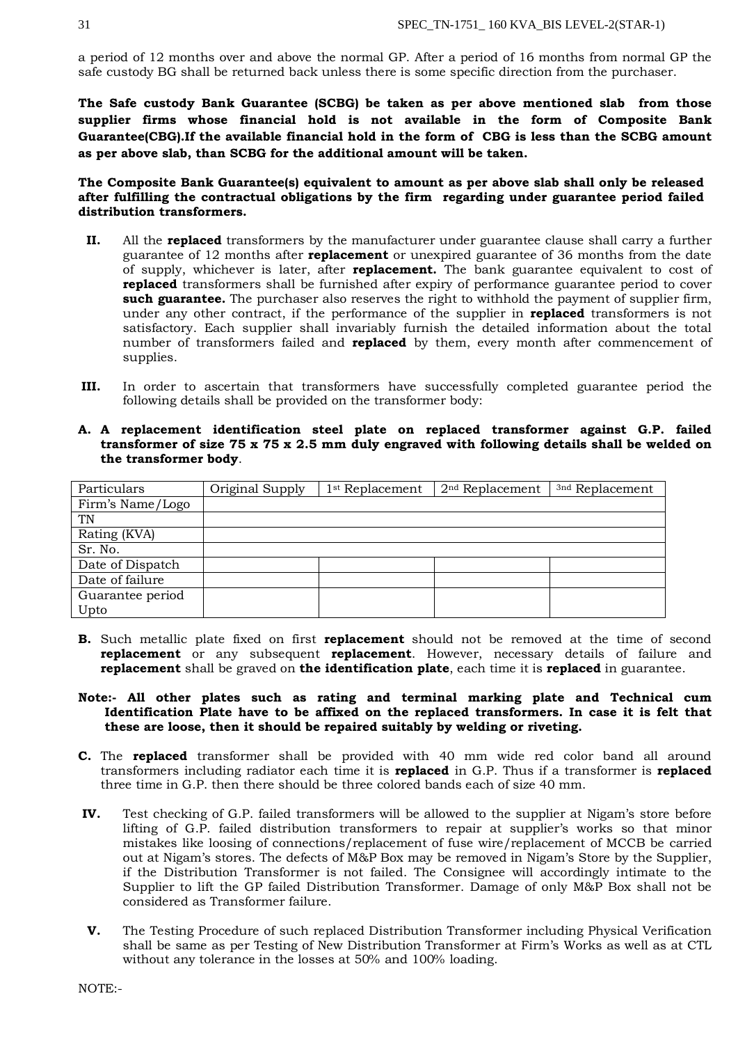a period of 12 months over and above the normal GP. After a period of 16 months from normal GP the safe custody BG shall be returned back unless there is some specific direction from the purchaser.

**The Safe custody Bank Guarantee (SCBG) be taken as per above mentioned slab from those supplier firms whose financial hold is not available in the form of Composite Bank Guarantee(CBG).If the available financial hold in the form of CBG is less than the SCBG amount as per above slab, than SCBG for the additional amount will be taken.**

**The Composite Bank Guarantee(s) equivalent to amount as per above slab shall only be released after fulfilling the contractual obligations by the firm regarding under guarantee period failed distribution transformers.**

**II.** All the **replaced** transformers by the manufacturer under guarantee clause shall carry a further guarantee of 12 months after **replacement** or unexpired guarantee of 36 months from the date of supply, whichever is later, after **replacement.** The bank guarantee equivalent to cost of **replaced** transformers shall be furnished after expiry of performance guarantee period to cover **such guarantee.** The purchaser also reserves the right to withhold the payment of supplier firm, under any other contract, if the performance of the supplier in **replaced** transformers is not satisfactory. Each supplier shall invariably furnish the detailed information about the total number of transformers failed and **replaced** by them, every month after commencement of supplies.

**III.** In order to ascertain that transformers have successfully completed guarantee period the following details shall be provided on the transformer body:

**A. A replacement identification steel plate on replaced transformer against G.P. failed transformer of size 75 x 75 x 2.5 mm duly engraved with following details shall be welded on the transformer body**.

| Particulars | Original Supply | 1st Replacement | 2nd Replacement | 3nd Replacement |
|---|---|---|---|---|
| Firm's Name/Logo | | | | |
| TN | | | | |
| Rating (KVA) | | | | |
| Sr. No. | | | | |
| Date of Dispatch | | | | |
| Date of failure | | | | |
| Guarantee period Upto | | | | |

**B.** Such metallic plate fixed on first **replacement** should not be removed at the time of second **replacement** or any subsequent **replacement**. However, necessary details of failure and **replacement** shall be graved on **the identification plate**, each time it is **replaced** in guarantee.

**Note:- All other plates such as rating and terminal marking plate and Technical cum Identification Plate have to be affixed on the replaced transformers. In case it is felt that these are loose, then it should be repaired suitably by welding or riveting.**

**C.** The **replaced** transformer shall be provided with 40 mm wide red color band all around transformers including radiator each time it is **replaced** in G.P. Thus if a transformer is **replaced** three time in G.P. then there should be three colored bands each of size 40 mm.

**IV.** Test checking of G.P. failed transformers will be allowed to the supplier at Nigam's store before lifting of G.P. failed distribution transformers to repair at supplier's works so that minor mistakes like loosing of connections/replacement of fuse wire/replacement of MCCB be carried out at Nigam's stores. The defects of M&P Box may be removed in Nigam's Store by the Supplier, if the Distribution Transformer is not failed. The Consignee will accordingly intimate to the Supplier to lift the GP failed Distribution Transformer. Damage of only M&P Box shall not be considered as Transformer failure.

**V.** The Testing Procedure of such replaced Distribution Transformer including Physical Verification shall be same as per Testing of New Distribution Transformer at Firm's Works as well as at CTL without any tolerance in the losses at 50% and 100% loading.

NOTE:-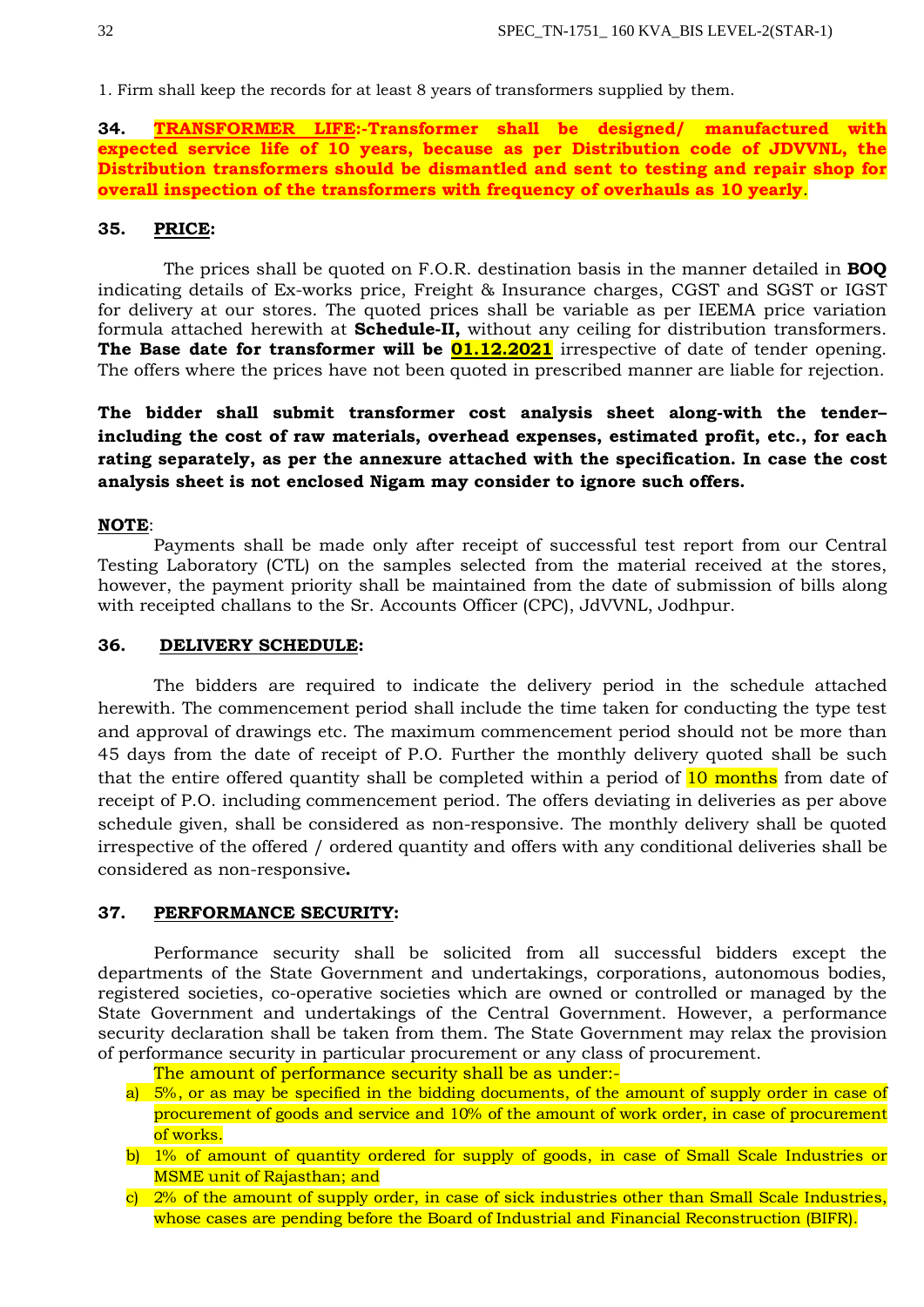1. Firm shall keep the records for at least 8 years of transformers supplied by them.

**34. <u>TRANSFORMER LIFE</u>:-Transformer shall be designed/ manufactured with expected service life of 10 years, because as per Distribution code of JDVVNL, the Distribution transformers should be dismantled and sent to testing and repair shop for overall inspection of the transformers with frequency of overhauls as 10 yearly**.

**35. <u>PRICE</u>:**

The prices shall be quoted on F.O.R. destination basis in the manner detailed in **BOQ** indicating details of Ex-works price, Freight & Insurance charges, CGST and SGST or IGST for delivery at our stores. The quoted prices shall be variable as per IEEMA price variation formula attached herewith at **Schedule-II,** without any ceiling for distribution transformers. **The Base date for transformer will be <u>01.12.2021</u>** irrespective of date of tender opening. The offers where the prices have not been quoted in prescribed manner are liable for rejection.

**The bidder shall submit transformer cost analysis sheet along-with the tender–including the cost of raw materials, overhead expenses, estimated profit, etc., for each rating separately, as per the annexure attached with the specification. In case the cost analysis sheet is not enclosed Nigam may consider to ignore such offers.**

**<u>NOTE</u>**:

Payments shall be made only after receipt of successful test report from our Central Testing Laboratory (CTL) on the samples selected from the material received at the stores, however, the payment priority shall be maintained from the date of submission of bills along with receipted challans to the Sr. Accounts Officer (CPC), JdVVNL, Jodhpur.

**36. <u>DELIVERY SCHEDULE</u>:**

The bidders are required to indicate the delivery period in the schedule attached herewith. The commencement period shall include the time taken for conducting the type test and approval of drawings etc. The maximum commencement period should not be more than 45 days from the date of receipt of P.O. Further the monthly delivery quoted shall be such that the entire offered quantity shall be completed within a period of 10 months from date of receipt of P.O. including commencement period. The offers deviating in deliveries as per above schedule given, shall be considered as non-responsive. The monthly delivery shall be quoted irrespective of the offered / ordered quantity and offers with any conditional deliveries shall be considered as non-responsive**.**

**37. <u>PERFORMANCE SECURITY</u>:**

Performance security shall be solicited from all successful bidders except the departments of the State Government and undertakings, corporations, autonomous bodies, registered societies, co-operative societies which are owned or controlled or managed by the State Government and undertakings of the Central Government. However, a performance security declaration shall be taken from them. The State Government may relax the provision of performance security in particular procurement or any class of procurement.

The amount of performance security shall be as under:-

a) 5%, or as may be specified in the bidding documents, of the amount of supply order in case of procurement of goods and service and 10% of the amount of work order, in case of procurement of works.
b) 1% of amount of quantity ordered for supply of goods, in case of Small Scale Industries or MSME unit of Rajasthan; and
c) 2% of the amount of supply order, in case of sick industries other than Small Scale Industries, whose cases are pending before the Board of Industrial and Financial Reconstruction (BIFR).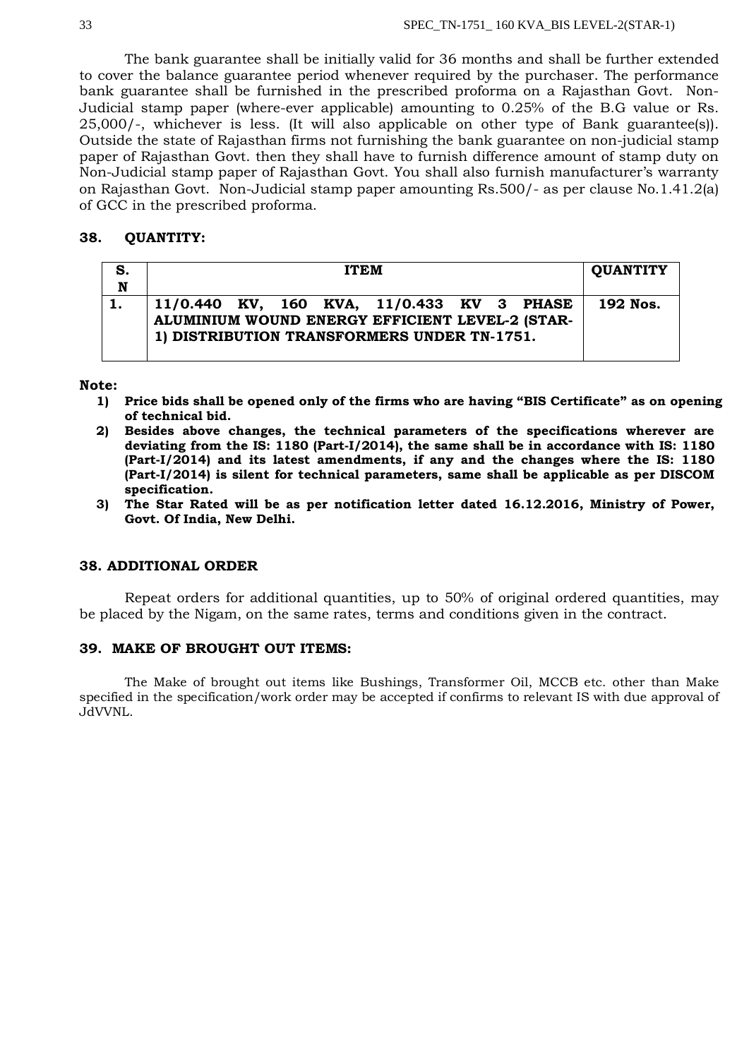The bank guarantee shall be initially valid for 36 months and shall be further extended to cover the balance guarantee period whenever required by the purchaser. The performance bank guarantee shall be furnished in the prescribed proforma on a Rajasthan Govt. Non-Judicial stamp paper (where-ever applicable) amounting to 0.25% of the B.G value or Rs. 25,000/-, whichever is less. (It will also applicable on other type of Bank guarantee(s)). Outside the state of Rajasthan firms not furnishing the bank guarantee on non-judicial stamp paper of Rajasthan Govt. then they shall have to furnish difference amount of stamp duty on Non-Judicial stamp paper of Rajasthan Govt. You shall also furnish manufacturer's warranty on Rajasthan Govt. Non-Judicial stamp paper amounting Rs.500/- as per clause No.1.41.2(a) of GCC in the prescribed proforma.

## 38. QUANTITY:

| S. N | ITEM | QUANTITY |
|---|---|---|
| **1.** | **11/0.440 KV, 160 KVA, 11/0.433 KV 3 PHASE ALUMINIUM WOUND ENERGY EFFICIENT LEVEL-2 (STAR-1) DISTRIBUTION TRANSFORMERS UNDER TN-1751.** | **192 Nos.** |

**Note:**

1) **Price bids shall be opened only of the firms who are having "BIS Certificate" as on opening of technical bid.**
2) **Besides above changes, the technical parameters of the specifications wherever are deviating from the IS: 1180 (Part-I/2014), the same shall be in accordance with IS: 1180 (Part-I/2014) and its latest amendments, if any and the changes where the IS: 1180 (Part-I/2014) is silent for technical parameters, same shall be applicable as per DISCOM specification.**
3) **The Star Rated will be as per notification letter dated 16.12.2016, Ministry of Power, Govt. Of India, New Delhi.**

## 38. ADDITIONAL ORDER

Repeat orders for additional quantities, up to 50% of original ordered quantities, may be placed by the Nigam, on the same rates, terms and conditions given in the contract.

## 39. MAKE OF BROUGHT OUT ITEMS:

The Make of brought out items like Bushings, Transformer Oil, MCCB etc. other than Make specified in the specification/work order may be accepted if confirms to relevant IS with due approval of JdVVNL.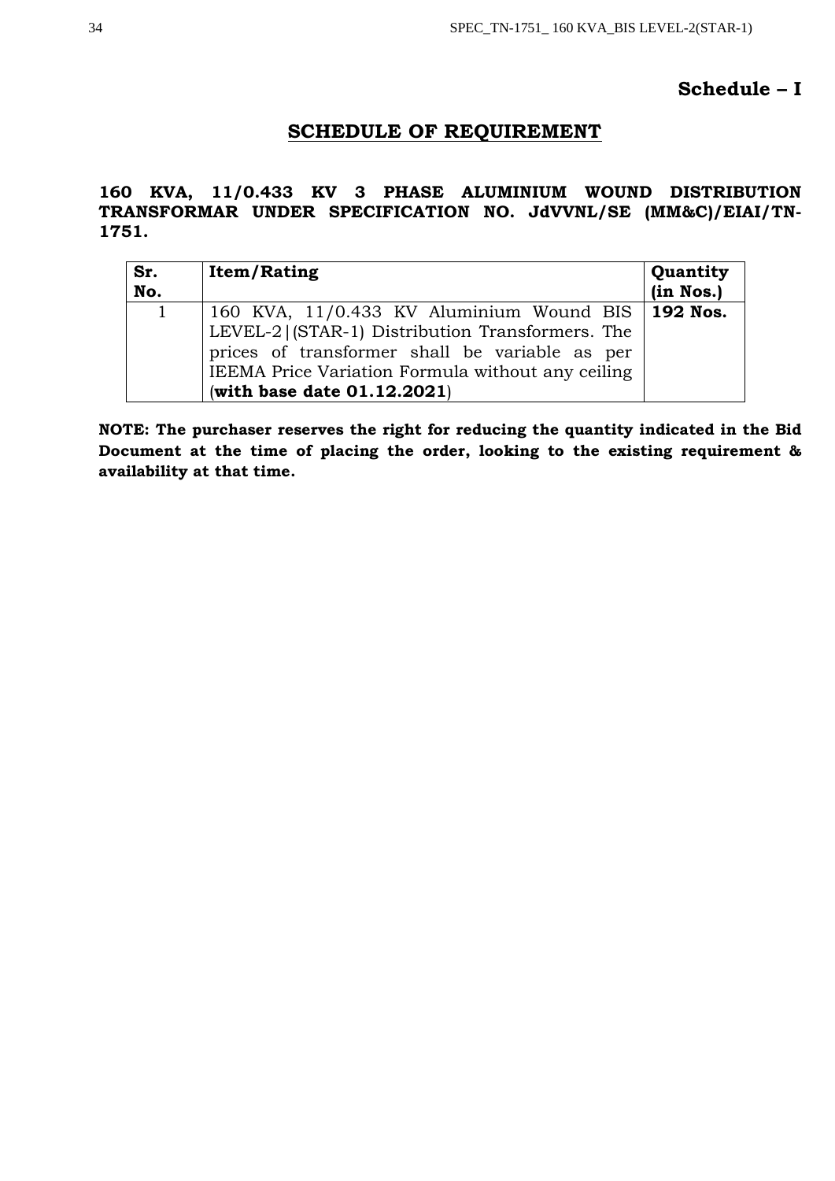**Schedule – I**

## SCHEDULE OF REQUIREMENT

**160 KVA, 11/0.433 KV 3 PHASE ALUMINIUM WOUND DISTRIBUTION TRANSFORMAR UNDER SPECIFICATION NO. JdVVNL/SE (MM&C)/EIAI/TN-1751.**

| Sr. No. | Item/Rating | Quantity (in Nos.) |
|---|---|---|
| 1 | 160 KVA, 11/0.433 KV Aluminium Wound BIS LEVEL-2\|(STAR-1) Distribution Transformers. The prices of transformer shall be variable as per IEEMA Price Variation Formula without any ceiling (**with base date 01.12.2021**) | **192 Nos.** |

**NOTE: The purchaser reserves the right for reducing the quantity indicated in the Bid Document at the time of placing the order, looking to the existing requirement & availability at that time.**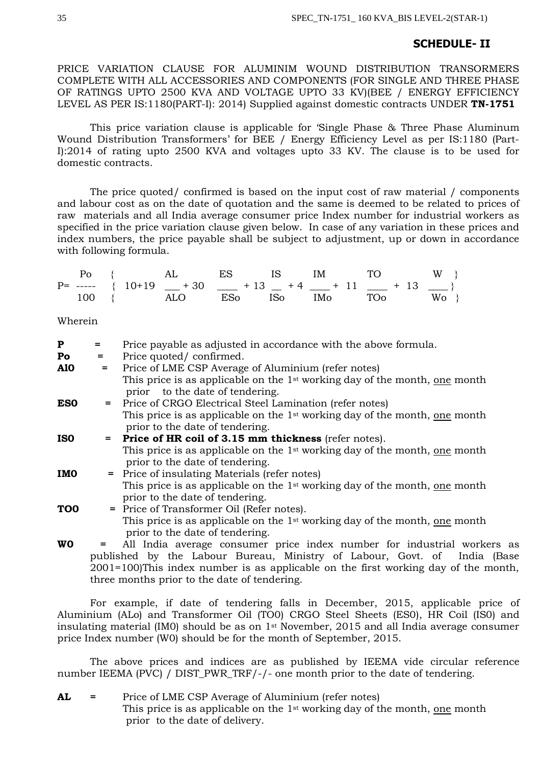## SCHEDULE- II

PRICE VARIATION CLAUSE FOR ALUMINIM WOUND DISTRIBUTION TRANSORMERS COMPLETE WITH ALL ACCESSORIES AND COMPONENTS (FOR SINGLE AND THREE PHASE OF RATINGS UPTO 2500 KVA AND VOLTAGE UPTO 33 KV)(BEE / ENERGY EFFICIENCY LEVEL AS PER IS:1180(PART-I): 2014) Supplied against domestic contracts UNDER **TN-1751**

This price variation clause is applicable for 'Single Phase & Three Phase Aluminum Wound Distribution Transformers' for BEE / Energy Efficiency Level as per IS:1180 (Part-I):2014 of rating upto 2500 KVA and voltages upto 33 KV. The clause is to be used for domestic contracts.

The price quoted/ confirmed is based on the input cost of raw material / components and labour cost as on the date of quotation and the same is deemed to be related to prices of raw materials and all India average consumer price Index number for industrial workers as specified in the price variation clause given below. In case of any variation in these prices and index numbers, the price payable shall be subject to adjustment, up or down in accordance with following formula.

$$P = \frac{Po}{100}\left\{10 + 19\frac{AL}{ALO} + 30\frac{ES}{ESo} + 13\frac{IS}{ISo} + 4\frac{IM}{IMo} + 11\frac{TO}{TOo} + 13\frac{W}{Wo}\right\}$$

Wherein

**P** = Price payable as adjusted in accordance with the above formula.

**Po** = Price quoted/ confirmed.

**Al0** = Price of LME CSP Average of Aluminium (refer notes)
This price is as applicable on the 1st working day of the month, one month prior to the date of tendering.

**ES0** = Price of CRGO Electrical Steel Lamination (refer notes)
This price is as applicable on the 1st working day of the month, one month prior to the date of tendering.

**IS0** = **Price of HR coil of 3.15 mm thickness** (refer notes).
This price is as applicable on the 1st working day of the month, one month prior to the date of tendering.

**IM0** = Price of insulating Materials (refer notes)
This price is as applicable on the 1st working day of the month, one month prior to the date of tendering.

**TO0** = Price of Transformer Oil (Refer notes).
This price is as applicable on the 1st working day of the month, one month prior to the date of tendering.

**W0** = All India average consumer price index number for industrial workers as published by the Labour Bureau, Ministry of Labour, Govt. of India (Base 2001=100)This index number is as applicable on the first working day of the month, three months prior to the date of tendering.

For example, if date of tendering falls in December, 2015, applicable price of Aluminium (ALo) and Transformer Oil (TO0) CRGO Steel Sheets (ES0), HR Coil (IS0) and insulating material (IM0) should be as on 1st November, 2015 and all India average consumer price Index number (W0) should be for the month of September, 2015.

The above prices and indices are as published by IEEMA vide circular reference number IEEMA (PVC) / DIST_PWR_TRF/-/- one month prior to the date of tendering.

**AL** = Price of LME CSP Average of Aluminium (refer notes)
This price is as applicable on the 1st working day of the month, one month prior to the date of delivery.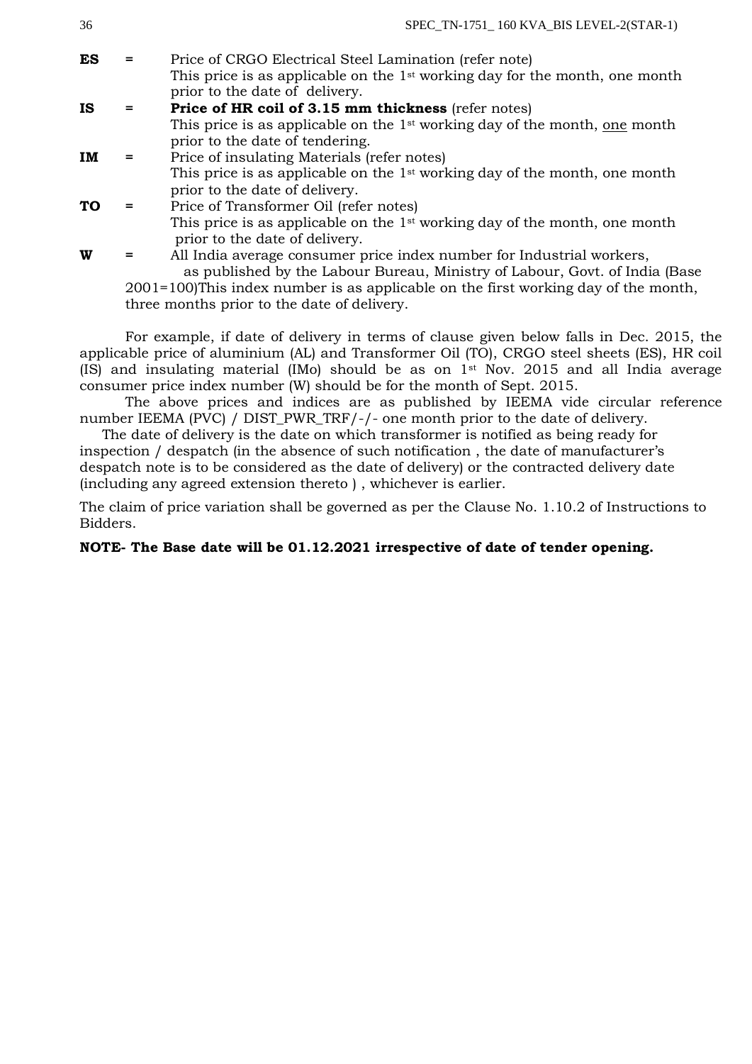**ES** = Price of CRGO Electrical Steel Lamination (refer note)
This price is as applicable on the 1st working day for the month, one month prior to the date of delivery.

**IS** = **Price of HR coil of 3.15 mm thickness** (refer notes)
This price is as applicable on the 1st working day of the month, one month prior to the date of tendering.

**IM** = Price of insulating Materials (refer notes)
This price is as applicable on the 1st working day of the month, one month prior to the date of delivery.

**TO** = Price of Transformer Oil (refer notes)
This price is as applicable on the 1st working day of the month, one month prior to the date of delivery.

**W** = All India average consumer price index number for Industrial workers, as published by the Labour Bureau, Ministry of Labour, Govt. of India (Base 2001=100)This index number is as applicable on the first working day of the month, three months prior to the date of delivery.

For example, if date of delivery in terms of clause given below falls in Dec. 2015, the applicable price of aluminium (AL) and Transformer Oil (TO), CRGO steel sheets (ES), HR coil (IS) and insulating material (IMo) should be as on 1st Nov. 2015 and all India average consumer price index number (W) should be for the month of Sept. 2015.

The above prices and indices are as published by IEEMA vide circular reference number IEEMA (PVC) / DIST_PWR_TRF/-/- one month prior to the date of delivery.

The date of delivery is the date on which transformer is notified as being ready for inspection / despatch (in the absence of such notification , the date of manufacturer's despatch note is to be considered as the date of delivery) or the contracted delivery date (including any agreed extension thereto ) , whichever is earlier.

The claim of price variation shall be governed as per the Clause No. 1.10.2 of Instructions to Bidders.

**NOTE- The Base date will be 01.12.2021 irrespective of date of tender opening.**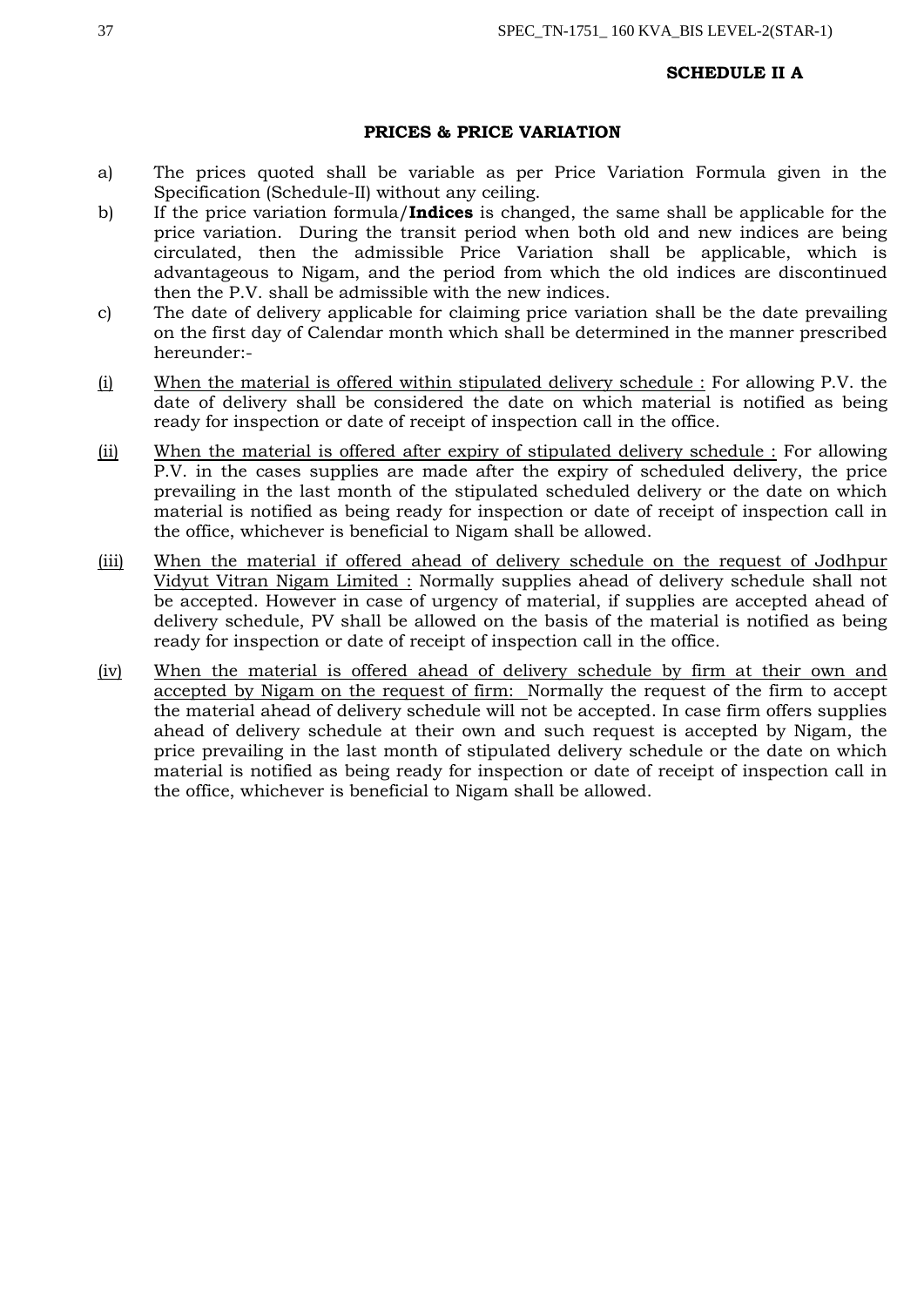**SCHEDULE II A**

## PRICES & PRICE VARIATION

a) The prices quoted shall be variable as per Price Variation Formula given in the Specification (Schedule-II) without any ceiling.

b) If the price variation formula/**Indices** is changed, the same shall be applicable for the price variation. During the transit period when both old and new indices are being circulated, then the admissible Price Variation shall be applicable, which is advantageous to Nigam, and the period from which the old indices are discontinued then the P.V. shall be admissible with the new indices.

c) The date of delivery applicable for claiming price variation shall be the date prevailing on the first day of Calendar month which shall be determined in the manner prescribed hereunder:-

(i) <u>When the material is offered within stipulated delivery schedule :</u> For allowing P.V. the date of delivery shall be considered the date on which material is notified as being ready for inspection or date of receipt of inspection call in the office.

(ii) <u>When the material is offered after expiry of stipulated delivery schedule :</u> For allowing P.V. in the cases supplies are made after the expiry of scheduled delivery, the price prevailing in the last month of the stipulated scheduled delivery or the date on which material is notified as being ready for inspection or date of receipt of inspection call in the office, whichever is beneficial to Nigam shall be allowed.

(iii) <u>When the material if offered ahead of delivery schedule on the request of Jodhpur Vidyut Vitran Nigam Limited :</u> Normally supplies ahead of delivery schedule shall not be accepted. However in case of urgency of material, if supplies are accepted ahead of delivery schedule, PV shall be allowed on the basis of the material is notified as being ready for inspection or date of receipt of inspection call in the office.

(iv) <u>When the material is offered ahead of delivery schedule by firm at their own and accepted by Nigam on the request of firm:</u> Normally the request of the firm to accept the material ahead of delivery schedule will not be accepted. In case firm offers supplies ahead of delivery schedule at their own and such request is accepted by Nigam, the price prevailing in the last month of stipulated delivery schedule or the date on which material is notified as being ready for inspection or date of receipt of inspection call in the office, whichever is beneficial to Nigam shall be allowed.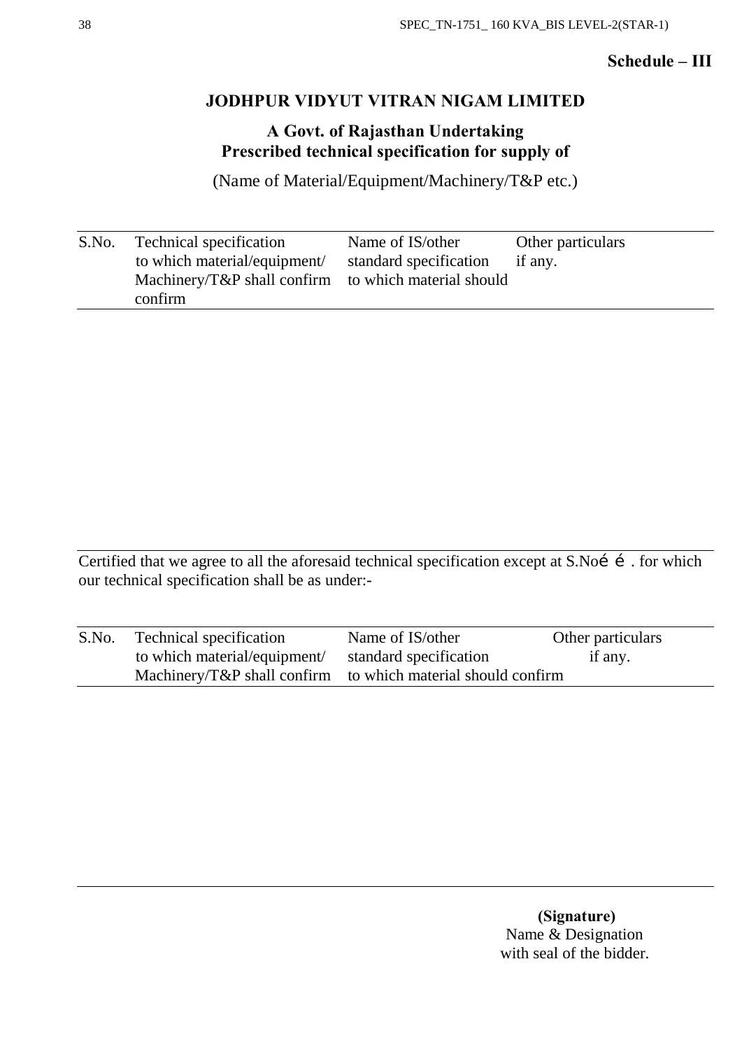**Schedule – III**

# JODHPUR VIDYUT VITRAN NIGAM LIMITED

## A Govt. of Rajasthan Undertaking
## Prescribed technical specification for supply of

(Name of Material/Equipment/Machinery/T&P etc.)

| S.No. | Technical specification to which material/equipment/ Machinery/T&P shall confirm | Name of IS/other standard specification to which material should confirm | Other particulars if any. |
|---|---|---|---|
| | | | |

Certified that we agree to all the aforesaid technical specification except at S.Noé é . for which our technical specification shall be as under:-

| S.No. | Technical specification to which material/equipment/ Machinery/T&P shall confirm | Name of IS/other standard specification to which material should confirm | Other particulars if any. |
|---|---|---|---|
| | | | |

**(Signature)**
Name & Designation
with seal of the bidder.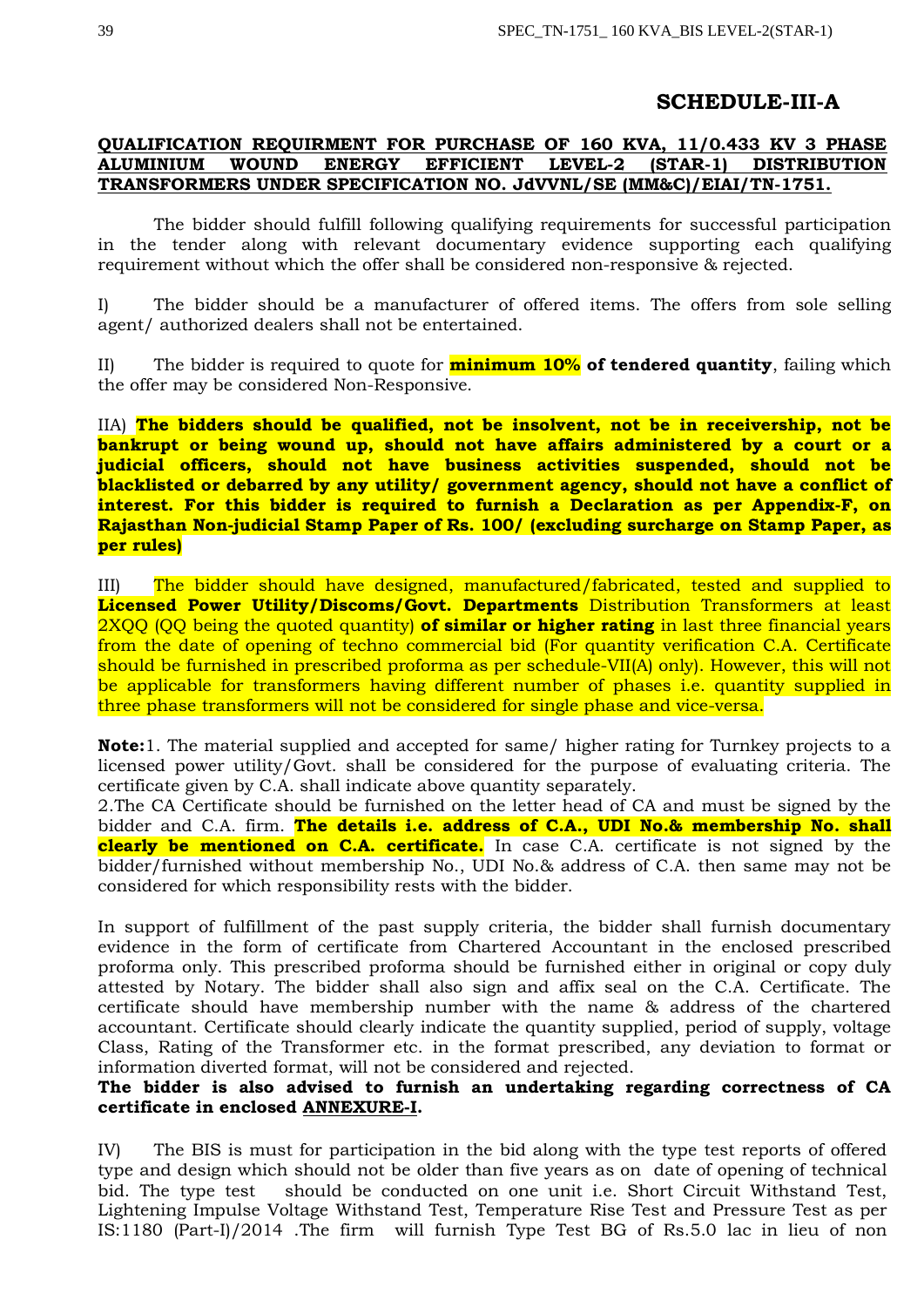# SCHEDULE-III-A

**QUALIFICATION REQUIRMENT FOR PURCHASE OF 160 KVA, 11/0.433 KV 3 PHASE ALUMINIUM WOUND ENERGY EFFICIENT LEVEL-2 (STAR-1) DISTRIBUTION TRANSFORMERS UNDER SPECIFICATION NO. JdVVNL/SE (MM&C)/EIAI/TN-1751.**

The bidder should fulfill following qualifying requirements for successful participation in the tender along with relevant documentary evidence supporting each qualifying requirement without which the offer shall be considered non-responsive & rejected.

I) The bidder should be a manufacturer of offered items. The offers from sole selling agent/ authorized dealers shall not be entertained.

II) The bidder is required to quote for **minimum 10% of tendered quantity**, failing which the offer may be considered Non-Responsive.

IIA) **The bidders should be qualified, not be insolvent, not be in receivership, not be bankrupt or being wound up, should not have affairs administered by a court or a judicial officers, should not have business activities suspended, should not be blacklisted or debarred by any utility/ government agency, should not have a conflict of interest. For this bidder is required to furnish a Declaration as per Appendix-F, on Rajasthan Non-judicial Stamp Paper of Rs. 100/ (excluding surcharge on Stamp Paper, as per rules)**

III) The bidder should have designed, manufactured/fabricated, tested and supplied to **Licensed Power Utility/Discoms/Govt. Departments** Distribution Transformers at least 2XQQ (QQ being the quoted quantity) **of similar or higher rating** in last three financial years from the date of opening of techno commercial bid (For quantity verification C.A. Certificate should be furnished in prescribed proforma as per schedule-VII(A) only). However, this will not be applicable for transformers having different number of phases i.e. quantity supplied in three phase transformers will not be considered for single phase and vice-versa.

**Note:**1. The material supplied and accepted for same/ higher rating for Turnkey projects to a licensed power utility/Govt. shall be considered for the purpose of evaluating criteria. The certificate given by C.A. shall indicate above quantity separately.
2.The CA Certificate should be furnished on the letter head of CA and must be signed by the bidder and C.A. firm. **The details i.e. address of C.A., UDI No.& membership No. shall clearly be mentioned on C.A. certificate.** In case C.A. certificate is not signed by the bidder/furnished without membership No., UDI No.& address of C.A. then same may not be considered for which responsibility rests with the bidder.

In support of fulfillment of the past supply criteria, the bidder shall furnish documentary evidence in the form of certificate from Chartered Accountant in the enclosed prescribed proforma only. This prescribed proforma should be furnished either in original or copy duly attested by Notary. The bidder shall also sign and affix seal on the C.A. Certificate. The certificate should have membership number with the name & address of the chartered accountant. Certificate should clearly indicate the quantity supplied, period of supply, voltage Class, Rating of the Transformer etc. in the format prescribed, any deviation to format or information diverted format, will not be considered and rejected.
**The bidder is also advised to furnish an undertaking regarding correctness of CA certificate in enclosed ANNEXURE-I.**

IV) The BIS is must for participation in the bid along with the type test reports of offered type and design which should not be older than five years as on date of opening of technical bid. The type test should be conducted on one unit i.e. Short Circuit Withstand Test, Lightening Impulse Voltage Withstand Test, Temperature Rise Test and Pressure Test as per IS:1180 (Part-I)/2014 .The firm will furnish Type Test BG of Rs.5.0 lac in lieu of non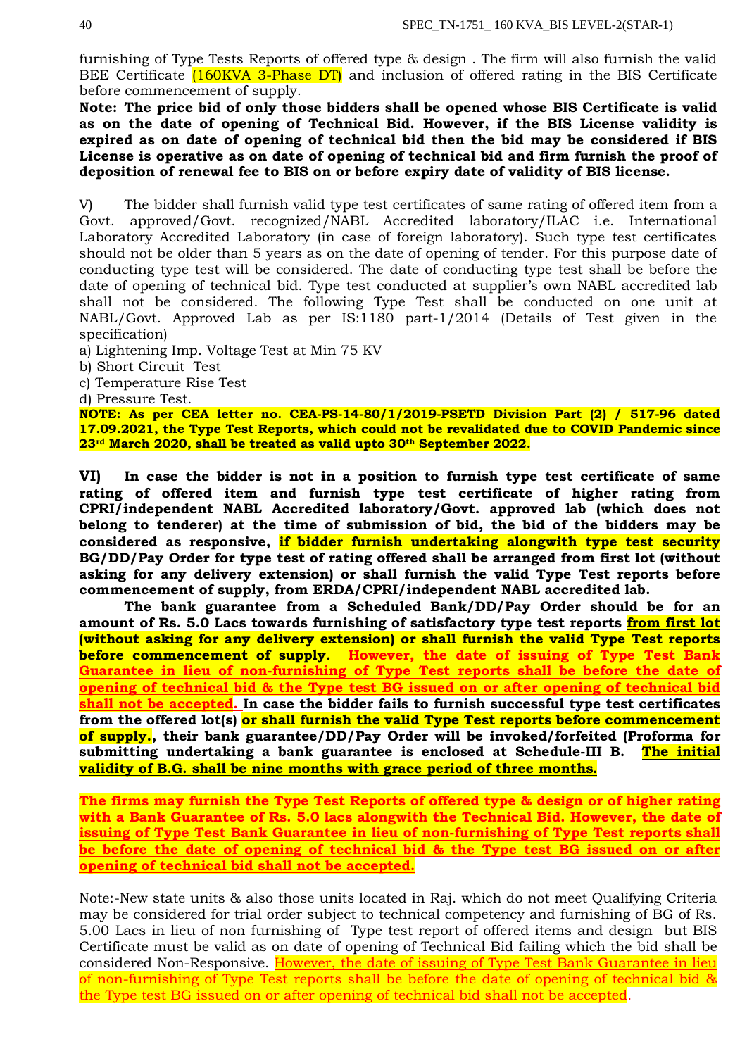furnishing of Type Tests Reports of offered type & design . The firm will also furnish the valid BEE Certificate (160KVA 3-Phase DT) and inclusion of offered rating in the BIS Certificate before commencement of supply.

**Note: The price bid of only those bidders shall be opened whose BIS Certificate is valid as on the date of opening of Technical Bid. However, if the BIS License validity is expired as on date of opening of technical bid then the bid may be considered if BIS License is operative as on date of opening of technical bid and firm furnish the proof of deposition of renewal fee to BIS on or before expiry date of validity of BIS license.**

V) The bidder shall furnish valid type test certificates of same rating of offered item from a Govt. approved/Govt. recognized/NABL Accredited laboratory/ILAC i.e. International Laboratory Accredited Laboratory (in case of foreign laboratory). Such type test certificates should not be older than 5 years as on the date of opening of tender. For this purpose date of conducting type test will be considered. The date of conducting type test shall be before the date of opening of technical bid. Type test conducted at supplier's own NABL accredited lab shall not be considered. The following Type Test shall be conducted on one unit at NABL/Govt. Approved Lab as per IS:1180 part-1/2014 (Details of Test given in the specification)

a) Lightening Imp. Voltage Test at Min 75 KV
b) Short Circuit Test
c) Temperature Rise Test
d) Pressure Test.

**NOTE: As per CEA letter no. CEA-PS-14-80/1/2019-PSETD Division Part (2) / 517-96 dated 17.09.2021, the Type Test Reports, which could not be revalidated due to COVID Pandemic since 23rd March 2020, shall be treated as valid upto 30th September 2022.**

**VI) In case the bidder is not in a position to furnish type test certificate of same rating of offered item and furnish type test certificate of higher rating from CPRI/independent NABL Accredited laboratory/Govt. approved lab (which does not belong to tenderer) at the time of submission of bid, the bid of the bidders may be considered as responsive, if bidder furnish undertaking alongwith type test security BG/DD/Pay Order for type test of rating offered shall be arranged from first lot (without asking for any delivery extension) or shall furnish the valid Type Test reports before commencement of supply, from ERDA/CPRI/independent NABL accredited lab.**

**The bank guarantee from a Scheduled Bank/DD/Pay Order should be for an amount of Rs. 5.0 Lacs towards furnishing of satisfactory type test reports from first lot (without asking for any delivery extension) or shall furnish the valid Type Test reports before commencement of supply. However, the date of issuing of Type Test Bank Guarantee in lieu of non-furnishing of Type Test reports shall be before the date of opening of technical bid & the Type test BG issued on or after opening of technical bid shall not be accepted. In case the bidder fails to furnish successful type test certificates from the offered lot(s) or shall furnish the valid Type Test reports before commencement of supply., their bank guarantee/DD/Pay Order will be invoked/forfeited (Proforma for submitting undertaking a bank guarantee is enclosed at Schedule-III B. The initial validity of B.G. shall be nine months with grace period of three months.**

**The firms may furnish the Type Test Reports of offered type & design or of higher rating with a Bank Guarantee of Rs. 5.0 lacs alongwith the Technical Bid. However, the date of issuing of Type Test Bank Guarantee in lieu of non-furnishing of Type Test reports shall be before the date of opening of technical bid & the Type test BG issued on or after opening of technical bid shall not be accepted.**

Note:-New state units & also those units located in Raj. which do not meet Qualifying Criteria may be considered for trial order subject to technical competency and furnishing of BG of Rs. 5.00 Lacs in lieu of non furnishing of Type test report of offered items and design but BIS Certificate must be valid as on date of opening of Technical Bid failing which the bid shall be considered Non-Responsive. However, the date of issuing of Type Test Bank Guarantee in lieu of non-furnishing of Type Test reports shall be before the date of opening of technical bid & the Type test BG issued on or after opening of technical bid shall not be accepted.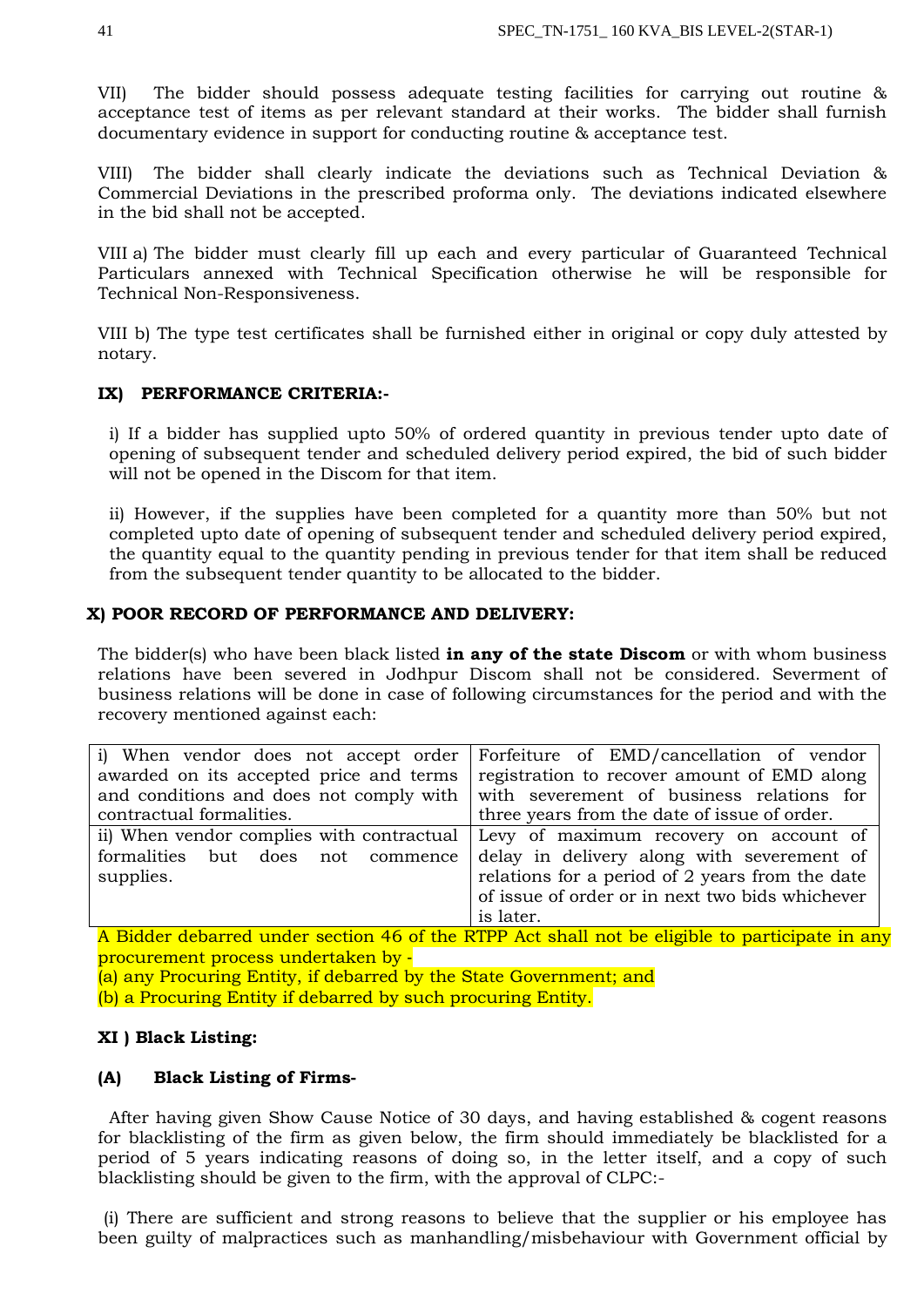VII) The bidder should possess adequate testing facilities for carrying out routine & acceptance test of items as per relevant standard at their works. The bidder shall furnish documentary evidence in support for conducting routine & acceptance test.

VIII) The bidder shall clearly indicate the deviations such as Technical Deviation & Commercial Deviations in the prescribed proforma only. The deviations indicated elsewhere in the bid shall not be accepted.

VIII a) The bidder must clearly fill up each and every particular of Guaranteed Technical Particulars annexed with Technical Specification otherwise he will be responsible for Technical Non-Responsiveness.

VIII b) The type test certificates shall be furnished either in original or copy duly attested by notary.

**IX) PERFORMANCE CRITERIA:-**

i) If a bidder has supplied upto 50% of ordered quantity in previous tender upto date of opening of subsequent tender and scheduled delivery period expired, the bid of such bidder will not be opened in the Discom for that item.

ii) However, if the supplies have been completed for a quantity more than 50% but not completed upto date of opening of subsequent tender and scheduled delivery period expired, the quantity equal to the quantity pending in previous tender for that item shall be reduced from the subsequent tender quantity to be allocated to the bidder.

**X) POOR RECORD OF PERFORMANCE AND DELIVERY:**

The bidder(s) who have been black listed **in any of the state Discom** or with whom business relations have been severed in Jodhpur Discom shall not be considered. Severment of business relations will be done in case of following circumstances for the period and with the recovery mentioned against each:

| | |
|---|---|
| i) When vendor does not accept order awarded on its accepted price and terms and conditions and does not comply with contractual formalities. | Forfeiture of EMD/cancellation of vendor registration to recover amount of EMD along with severement of business relations for three years from the date of issue of order. |
| ii) When vendor complies with contractual formalities but does not commence supplies. | Levy of maximum recovery on account of delay in delivery along with severement of relations for a period of 2 years from the date of issue of order or in next two bids whichever is later. |

A Bidder debarred under section 46 of the RTPP Act shall not be eligible to participate in any procurement process undertaken by -
(a) any Procuring Entity, if debarred by the State Government; and
(b) a Procuring Entity if debarred by such procuring Entity.

**XI ) Black Listing:**

**(A) Black Listing of Firms-**

After having given Show Cause Notice of 30 days, and having established & cogent reasons for blacklisting of the firm as given below, the firm should immediately be blacklisted for a period of 5 years indicating reasons of doing so, in the letter itself, and a copy of such blacklisting should be given to the firm, with the approval of CLPC:-

(i) There are sufficient and strong reasons to believe that the supplier or his employee has been guilty of malpractices such as manhandling/misbehaviour with Government official by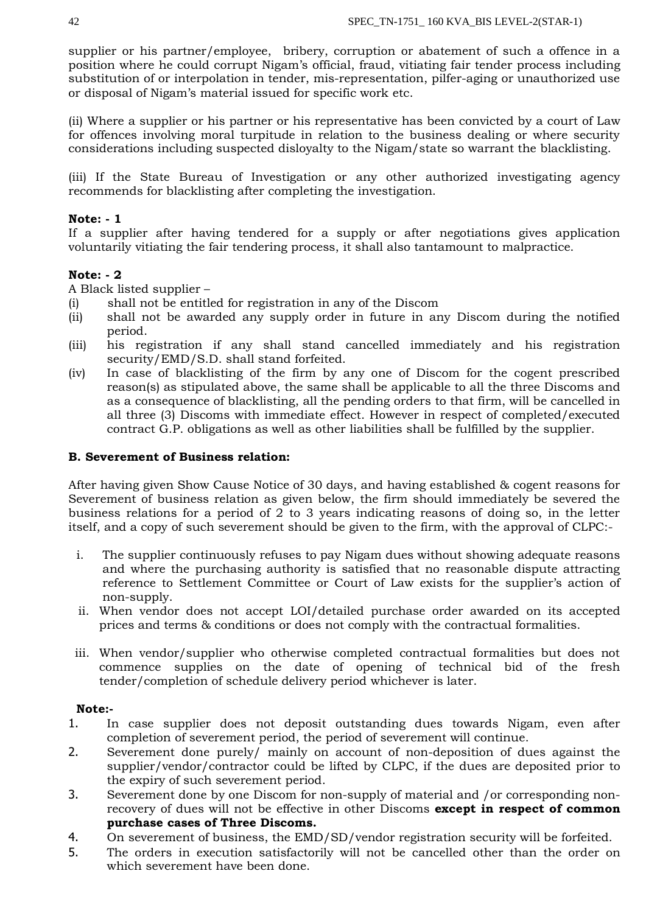supplier or his partner/employee, bribery, corruption or abatement of such a offence in a position where he could corrupt Nigam's official, fraud, vitiating fair tender process including substitution of or interpolation in tender, mis-representation, pilfer-aging or unauthorized use or disposal of Nigam's material issued for specific work etc.

(ii) Where a supplier or his partner or his representative has been convicted by a court of Law for offences involving moral turpitude in relation to the business dealing or where security considerations including suspected disloyalty to the Nigam/state so warrant the blacklisting.

(iii) If the State Bureau of Investigation or any other authorized investigating agency recommends for blacklisting after completing the investigation.

**Note: - 1**

If a supplier after having tendered for a supply or after negotiations gives application voluntarily vitiating the fair tendering process, it shall also tantamount to malpractice.

**Note: - 2**

A Black listed supplier –

(i) shall not be entitled for registration in any of the Discom
(ii) shall not be awarded any supply order in future in any Discom during the notified period.
(iii) his registration if any shall stand cancelled immediately and his registration security/EMD/S.D. shall stand forfeited.
(iv) In case of blacklisting of the firm by any one of Discom for the cogent prescribed reason(s) as stipulated above, the same shall be applicable to all the three Discoms and as a consequence of blacklisting, all the pending orders to that firm, will be cancelled in all three (3) Discoms with immediate effect. However in respect of completed/executed contract G.P. obligations as well as other liabilities shall be fulfilled by the supplier.

**B. Severement of Business relation:**

After having given Show Cause Notice of 30 days, and having established & cogent reasons for Severement of business relation as given below, the firm should immediately be severed the business relations for a period of 2 to 3 years indicating reasons of doing so, in the letter itself, and a copy of such severement should be given to the firm, with the approval of CLPC:-

i. The supplier continuously refuses to pay Nigam dues without showing adequate reasons and where the purchasing authority is satisfied that no reasonable dispute attracting reference to Settlement Committee or Court of Law exists for the supplier's action of non-supply.
ii. When vendor does not accept LOI/detailed purchase order awarded on its accepted prices and terms & conditions or does not comply with the contractual formalities.
iii. When vendor/supplier who otherwise completed contractual formalities but does not commence supplies on the date of opening of technical bid of the fresh tender/completion of schedule delivery period whichever is later.

**Note:-**

1. In case supplier does not deposit outstanding dues towards Nigam, even after completion of severement period, the period of severement will continue.
2. Severement done purely/ mainly on account of non-deposition of dues against the supplier/vendor/contractor could be lifted by CLPC, if the dues are deposited prior to the expiry of such severement period.
3. Severement done by one Discom for non-supply of material and /or corresponding non-recovery of dues will not be effective in other Discoms **except in respect of common purchase cases of Three Discoms.**
4. On severement of business, the EMD/SD/vendor registration security will be forfeited.
5. The orders in execution satisfactorily will not be cancelled other than the order on which severement have been done.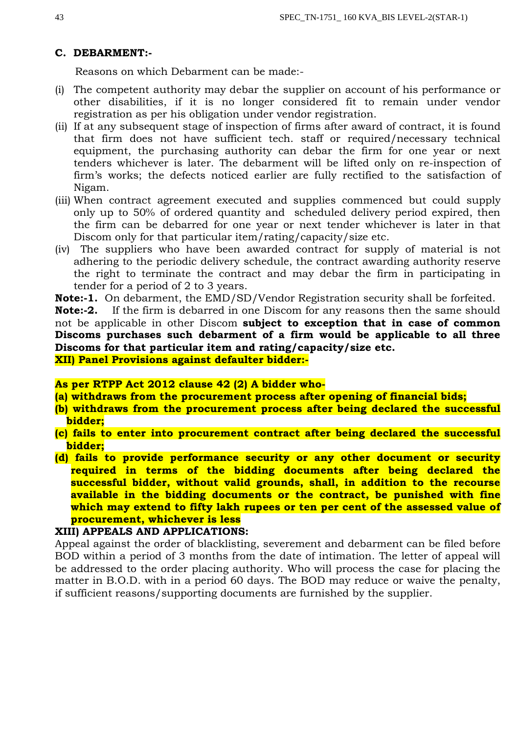### C. DEBARMENT:-

Reasons on which Debarment can be made:-

(i) The competent authority may debar the supplier on account of his performance or other disabilities, if it is no longer considered fit to remain under vendor registration as per his obligation under vendor registration.

(ii) If at any subsequent stage of inspection of firms after award of contract, it is found that firm does not have sufficient tech. staff or required/necessary technical equipment, the purchasing authority can debar the firm for one year or next tenders whichever is later. The debarment will be lifted only on re-inspection of firm's works; the defects noticed earlier are fully rectified to the satisfaction of Nigam.

(iii) When contract agreement executed and supplies commenced but could supply only up to 50% of ordered quantity and scheduled delivery period expired, then the firm can be debarred for one year or next tender whichever is later in that Discom only for that particular item/rating/capacity/size etc.

(iv) The suppliers who have been awarded contract for supply of material is not adhering to the periodic delivery schedule, the contract awarding authority reserve the right to terminate the contract and may debar the firm in participating in tender for a period of 2 to 3 years.

**Note:-1.** On debarment, the EMD/SD/Vendor Registration security shall be forfeited.

**Note:-2.** If the firm is debarred in one Discom for any reasons then the same should not be applicable in other Discom **subject to exception that in case of common Discoms purchases such debarment of a firm would be applicable to all three Discoms for that particular item and rating/capacity/size etc.**

**XII) Panel Provisions against defaulter bidder:-**

**As per RTPP Act 2012 clause 42 (2) A bidder who-**

**(a) withdraws from the procurement process after opening of financial bids;**

**(b) withdraws from the procurement process after being declared the successful bidder;**

**(c) fails to enter into procurement contract after being declared the successful bidder;**

**(d) fails to provide performance security or any other document or security required in terms of the bidding documents after being declared the successful bidder, without valid grounds, shall, in addition to the recourse available in the bidding documents or the contract, be punished with fine which may extend to fifty lakh rupees or ten per cent of the assessed value of procurement, whichever is less**

**XIII) APPEALS AND APPLICATIONS:**

Appeal against the order of blacklisting, severement and debarment can be filed before BOD within a period of 3 months from the date of intimation. The letter of appeal will be addressed to the order placing authority. Who will process the case for placing the matter in B.O.D. with in a period 60 days. The BOD may reduce or waive the penalty, if sufficient reasons/supporting documents are furnished by the supplier.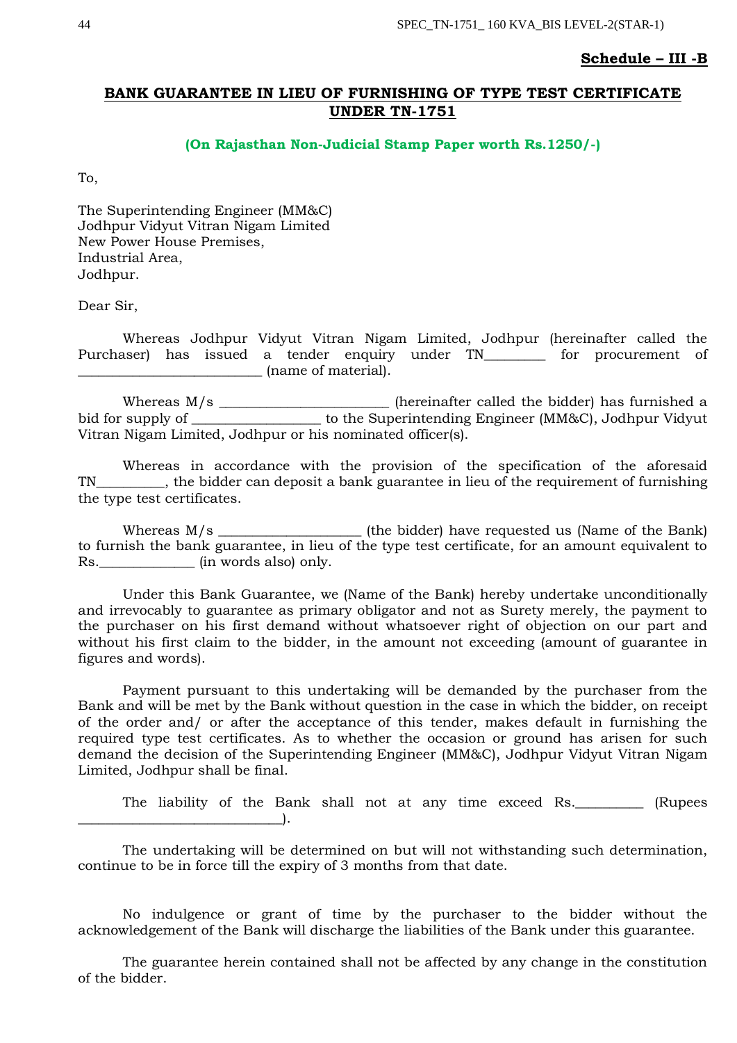**Schedule – III -B**

## BANK GUARANTEE IN LIEU OF FURNISHING OF TYPE TEST CERTIFICATE UNDER TN-1751

**(On Rajasthan Non-Judicial Stamp Paper worth Rs.1250/-)**

To,

The Superintending Engineer (MM&C)
Jodhpur Vidyut Vitran Nigam Limited
New Power House Premises,
Industrial Area,
Jodhpur.

Dear Sir,

Whereas Jodhpur Vidyut Vitran Nigam Limited, Jodhpur (hereinafter called the Purchaser) has issued a tender enquiry under TN________ for procurement of __________________________ (name of material).

Whereas M/s ________________________ (hereinafter called the bidder) has furnished a bid for supply of __________________ to the Superintending Engineer (MM&C), Jodhpur Vidyut Vitran Nigam Limited, Jodhpur or his nominated officer(s).

Whereas in accordance with the provision of the specification of the aforesaid TN_________, the bidder can deposit a bank guarantee in lieu of the requirement of furnishing the type test certificates.

Whereas M/s ____________________ (the bidder) have requested us (Name of the Bank) to furnish the bank guarantee, in lieu of the type test certificate, for an amount equivalent to Rs._____________ (in words also) only.

Under this Bank Guarantee, we (Name of the Bank) hereby undertake unconditionally and irrevocably to guarantee as primary obligator and not as Surety merely, the payment to the purchaser on his first demand without whatsoever right of objection on our part and without his first claim to the bidder, in the amount not exceeding (amount of guarantee in figures and words).

Payment pursuant to this undertaking will be demanded by the purchaser from the Bank and will be met by the Bank without question in the case in which the bidder, on receipt of the order and/ or after the acceptance of this tender, makes default in furnishing the required type test certificates. As to whether the occasion or ground has arisen for such demand the decision of the Superintending Engineer (MM&C), Jodhpur Vidyut Vitran Nigam Limited, Jodhpur shall be final.

The liability of the Bank shall not at any time exceed Rs._________ (Rupees ____________________________).

The undertaking will be determined on but will not withstanding such determination, continue to be in force till the expiry of 3 months from that date.

No indulgence or grant of time by the purchaser to the bidder without the acknowledgement of the Bank will discharge the liabilities of the Bank under this guarantee.

The guarantee herein contained shall not be affected by any change in the constitution of the bidder.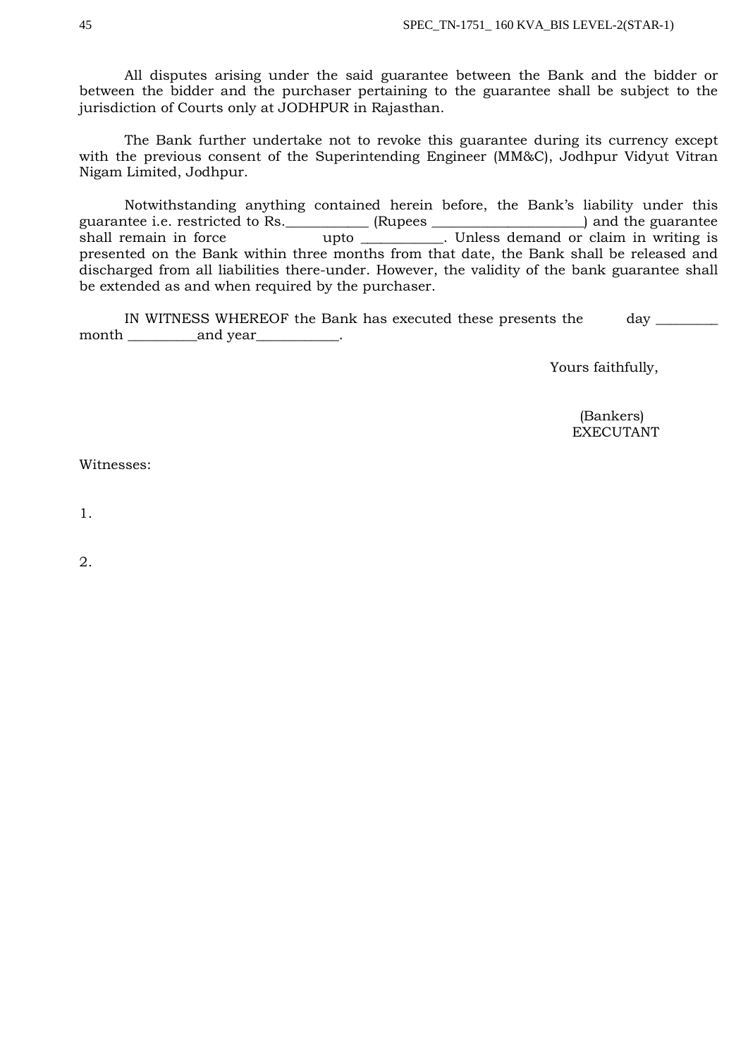All disputes arising under the said guarantee between the Bank and the bidder or between the bidder and the purchaser pertaining to the guarantee shall be subject to the jurisdiction of Courts only at JODHPUR in Rajasthan.

The Bank further undertake not to revoke this guarantee during its currency except with the previous consent of the Superintending Engineer (MM&C), Jodhpur Vidyut Vitran Nigam Limited, Jodhpur.

Notwithstanding anything contained herein before, the Bank's liability under this guarantee i.e. restricted to Rs.___________ (Rupees _____________________) and the guarantee shall remain in force upto ___________. Unless demand or claim in writing is presented on the Bank within three months from that date, the Bank shall be released and discharged from all liabilities there-under. However, the validity of the bank guarantee shall be extended as and when required by the purchaser.

IN WITNESS WHEREOF the Bank has executed these presents the day _________ month __________and year____________.

Yours faithfully,

(Bankers)
EXECUTANT

Witnesses:

1.

2.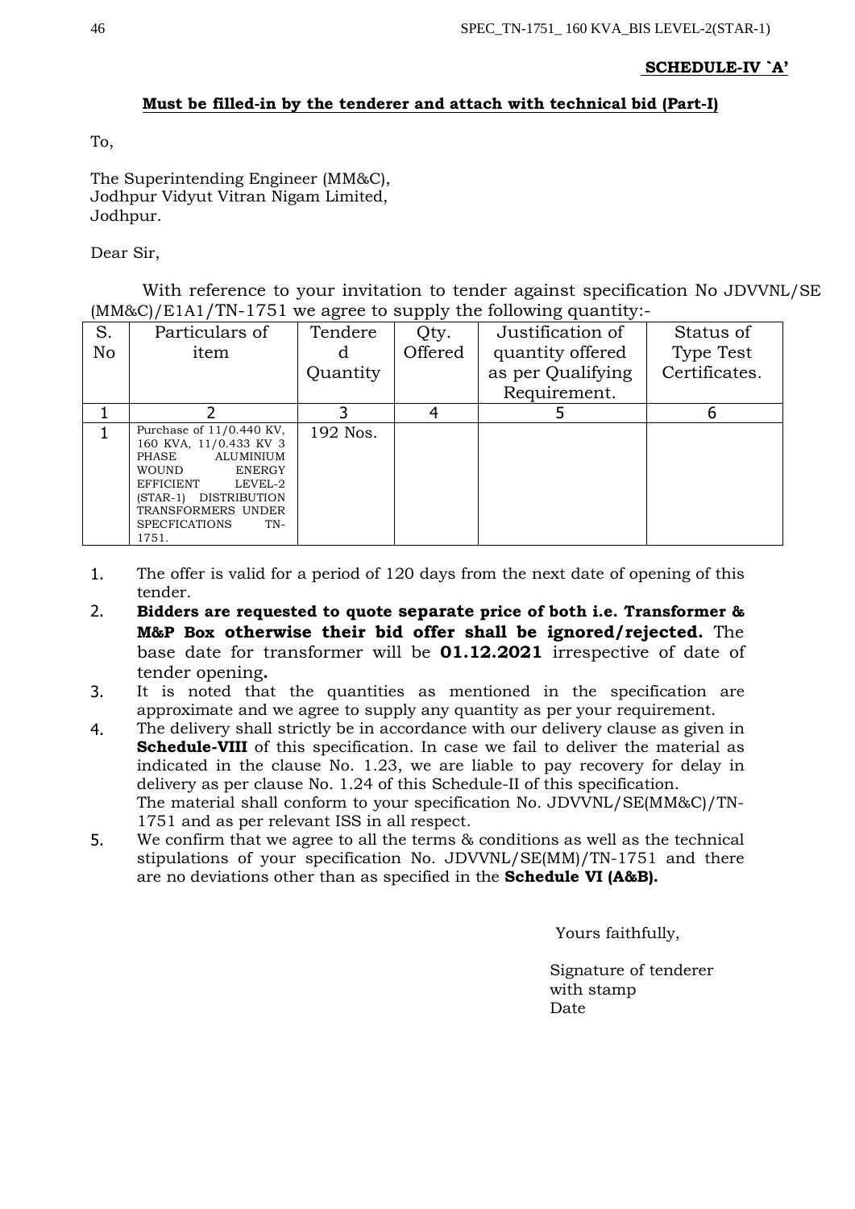**SCHEDULE-IV `A'**

**Must be filled-in by the tenderer and attach with technical bid (Part-I)**

To,

The Superintending Engineer (MM&C),
Jodhpur Vidyut Vitran Nigam Limited,
Jodhpur.

Dear Sir,

With reference to your invitation to tender against specification No JDVVNL/SE (MM&C)/E1A1/TN-1751 we agree to supply the following quantity:-

| S. No | Particulars of item | Tendered Quantity | Qty. Offered | Justification of quantity offered as per Qualifying Requirement. | Status of Type Test Certificates. |
|---|---|---|---|---|---|
| 1 | 2 | 3 | 4 | 5 | 6 |
| 1 | Purchase of 11/0.440 KV, 160 KVA, 11/0.433 KV 3 PHASE ALUMINIUM WOUND ENERGY EFFICIENT LEVEL-2 (STAR-1) DISTRIBUTION TRANSFORMERS UNDER SPECFICATIONS TN-1751. | 192 Nos. | | | |

1. The offer is valid for a period of 120 days from the next date of opening of this tender.
2. **Bidders are requested to quote separate price of both i.e. Transformer & M&P Box otherwise their bid offer shall be ignored/rejected.** The base date for transformer will be **01.12.2021** irrespective of date of tender opening**.**
3. It is noted that the quantities as mentioned in the specification are approximate and we agree to supply any quantity as per your requirement.
4. The delivery shall strictly be in accordance with our delivery clause as given in **Schedule-VIII** of this specification. In case we fail to deliver the material as indicated in the clause No. 1.23, we are liable to pay recovery for delay in delivery as per clause No. 1.24 of this Schedule-II of this specification.
   The material shall conform to your specification No. JDVVNL/SE(MM&C)/TN-1751 and as per relevant ISS in all respect.
5. We confirm that we agree to all the terms & conditions as well as the technical stipulations of your specification No. JDVVNL/SE(MM)/TN-1751 and there are no deviations other than as specified in the **Schedule VI (A&B).**

Yours faithfully,

Signature of tenderer
with stamp
Date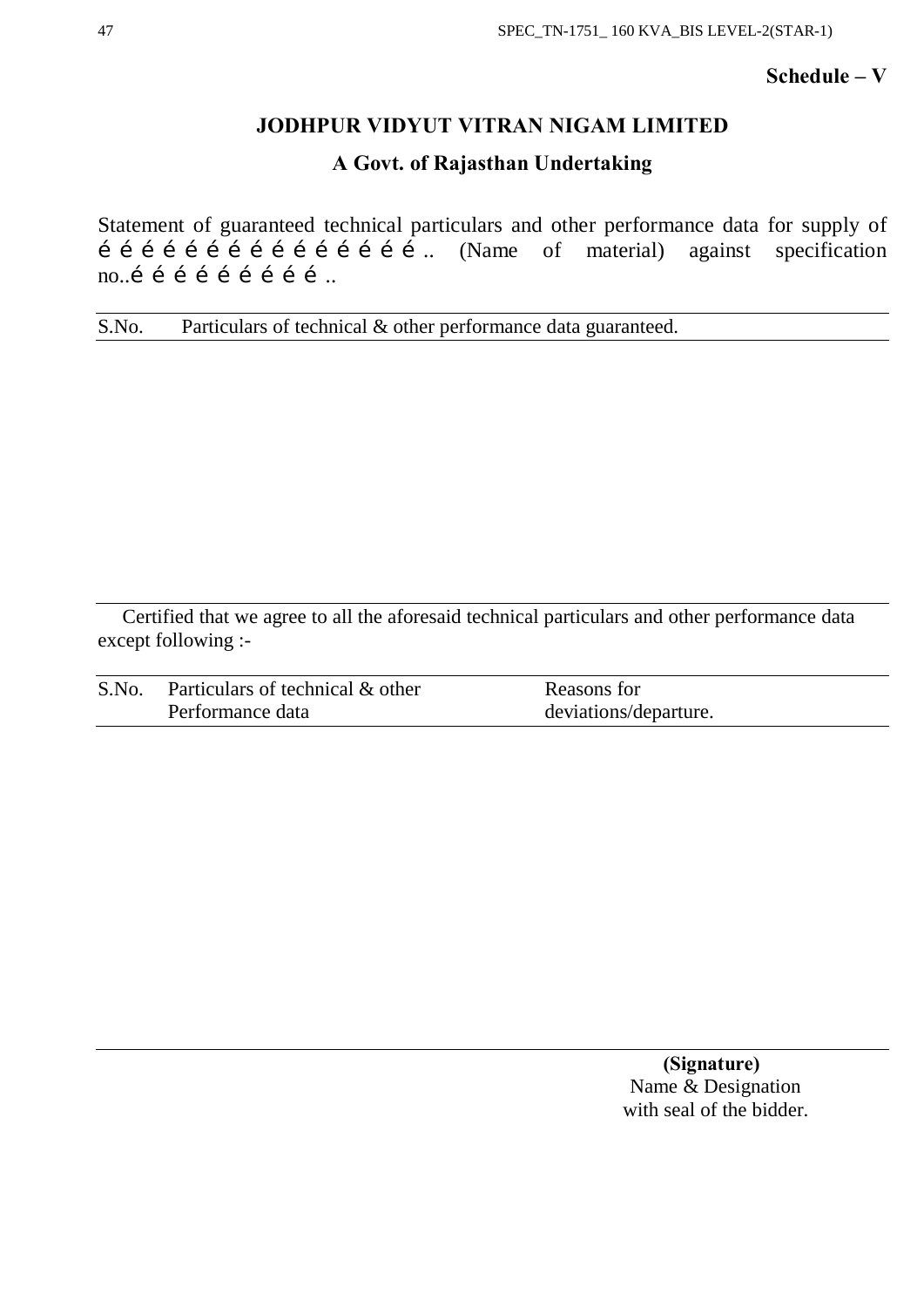**Schedule – V**

## JODHPUR VIDYUT VITRAN NIGAM LIMITED

### A Govt. of Rajasthan Undertaking

Statement of guaranteed technical particulars and other performance data for supply of é é é é é é é é é é é é é é é é é .. (Name of material) against specification no..é é é é é é é é é é ..

| S.No. | Particulars of technical & other performance data guaranteed. |
|---|---|
| | |

Certified that we agree to all the aforesaid technical particulars and other performance data except following :-

| S.No. | Particulars of technical & other Performance data | Reasons for deviations/departure. |
|---|---|---|
| | | |

**(Signature)**
Name & Designation
with seal of the bidder.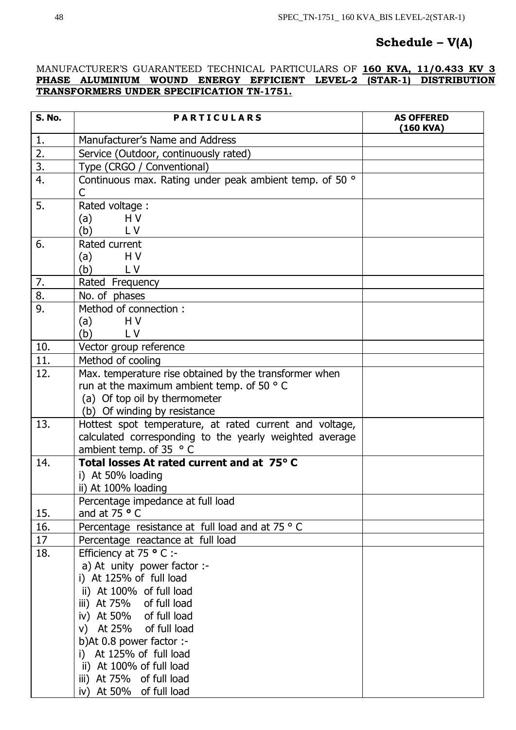## Schedule – V(A)

MANUFACTURER'S GUARANTEED TECHNICAL PARTICULARS OF **160 KVA, 11/0.433 KV 3 PHASE ALUMINIUM WOUND ENERGY EFFICIENT LEVEL-2 (STAR-1) DISTRIBUTION TRANSFORMERS UNDER SPECIFICATION TN-1751.**

| S. No. | PARTICULARS | AS OFFERED (160 KVA) |
|---|---|---|
| 1. | Manufacturer's Name and Address | |
| 2. | Service (Outdoor, continuously rated) | |
| 3. | Type (CRGO / Conventional) | |
| 4. | Continuous max. Rating under peak ambient temp. of 50 ° C | |
| 5. | Rated voltage :<br>(a) H V<br>(b) L V | |
| 6. | Rated current<br>(a) H V<br>(b) L V | |
| 7. | Rated Frequency | |
| 8. | No. of phases | |
| 9. | Method of connection :<br>(a) H V<br>(b) L V | |
| 10. | Vector group reference | |
| 11. | Method of cooling | |
| 12. | Max. temperature rise obtained by the transformer when run at the maximum ambient temp. of 50 ° C<br>(a) Of top oil by thermometer<br>(b) Of winding by resistance | |
| 13. | Hottest spot temperature, at rated current and voltage, calculated corresponding to the yearly weighted average ambient temp. of 35 ° C | |
| 14. | **Total losses At rated current and at 75° C**<br>i) At 50% loading<br>ii) At 100% loading | |
| 15. | Percentage impedance at full load and at 75 ° C | |
| 16. | Percentage resistance at full load and at 75 ° C | |
| 17 | Percentage reactance at full load | |
| 18. | Efficiency at 75 ° C :-<br>a) At unity power factor :-<br>i) At 125% of full load<br>ii) At 100% of full load<br>iii) At 75% of full load<br>iv) At 50% of full load<br>v) At 25% of full load<br>b)At 0.8 power factor :-<br>i) At 125% of full load<br>ii) At 100% of full load<br>iii) At 75% of full load<br>iv) At 50% of full load | |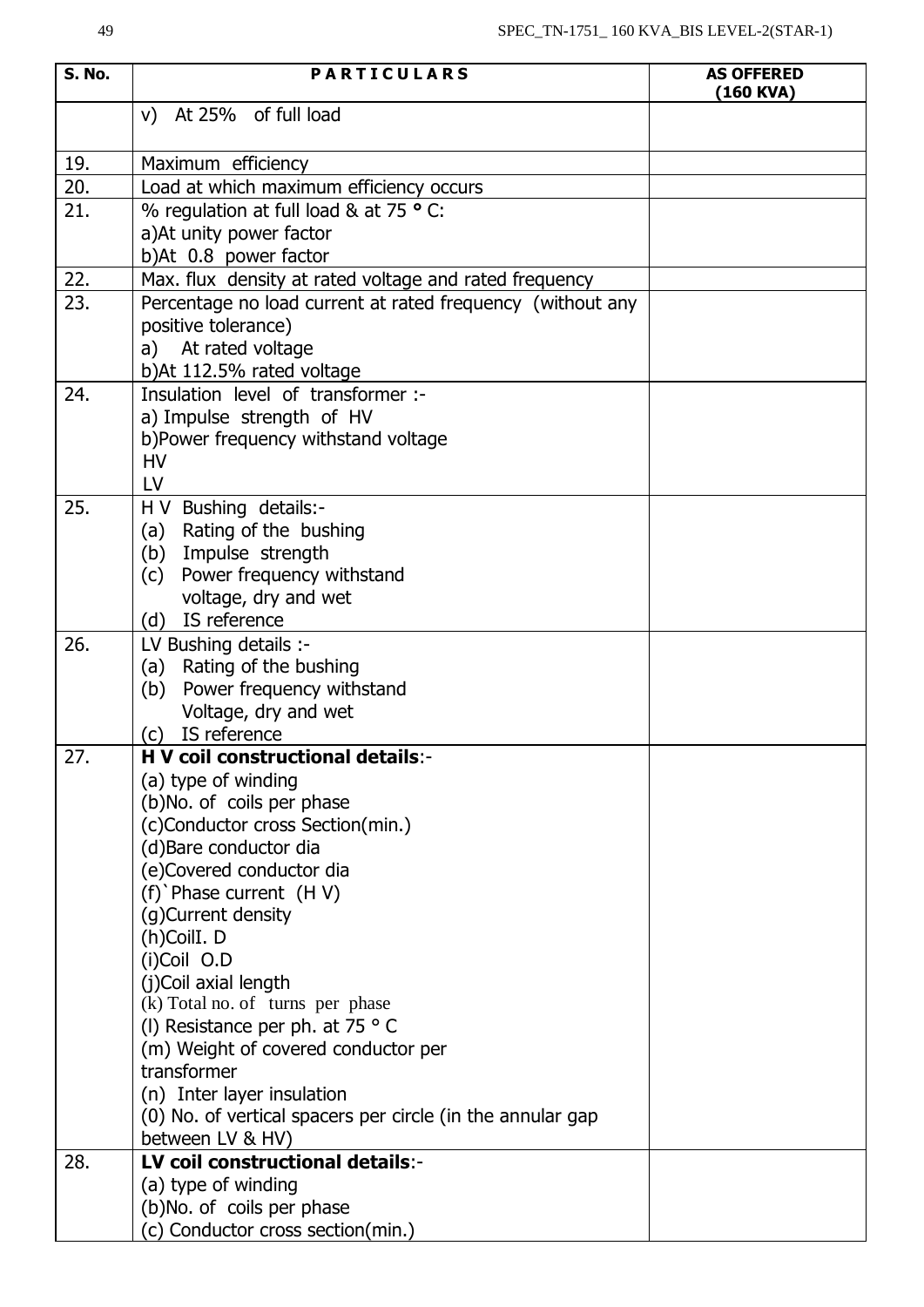| S. No. | PARTICULARS | AS OFFERED (160 KVA) |
|---|---|---|
| | v) At 25% of full load | |
| 19. | Maximum efficiency | |
| 20. | Load at which maximum efficiency occurs | |
| 21. | % regulation at full load & at 75 ° C:<br>a)At unity power factor<br>b)At 0.8 power factor | |
| 22. | Max. flux density at rated voltage and rated frequency | |
| 23. | Percentage no load current at rated frequency (without any positive tolerance)<br>a) At rated voltage<br>b)At 112.5% rated voltage | |
| 24. | Insulation level of transformer :-<br>a) Impulse strength of HV<br>b)Power frequency withstand voltage<br>HV<br>LV | |
| 25. | H V Bushing details:-<br>(a) Rating of the bushing<br>(b) Impulse strength<br>(c) Power frequency withstand voltage, dry and wet<br>(d) IS reference | |
| 26. | LV Bushing details :-<br>(a) Rating of the bushing<br>(b) Power frequency withstand Voltage, dry and wet<br>(c) IS reference | |
| 27. | **H V coil constructional details**:-<br>(a) type of winding<br>(b)No. of coils per phase<br>(c)Conductor cross Section(min.)<br>(d)Bare conductor dia<br>(e)Covered conductor dia<br>(f)`Phase current (H V)<br>(g)Current density<br>(h)CoilI. D<br>(i)Coil O.D<br>(j)Coil axial length<br>(k) Total no. of turns per phase<br>(l) Resistance per ph. at 75 ° C<br>(m) Weight of covered conductor per transformer<br>(n) Inter layer insulation<br>(0) No. of vertical spacers per circle (in the annular gap between LV & HV) | |
| 28. | **LV coil constructional details**:-<br>(a) type of winding<br>(b)No. of coils per phase<br>(c) Conductor cross section(min.) | |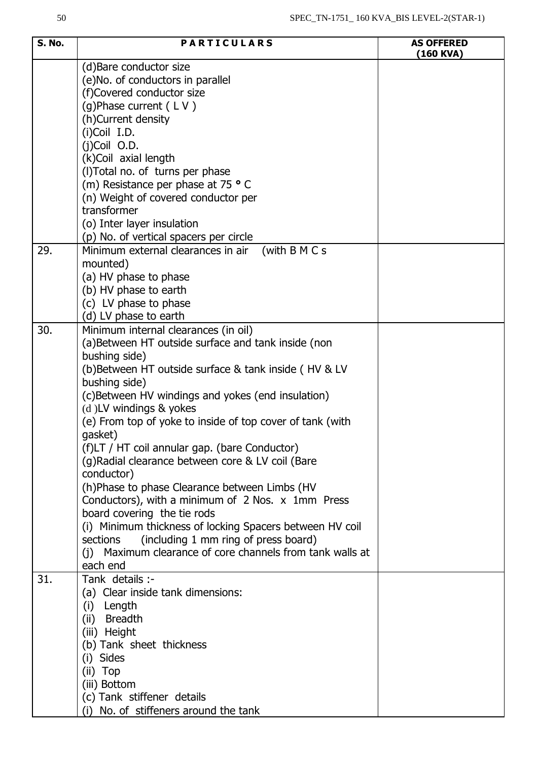| S. No. | P A R T I C U L A R S | AS OFFERED (160 KVA) |
|---|---|---|
| | (d)Bare conductor size<br>(e)No. of conductors in parallel<br>(f)Covered conductor size<br>(g)Phase current ( L V )<br>(h)Current density<br>(i)Coil I.D.<br>(j)Coil O.D.<br>(k)Coil axial length<br>(l)Total no. of turns per phase<br>(m) Resistance per phase at 75 ° C<br>(n) Weight of covered conductor per transformer<br>(o) Inter layer insulation<br>(p) No. of vertical spacers per circle | |
| 29. | Minimum external clearances in air (with B M C s mounted)<br>(a) HV phase to phase<br>(b) HV phase to earth<br>(c) LV phase to phase<br>(d) LV phase to earth | |
| 30. | Minimum internal clearances (in oil)<br>(a)Between HT outside surface and tank inside (non bushing side)<br>(b)Between HT outside surface & tank inside ( HV & LV bushing side)<br>(c)Between HV windings and yokes (end insulation)<br>(d )LV windings & yokes<br>(e) From top of yoke to inside of top cover of tank (with gasket)<br>(f)LT / HT coil annular gap. (bare Conductor)<br>(g)Radial clearance between core & LV coil (Bare conductor)<br>(h)Phase to phase Clearance between Limbs (HV Conductors), with a minimum of 2 Nos. x 1mm Press board covering the tie rods<br>(i) Minimum thickness of locking Spacers between HV coil sections (including 1 mm ring of press board)<br>(j) Maximum clearance of core channels from tank walls at each end | |
| 31. | Tank details :-<br>(a) Clear inside tank dimensions:<br>(i) Length<br>(ii) Breadth<br>(iii) Height<br>(b) Tank sheet thickness<br>(i) Sides<br>(ii) Top<br>(iii) Bottom<br>(c) Tank stiffener details<br>(i) No. of stiffeners around the tank | |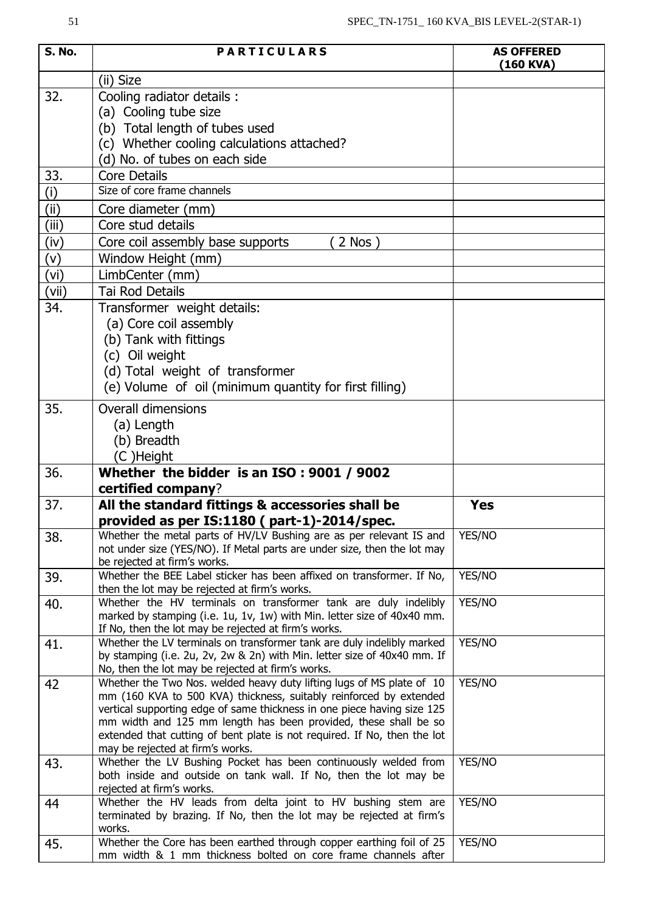| S. No. | P A R T I C U L A R S | AS OFFERED (160 KVA) |
|---|---|---|
| | (ii) Size | |
| 32. | Cooling radiator details :<br>(a) Cooling tube size<br>(b) Total length of tubes used<br>(c) Whether cooling calculations attached?<br>(d) No. of tubes on each side | |
| 33. | Core Details | |
| (i) | Size of core frame channels | |
| (ii) | Core diameter (mm) | |
| (iii) | Core stud details | |
| (iv) | Core coil assembly base supports ( 2 Nos ) | |
| (v) | Window Height (mm) | |
| (vi) | LimbCenter (mm) | |
| (vii) | Tai Rod Details | |
| 34. | Transformer weight details:<br>(a) Core coil assembly<br>(b) Tank with fittings<br>(c) Oil weight<br>(d) Total weight of transformer<br>(e) Volume of oil (minimum quantity for first filling) | |
| 35. | Overall dimensions<br>(a) Length<br>(b) Breadth<br>(C )Height | |
| 36. | **Whether the bidder is an ISO : 9001 / 9002 certified company**? | |
| 37. | **All the standard fittings & accessories shall be provided as per IS:1180 ( part-1)-2014/spec.** | **Yes** |
| 38. | Whether the metal parts of HV/LV Bushing are as per relevant IS and not under size (YES/NO). If Metal parts are under size, then the lot may be rejected at firm's works. | YES/NO |
| 39. | Whether the BEE Label sticker has been affixed on transformer. If No, then the lot may be rejected at firm's works. | YES/NO |
| 40. | Whether the HV terminals on transformer tank are duly indelibly marked by stamping (i.e. 1u, 1v, 1w) with Min. letter size of 40x40 mm. If No, then the lot may be rejected at firm's works. | YES/NO |
| 41. | Whether the LV terminals on transformer tank are duly indelibly marked by stamping (i.e. 2u, 2v, 2w & 2n) with Min. letter size of 40x40 mm. If No, then the lot may be rejected at firm's works. | YES/NO |
| 42 | Whether the Two Nos. welded heavy duty lifting lugs of MS plate of 10 mm (160 KVA to 500 KVA) thickness, suitably reinforced by extended vertical supporting edge of same thickness in one piece having size 125 mm width and 125 mm length has been provided, these shall be so extended that cutting of bent plate is not required. If No, then the lot may be rejected at firm's works. | YES/NO |
| 43. | Whether the LV Bushing Pocket has been continuously welded from both inside and outside on tank wall. If No, then the lot may be rejected at firm's works. | YES/NO |
| 44 | Whether the HV leads from delta joint to HV bushing stem are terminated by brazing. If No, then the lot may be rejected at firm's works. | YES/NO |
| 45. | Whether the Core has been earthed through copper earthing foil of 25 mm width & 1 mm thickness bolted on core frame channels after | YES/NO |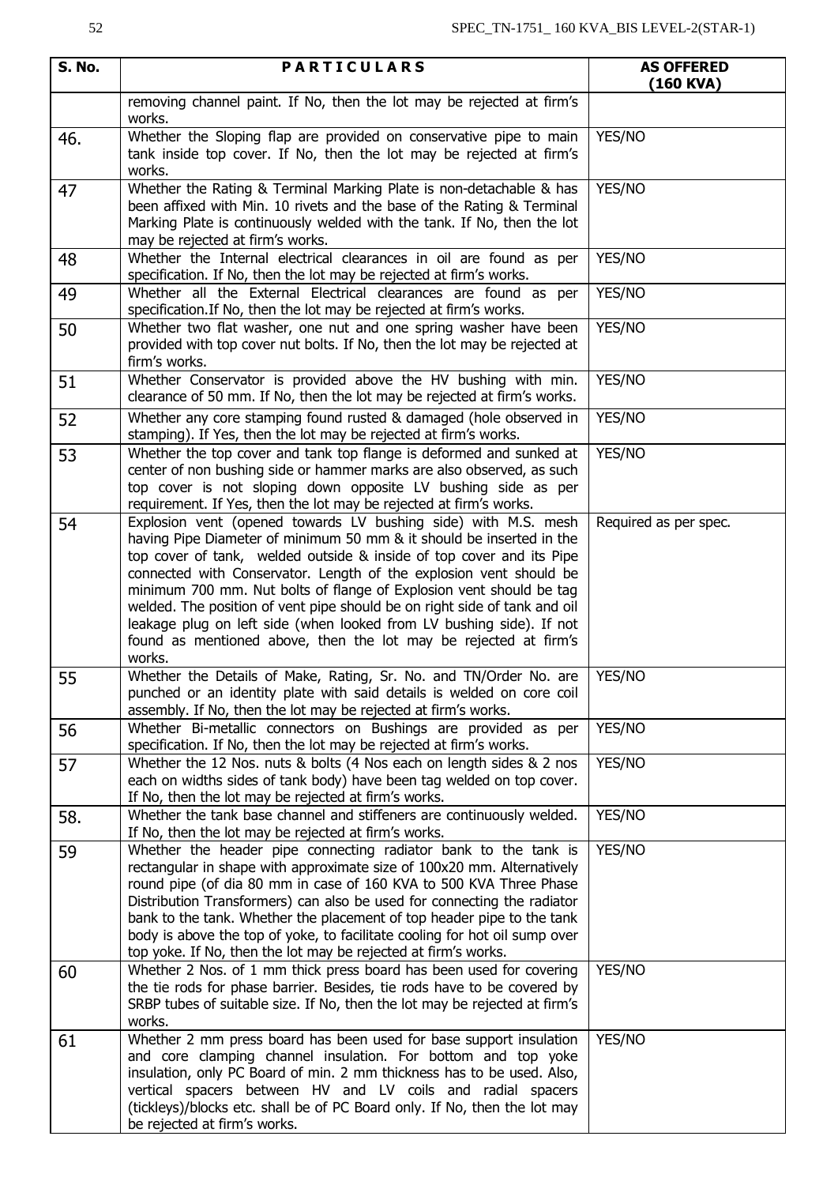| S. No. | PARTICULARS | AS OFFERED (160 KVA) |
|---|---|---|
| | removing channel paint. If No, then the lot may be rejected at firm's works. | |
| 46. | Whether the Sloping flap are provided on conservative pipe to main tank inside top cover. If No, then the lot may be rejected at firm's works. | YES/NO |
| 47 | Whether the Rating & Terminal Marking Plate is non-detachable & has been affixed with Min. 10 rivets and the base of the Rating & Terminal Marking Plate is continuously welded with the tank. If No, then the lot may be rejected at firm's works. | YES/NO |
| 48 | Whether the Internal electrical clearances in oil are found as per specification. If No, then the lot may be rejected at firm's works. | YES/NO |
| 49 | Whether all the External Electrical clearances are found as per specification.If No, then the lot may be rejected at firm's works. | YES/NO |
| 50 | Whether two flat washer, one nut and one spring washer have been provided with top cover nut bolts. If No, then the lot may be rejected at firm's works. | YES/NO |
| 51 | Whether Conservator is provided above the HV bushing with min. clearance of 50 mm. If No, then the lot may be rejected at firm's works. | YES/NO |
| 52 | Whether any core stamping found rusted & damaged (hole observed in stamping). If Yes, then the lot may be rejected at firm's works. | YES/NO |
| 53 | Whether the top cover and tank top flange is deformed and sunked at center of non bushing side or hammer marks are also observed, as such top cover is not sloping down opposite LV bushing side as per requirement. If Yes, then the lot may be rejected at firm's works. | YES/NO |
| 54 | Explosion vent (opened towards LV bushing side) with M.S. mesh having Pipe Diameter of minimum 50 mm & it should be inserted in the top cover of tank, welded outside & inside of top cover and its Pipe connected with Conservator. Length of the explosion vent should be minimum 700 mm. Nut bolts of flange of Explosion vent should be tag welded. The position of vent pipe should be on right side of tank and oil leakage plug on left side (when looked from LV bushing side). If not found as mentioned above, then the lot may be rejected at firm's works. | Required as per spec. |
| 55 | Whether the Details of Make, Rating, Sr. No. and TN/Order No. are punched or an identity plate with said details is welded on core coil assembly. If No, then the lot may be rejected at firm's works. | YES/NO |
| 56 | Whether Bi-metallic connectors on Bushings are provided as per specification. If No, then the lot may be rejected at firm's works. | YES/NO |
| 57 | Whether the 12 Nos. nuts & bolts (4 Nos each on length sides & 2 nos each on widths sides of tank body) have been tag welded on top cover. If No, then the lot may be rejected at firm's works. | YES/NO |
| 58. | Whether the tank base channel and stiffeners are continuously welded. If No, then the lot may be rejected at firm's works. | YES/NO |
| 59 | Whether the header pipe connecting radiator bank to the tank is rectangular in shape with approximate size of 100x20 mm. Alternatively round pipe (of dia 80 mm in case of 160 KVA to 500 KVA Three Phase Distribution Transformers) can also be used for connecting the radiator bank to the tank. Whether the placement of top header pipe to the tank body is above the top of yoke, to facilitate cooling for hot oil sump over top yoke. If No, then the lot may be rejected at firm's works. | YES/NO |
| 60 | Whether 2 Nos. of 1 mm thick press board has been used for covering the tie rods for phase barrier. Besides, tie rods have to be covered by SRBP tubes of suitable size. If No, then the lot may be rejected at firm's works. | YES/NO |
| 61 | Whether 2 mm press board has been used for base support insulation and core clamping channel insulation. For bottom and top yoke insulation, only PC Board of min. 2 mm thickness has to be used. Also, vertical spacers between HV and LV coils and radial spacers (tickleys)/blocks etc. shall be of PC Board only. If No, then the lot may be rejected at firm's works. | YES/NO |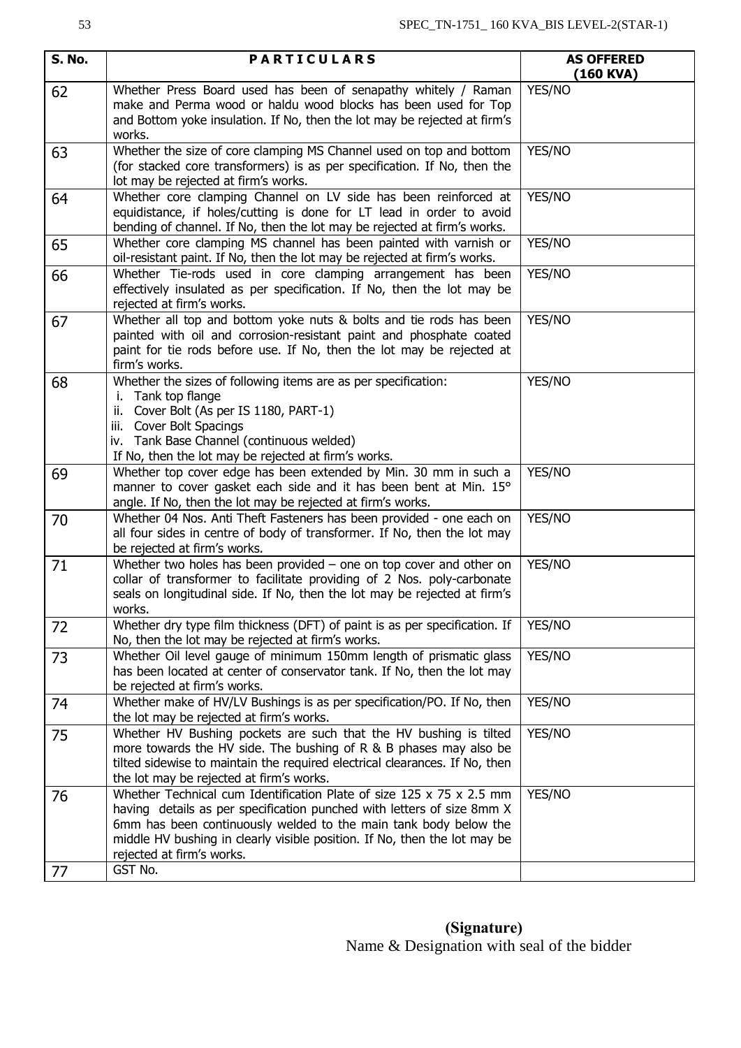| S. No. | P A R T I C U L A R S | AS OFFERED (160 KVA) |
|---|---|---|
| 62 | Whether Press Board used has been of senapathy whitely / Raman make and Perma wood or haldu wood blocks has been used for Top and Bottom yoke insulation. If No, then the lot may be rejected at firm's works. | YES/NO |
| 63 | Whether the size of core clamping MS Channel used on top and bottom (for stacked core transformers) is as per specification. If No, then the lot may be rejected at firm's works. | YES/NO |
| 64 | Whether core clamping Channel on LV side has been reinforced at equidistance, if holes/cutting is done for LT lead in order to avoid bending of channel. If No, then the lot may be rejected at firm's works. | YES/NO |
| 65 | Whether core clamping MS channel has been painted with varnish or oil-resistant paint. If No, then the lot may be rejected at firm's works. | YES/NO |
| 66 | Whether Tie-rods used in core clamping arrangement has been effectively insulated as per specification. If No, then the lot may be rejected at firm's works. | YES/NO |
| 67 | Whether all top and bottom yoke nuts & bolts and tie rods has been painted with oil and corrosion-resistant paint and phosphate coated paint for tie rods before use. If No, then the lot may be rejected at firm's works. | YES/NO |
| 68 | Whether the sizes of following items are as per specification:<br>i. Tank top flange<br>ii. Cover Bolt (As per IS 1180, PART-1)<br>iii. Cover Bolt Spacings<br>iv. Tank Base Channel (continuous welded)<br>If No, then the lot may be rejected at firm's works. | YES/NO |
| 69 | Whether top cover edge has been extended by Min. 30 mm in such a manner to cover gasket each side and it has been bent at Min. 15° angle. If No, then the lot may be rejected at firm's works. | YES/NO |
| 70 | Whether 04 Nos. Anti Theft Fasteners has been provided - one each on all four sides in centre of body of transformer. If No, then the lot may be rejected at firm's works. | YES/NO |
| 71 | Whether two holes has been provided – one on top cover and other on collar of transformer to facilitate providing of 2 Nos. poly-carbonate seals on longitudinal side. If No, then the lot may be rejected at firm's works. | YES/NO |
| 72 | Whether dry type film thickness (DFT) of paint is as per specification. If No, then the lot may be rejected at firm's works. | YES/NO |
| 73 | Whether Oil level gauge of minimum 150mm length of prismatic glass has been located at center of conservator tank. If No, then the lot may be rejected at firm's works. | YES/NO |
| 74 | Whether make of HV/LV Bushings is as per specification/PO. If No, then the lot may be rejected at firm's works. | YES/NO |
| 75 | Whether HV Bushing pockets are such that the HV bushing is tilted more towards the HV side. The bushing of R & B phases may also be tilted sidewise to maintain the required electrical clearances. If No, then the lot may be rejected at firm's works. | YES/NO |
| 76 | Whether Technical cum Identification Plate of size 125 x 75 x 2.5 mm having details as per specification punched with letters of size 8mm X 6mm has been continuously welded to the main tank body below the middle HV bushing in clearly visible position. If No, then the lot may be rejected at firm's works. | YES/NO |
| 77 | GST No. | |

**(Signature)**
Name & Designation with seal of the bidder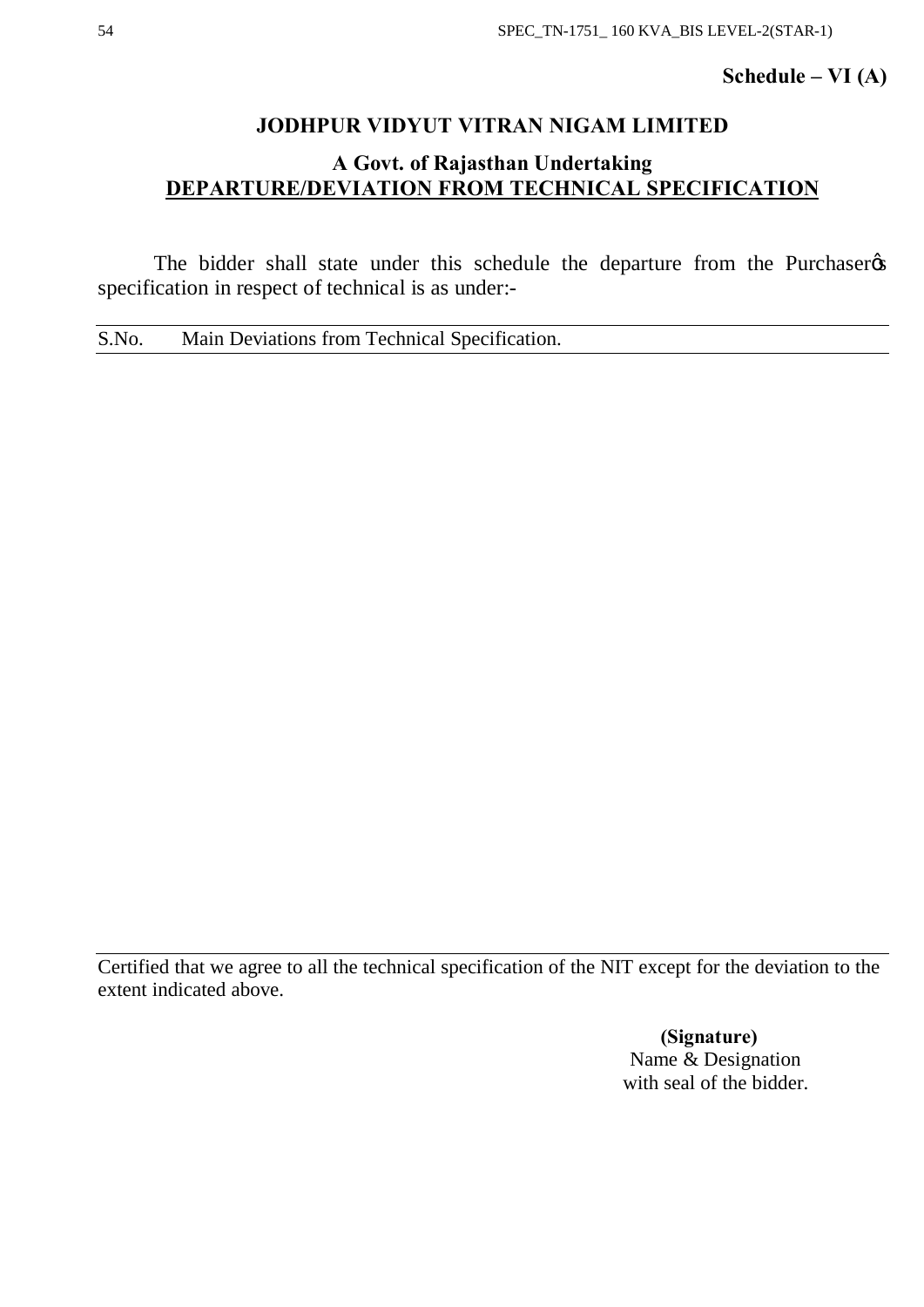**Schedule – VI (A)**

## JODHPUR VIDYUT VITRAN NIGAM LIMITED

### A Govt. of Rajasthan Undertaking

### DEPARTURE/DEVIATION FROM TECHNICAL SPECIFICATION

The bidder shall state under this schedule the departure from the Purchaser's specification in respect of technical is as under:-

| S.No. | Main Deviations from Technical Specification. |
|---|---|
| | |

Certified that we agree to all the technical specification of the NIT except for the deviation to the extent indicated above.

**(Signature)**
Name & Designation
with seal of the bidder.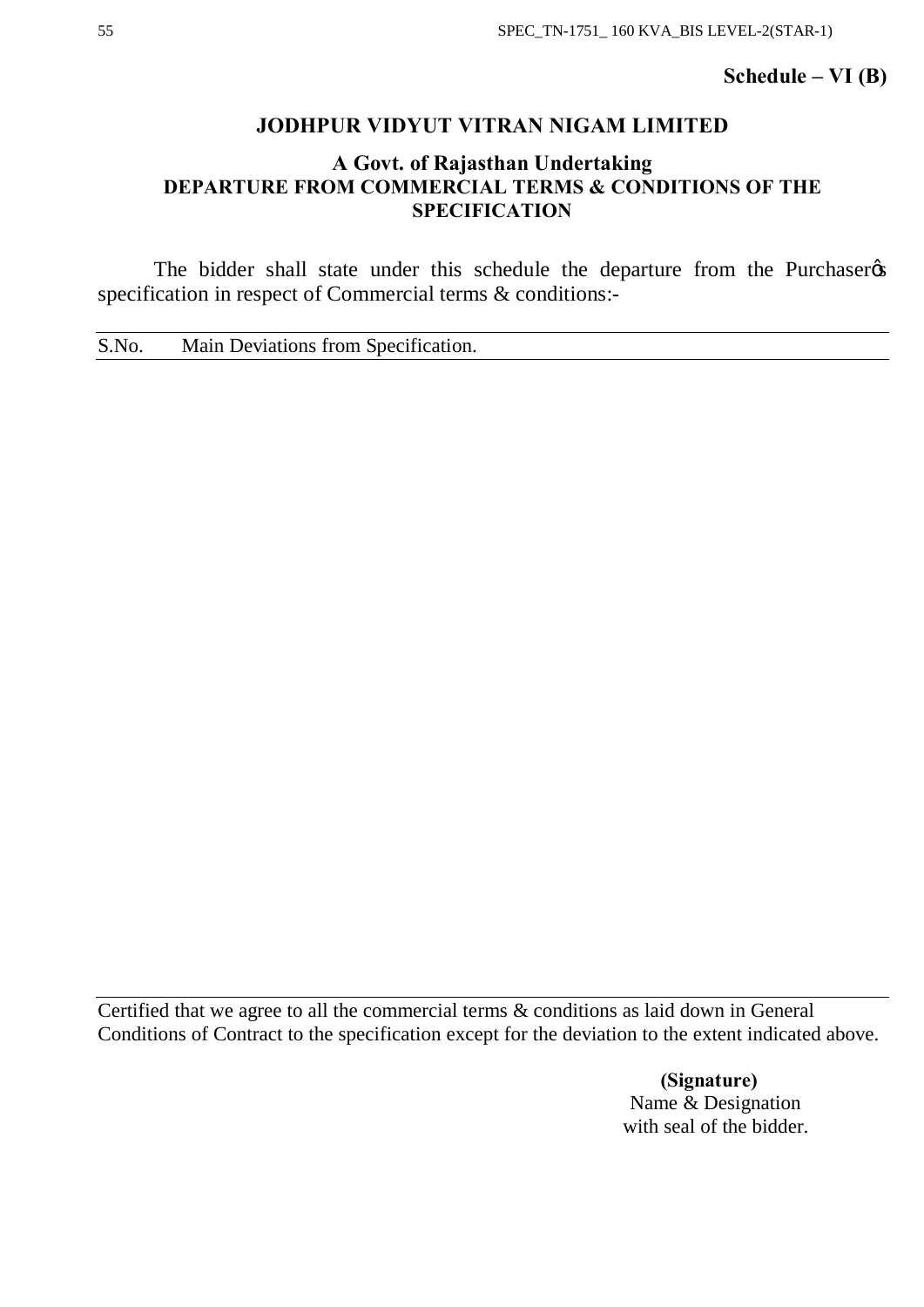**Schedule – VI (B)**

## JODHPUR VIDYUT VITRAN NIGAM LIMITED

### A Govt. of Rajasthan Undertaking

### DEPARTURE FROM COMMERCIAL TERMS & CONDITIONS OF THE SPECIFICATION

The bidder shall state under this schedule the departure from the Purchaser's specification in respect of Commercial terms & conditions:-

| S.No. | Main Deviations from Specification. |
|---|---|
| | |

Certified that we agree to all the commercial terms & conditions as laid down in General Conditions of Contract to the specification except for the deviation to the extent indicated above.

**(Signature)**
Name & Designation
with seal of the bidder.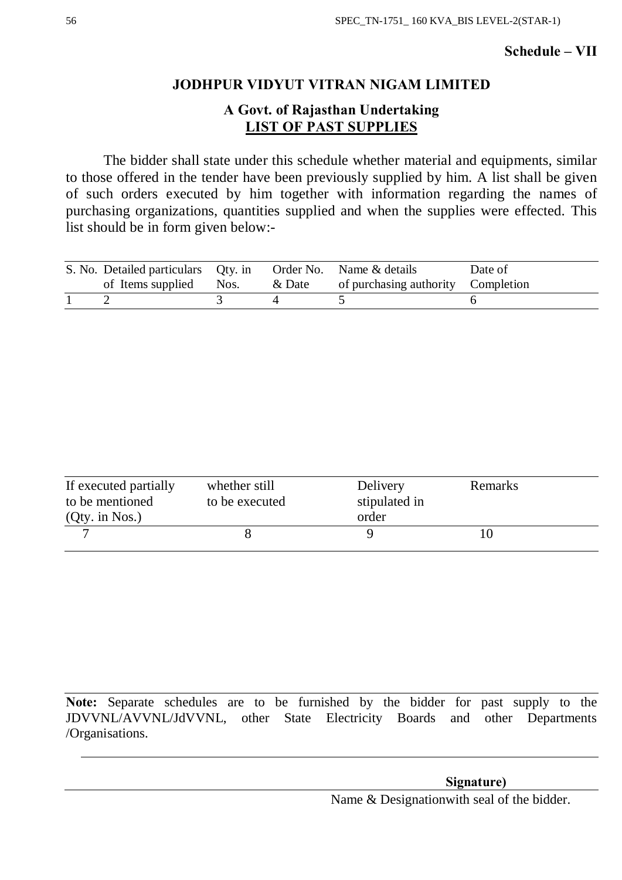**Schedule – VII**

## JODHPUR VIDYUT VITRAN NIGAM LIMITED

### A Govt. of Rajasthan Undertaking

### LIST OF PAST SUPPLIES

The bidder shall state under this schedule whether material and equipments, similar to those offered in the tender have been previously supplied by him. A list shall be given of such orders executed by him together with information regarding the names of purchasing organizations, quantities supplied and when the supplies were effected. This list should be in form given below:-

| S. No. | Detailed particulars of Items supplied | Qty. in Nos. | Order No. & Date | Name & details of purchasing authority | Date of Completion |
|---|---|---|---|---|---|
| 1 | 2 | 3 | 4 | 5 | 6 |

| If executed partially to be mentioned (Qty. in Nos.) | whether still to be executed | Delivery stipulated in order | Remarks |
|---|---|---|---|
| 7 | 8 | 9 | 10 |

**Note:** Separate schedules are to be furnished by the bidder for past supply to the JDVVNL/AVVNL/JdVVNL, other State Electricity Boards and other Departments /Organisations.

**Signature)**

Name & Designationwith seal of the bidder.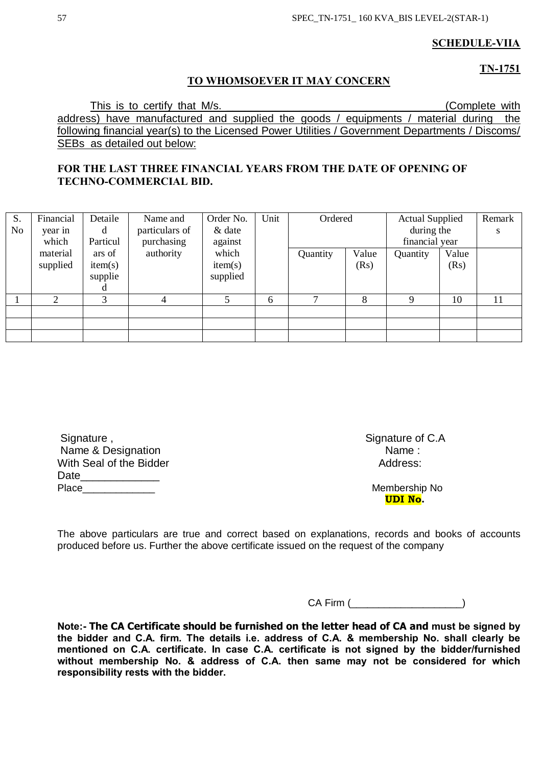**SCHEDULE-VIIA**

**TN-1751**

**TO WHOMSOEVER IT MAY CONCERN**

This is to certify that M/s. ______________________________________ (Complete with address) have manufactured and supplied the goods / equipments / material during the following financial year(s) to the Licensed Power Utilities / Government Departments / Discoms/ SEBs as detailed out below:

**FOR THE LAST THREE FINANCIAL YEARS FROM THE DATE OF OPENING OF TECHNO-COMMERCIAL BID.**

| S. No | Financial year in which material supplied | Detailed Particulars of item(s) supplied | Name and particulars of purchasing authority | Order No. & date against which item(s) supplied | Unit | Ordered | | Actual Supplied during the financial year | | Remarks |
|---|---|---|---|---|---|---|---|---|---|---|
| | | | | | | Quantity | Value (Rs) | Quantity | Value (Rs) | |
| 1 | 2 | 3 | 4 | 5 | 6 | 7 | 8 | 9 | 10 | 11 |
| | | | | | | | | | | |
| | | | | | | | | | | |
| | | | | | | | | | | |

Signature ,
Name & Designation
With Seal of the Bidder
Date_____________
Place_____________

Signature of C.A
Name :
Address:

Membership No
**UDI No.**

The above particulars are true and correct based on explanations, records and books of accounts produced before us. Further the above certificate issued on the request of the company

CA Firm (___________________)

**Note:- The CA Certificate should be furnished on the letter head of CA and must be signed by the bidder and C.A. firm. The details i.e. address of C.A. & membership No. shall clearly be mentioned on C.A. certificate. In case C.A. certificate is not signed by the bidder/furnished without membership No. & address of C.A. then same may not be considered for which responsibility rests with the bidder.**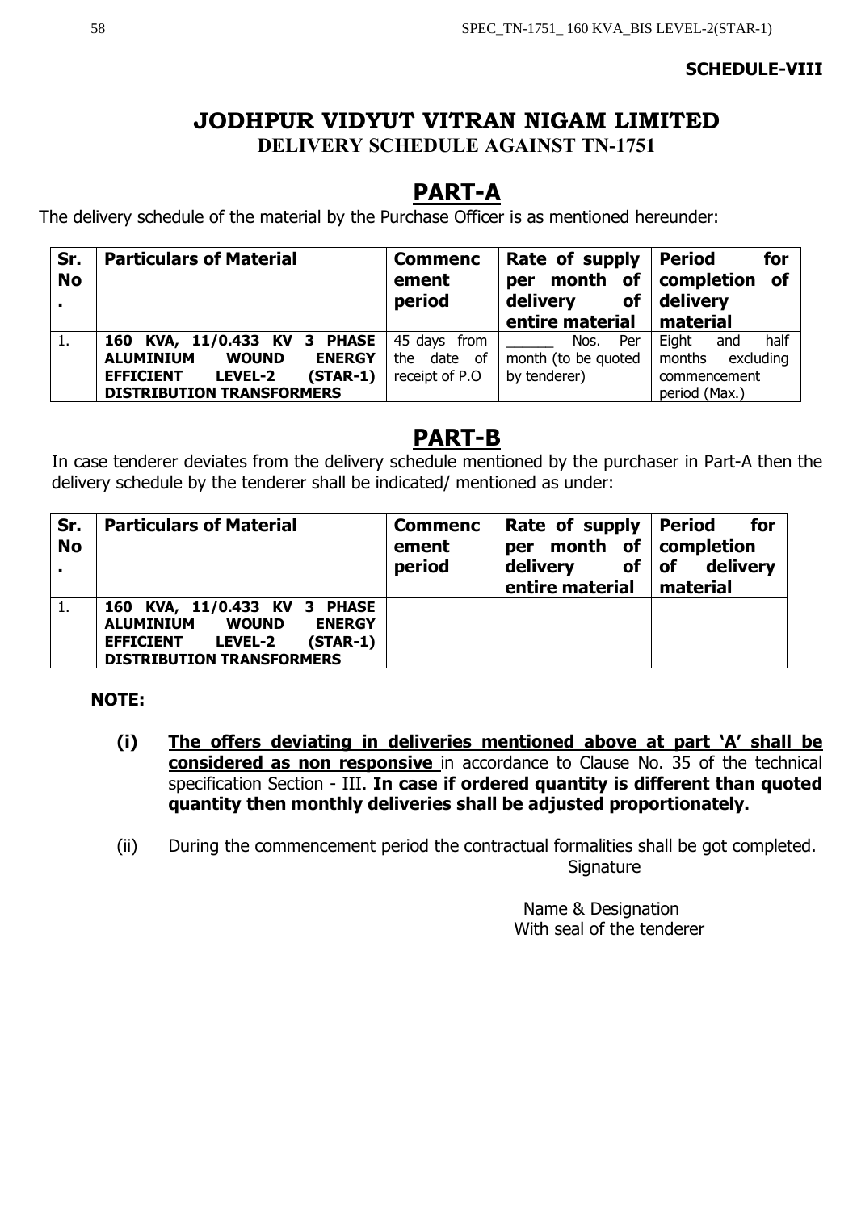**SCHEDULE-VIII**

# JODHPUR VIDYUT VITRAN NIGAM LIMITED

## DELIVERY SCHEDULE AGAINST TN-1751

## PART-A

The delivery schedule of the material by the Purchase Officer is as mentioned hereunder:

| Sr. No. | Particulars of Material | Commencement period | Rate of supply per month of delivery of entire material | Period for completion of delivery material |
|---|---|---|---|---|
| 1. | **160 KVA, 11/0.433 KV 3 PHASE ALUMINIUM WOUND ENERGY EFFICIENT LEVEL-2 (STAR-1) DISTRIBUTION TRANSFORMERS** | 45 days from the date of receipt of P.O | ______ Nos. Per month (to be quoted by tenderer) | Eight and half months excluding commencement period (Max.) |

## PART-B

In case tenderer deviates from the delivery schedule mentioned by the purchaser in Part-A then the delivery schedule by the tenderer shall be indicated/ mentioned as under:

| Sr. No. | Particulars of Material | Commencement period | Rate of supply per month of delivery of entire material | Period for completion of delivery material |
|---|---|---|---|---|
| 1. | **160 KVA, 11/0.433 KV 3 PHASE ALUMINIUM WOUND ENERGY EFFICIENT LEVEL-2 (STAR-1) DISTRIBUTION TRANSFORMERS** | | | |

**NOTE:**

**(i)** **The offers deviating in deliveries mentioned above at part 'A' shall be considered as non responsive** in accordance to Clause No. 35 of the technical specification Section - III. **In case if ordered quantity is different than quoted quantity then monthly deliveries shall be adjusted proportionately.**

(ii) During the commencement period the contractual formalities shall be got completed.

Signature

Name & Designation
With seal of the tenderer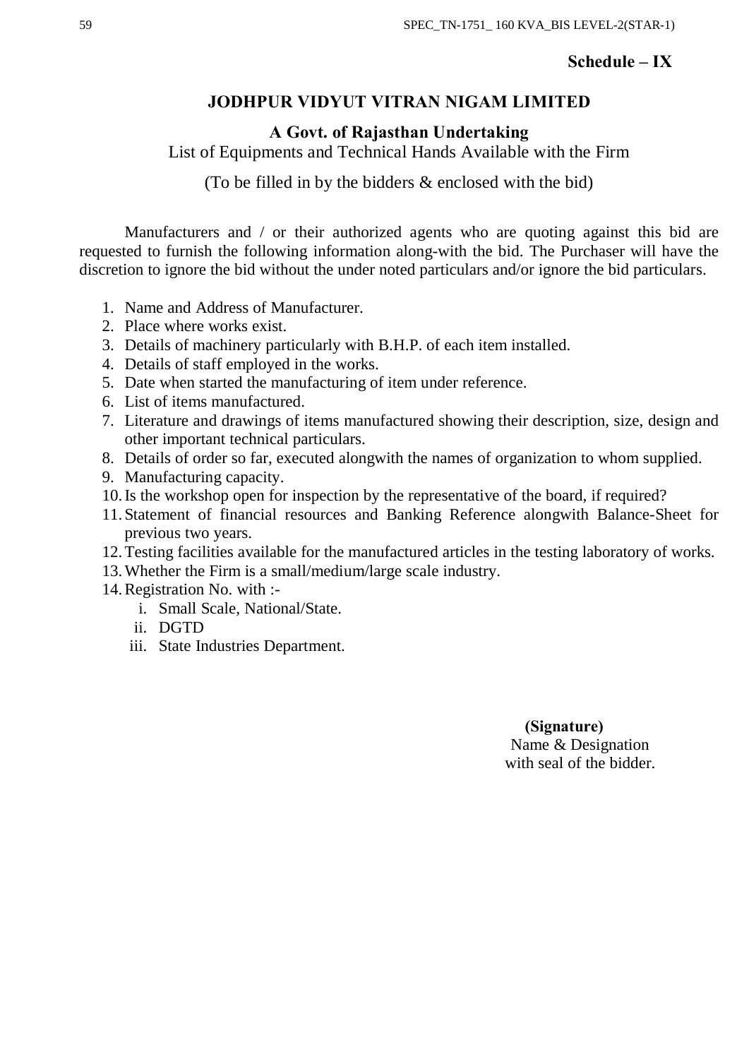**Schedule – IX**

# JODHPUR VIDYUT VITRAN NIGAM LIMITED

## A Govt. of Rajasthan Undertaking

List of Equipments and Technical Hands Available with the Firm

(To be filled in by the bidders & enclosed with the bid)

Manufacturers and / or their authorized agents who are quoting against this bid are requested to furnish the following information along-with the bid. The Purchaser will have the discretion to ignore the bid without the under noted particulars and/or ignore the bid particulars.

1. Name and Address of Manufacturer.
2. Place where works exist.
3. Details of machinery particularly with B.H.P. of each item installed.
4. Details of staff employed in the works.
5. Date when started the manufacturing of item under reference.
6. List of items manufactured.
7. Literature and drawings of items manufactured showing their description, size, design and other important technical particulars.
8. Details of order so far, executed alongwith the names of organization to whom supplied.
9. Manufacturing capacity.
10. Is the workshop open for inspection by the representative of the board, if required?
11. Statement of financial resources and Banking Reference alongwith Balance-Sheet for previous two years.
12. Testing facilities available for the manufactured articles in the testing laboratory of works.
13. Whether the Firm is a small/medium/large scale industry.
14. Registration No. with :-
    1. Small Scale, National/State.
    2. DGTD
    3. State Industries Department.

**(Signature)**
Name & Designation
with seal of the bidder.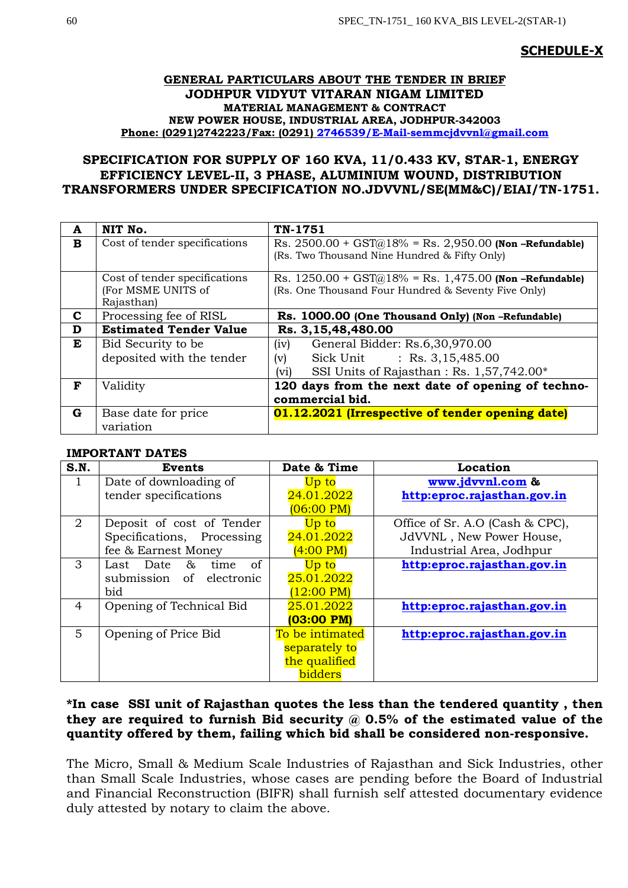## SCHEDULE-X

**GENERAL PARTICULARS ABOUT THE TENDER IN BRIEF**
**JODHPUR VIDYUT VITARAN NIGAM LIMITED**
**MATERIAL MANAGEMENT & CONTRACT**
**NEW POWER HOUSE, INDUSTRIAL AREA, JODHPUR-342003**
**Phone: (0291)2742223/Fax: (0291) 2746539/E-Mail-semmcjdvvnl@gmail.com**

### SPECIFICATION FOR SUPPLY OF 160 KVA, 11/0.433 KV, STAR-1, ENERGY EFFICIENCY LEVEL-II, 3 PHASE, ALUMINIUM WOUND, DISTRIBUTION TRANSFORMERS UNDER SPECIFICATION NO.JDVVNL/SE(MM&C)/EIAI/TN-1751.

| A | NIT No. | TN-1751 |
|---|---|---|
| B | Cost of tender specifications | Rs. 2500.00 + GST@18% = Rs. 2,950.00 **(Non –Refundable)** (Rs. Two Thousand Nine Hundred & Fifty Only) |
| | Cost of tender specifications (For MSME UNITS of Rajasthan) | Rs. 1250.00 + GST@18% = Rs. 1,475.00 **(Non –Refundable)** (Rs. One Thousand Four Hundred & Seventy Five Only) |
| C | Processing fee of RISL | **Rs. 1000.00 (One Thousand Only) (Non –Refundable)** |
| D | **Estimated Tender Value** | **Rs. 3,15,48,480.00** |
| E | Bid Security to be deposited with the tender | (iv) General Bidder: Rs.6,30,970.00<br>(v) Sick Unit : Rs. 3,15,485.00<br>(vi) SSI Units of Rajasthan : Rs. 1,57,742.00* |
| F | Validity | **120 days from the next date of opening of techno-commercial bid.** |
| G | Base date for price variation | **01.12.2021 (Irrespective of tender opening date)** |

**IMPORTANT DATES**

| S.N. | Events | Date & Time | Location |
|---|---|---|---|
| 1 | Date of downloading of tender specifications | Up to 24.01.2022 (06:00 PM) | **www.jdvvnl.com & http:eproc.rajasthan.gov.in** |
| 2 | Deposit of cost of Tender Specifications, Processing fee & Earnest Money | Up to 24.01.2022 (4:00 PM) | Office of Sr. A.O (Cash & CPC), JdVVNL , New Power House, Industrial Area, Jodhpur |
| 3 | Last Date & time of submission of electronic bid | Up to 25.01.2022 (12:00 PM) | **http:eproc.rajasthan.gov.in** |
| 4 | Opening of Technical Bid | 25.01.2022 **(03:00 PM)** | **http:eproc.rajasthan.gov.in** |
| 5 | Opening of Price Bid | To be intimated separately to the qualified bidders | **http:eproc.rajasthan.gov.in** |

**\*In case SSI unit of Rajasthan quotes the less than the tendered quantity , then they are required to furnish Bid security @ 0.5% of the estimated value of the quantity offered by them, failing which bid shall be considered non-responsive.**

The Micro, Small & Medium Scale Industries of Rajasthan and Sick Industries, other than Small Scale Industries, whose cases are pending before the Board of Industrial and Financial Reconstruction (BIFR) shall furnish self attested documentary evidence duly attested by notary to claim the above.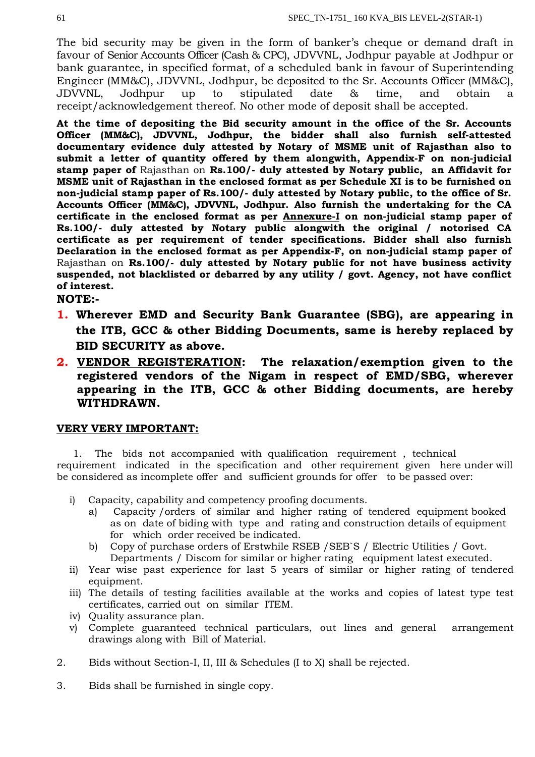The bid security may be given in the form of banker's cheque or demand draft in favour of Senior Accounts Officer (Cash & CPC), JDVVNL, Jodhpur payable at Jodhpur or bank guarantee, in specified format, of a scheduled bank in favour of Superintending Engineer (MM&C), JDVVNL, Jodhpur, be deposited to the Sr. Accounts Officer (MM&C), JDVVNL, Jodhpur up to stipulated date & time, and obtain a receipt/acknowledgement thereof. No other mode of deposit shall be accepted.

**At the time of depositing the Bid security amount in the office of the Sr. Accounts Officer (MM&C), JDVVNL, Jodhpur, the bidder shall also furnish self-attested documentary evidence duly attested by Notary of MSME unit of Rajasthan also to submit a letter of quantity offered by them alongwith, Appendix-F on non-judicial stamp paper of** Rajasthan on **Rs.100/- duly attested by Notary public, an Affidavit for MSME unit of Rajasthan in the enclosed format as per Schedule XI is to be furnished on non-judicial stamp paper of Rs.100/- duly attested by Notary public, to the office of Sr. Accounts Officer (MM&C), JDVVNL, Jodhpur. Also furnish the undertaking for the CA certificate in the enclosed format as per <u>Annexure-I</u> on non-judicial stamp paper of Rs.100/- duly attested by Notary public alongwith the original / notorised CA certificate as per requirement of tender specifications. Bidder shall also furnish Declaration in the enclosed format as per Appendix-F, on non-judicial stamp paper of** Rajasthan on **Rs.100/- duly attested by Notary public for not have business activity suspended, not blacklisted or debarred by any utility / govt. Agency, not have conflict of interest.**

**NOTE:-**

1. **Wherever EMD and Security Bank Guarantee (SBG), are appearing in the ITB, GCC & other Bidding Documents, same is hereby replaced by BID SECURITY as above.**
2. **<u>VENDOR REGISTERATION</u>: The relaxation/exemption given to the registered vendors of the Nigam in respect of EMD/SBG, wherever appearing in the ITB, GCC & other Bidding documents, are hereby WITHDRAWN.**

**<u>VERY VERY IMPORTANT:</u>**

1. The bids not accompanied with qualification requirement , technical requirement indicated in the specification and other requirement given here under will be considered as incomplete offer and sufficient grounds for offer to be passed over:

   i) Capacity, capability and competency proofing documents.
      a) Capacity /orders of similar and higher rating of tendered equipment booked as on date of biding with type and rating and construction details of equipment for which order received be indicated.
      b) Copy of purchase orders of Erstwhile RSEB /SEB`S / Electric Utilities / Govt. Departments / Discom for similar or higher rating equipment latest executed.

   ii) Year wise past experience for last 5 years of similar or higher rating of tendered equipment.

   iii) The details of testing facilities available at the works and copies of latest type test certificates, carried out on similar ITEM.

   iv) Quality assurance plan.

   v) Complete guaranteed technical particulars, out lines and general arrangement drawings along with Bill of Material.

2. Bids without Section-I, II, III & Schedules (I to X) shall be rejected.

3. Bids shall be furnished in single copy.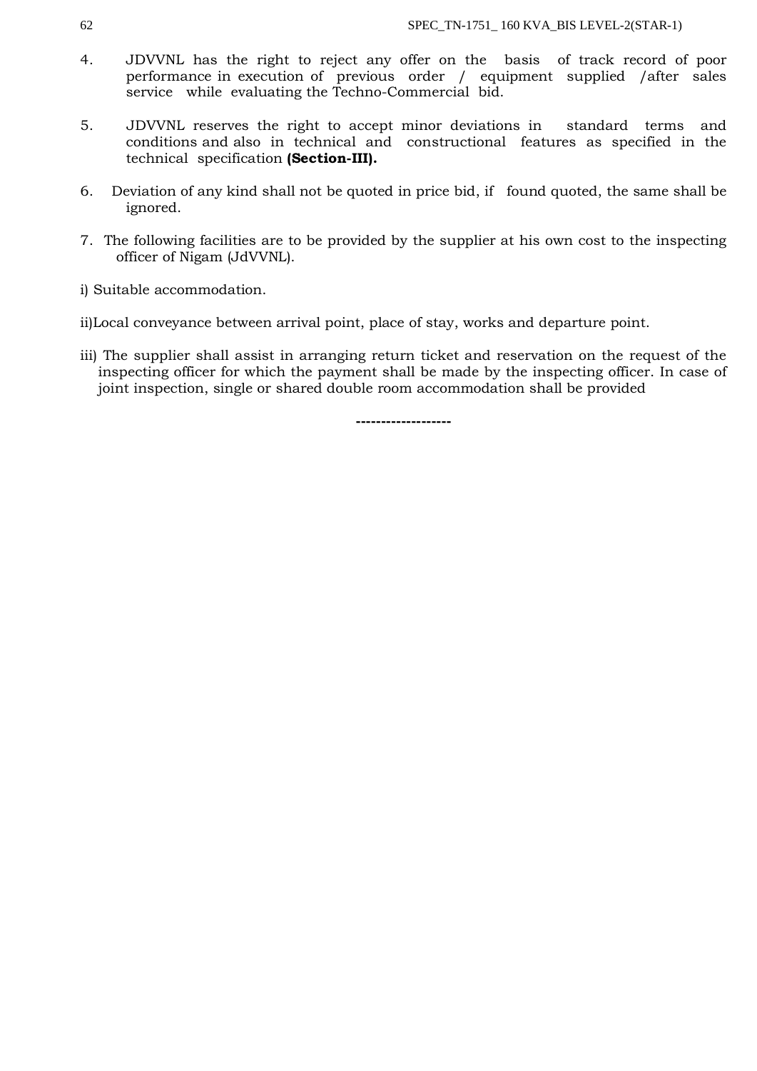4. JDVVNL has the right to reject any offer on the basis of track record of poor performance in execution of previous order / equipment supplied /after sales service while evaluating the Techno-Commercial bid.

5. JDVVNL reserves the right to accept minor deviations in standard terms and conditions and also in technical and constructional features as specified in the technical specification **(Section-III).**

6. Deviation of any kind shall not be quoted in price bid, if found quoted, the same shall be ignored.

7. The following facilities are to be provided by the supplier at his own cost to the inspecting officer of Nigam (JdVVNL).

i) Suitable accommodation.

ii)Local conveyance between arrival point, place of stay, works and departure point.

iii) The supplier shall assist in arranging return ticket and reservation on the request of the inspecting officer for which the payment shall be made by the inspecting officer. In case of joint inspection, single or shared double room accommodation shall be provided

-------------------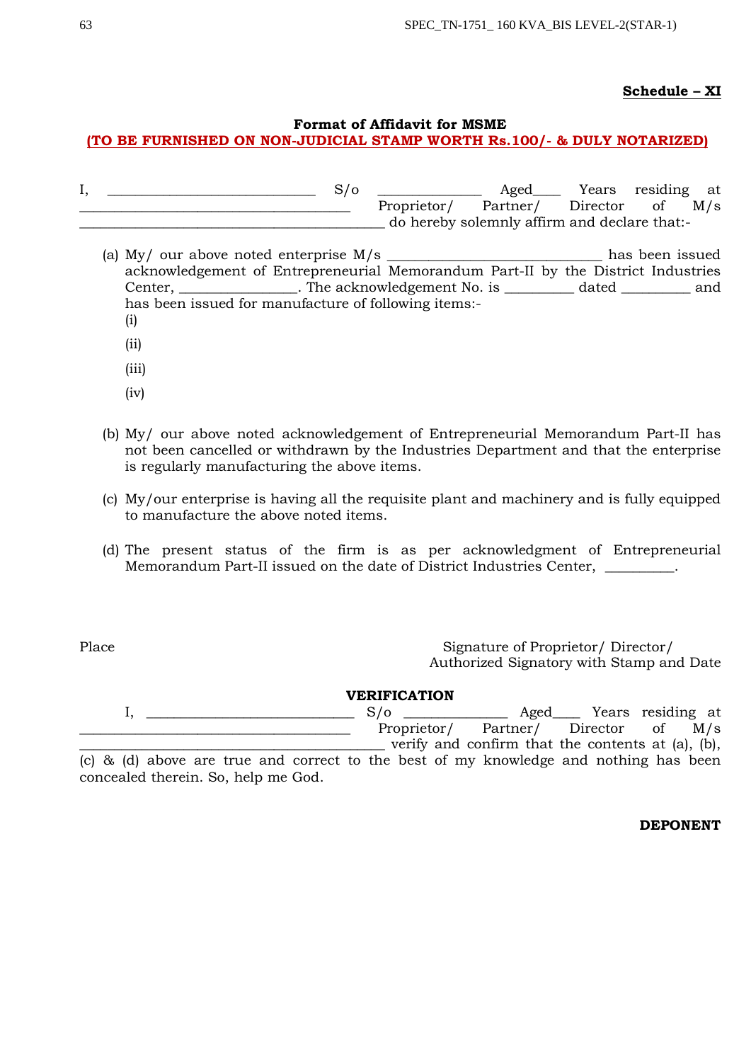**Schedule – XI**

**Format of Affidavit for MSME**

**(TO BE FURNISHED ON NON-JUDICIAL STAMP WORTH Rs.100/- & DULY NOTARIZED)**

I, ___________________________ S/o _____________ Aged____ Years residing at ___________________________________ Proprietor/ Partner/ Director of M/s ________________________________________ do hereby solemnly affirm and declare that:-

(a) My/ our above noted enterprise M/s ____________________________ has been issued acknowledgement of Entrepreneurial Memorandum Part-II by the District Industries Center, _______________. The acknowledgement No. is _________ dated _________ and has been issued for manufacture of following items:-

(i)

(ii)

(iii)

(iv)

(b) My/ our above noted acknowledgement of Entrepreneurial Memorandum Part-II has not been cancelled or withdrawn by the Industries Department and that the enterprise is regularly manufacturing the above items.

(c) My/our enterprise is having all the requisite plant and machinery and is fully equipped to manufacture the above noted items.

(d) The present status of the firm is as per acknowledgment of Entrepreneurial Memorandum Part-II issued on the date of District Industries Center, _________.

Place

Signature of Proprietor/ Director/
Authorized Signatory with Stamp and Date

**VERIFICATION**

I, ___________________________ S/o _____________ Aged____ Years residing at ___________________________________ Proprietor/ Partner/ Director of M/s ________________________________________ verify and confirm that the contents at (a), (b), (c) & (d) above are true and correct to the best of my knowledge and nothing has been concealed therein. So, help me God.

**DEPONENT**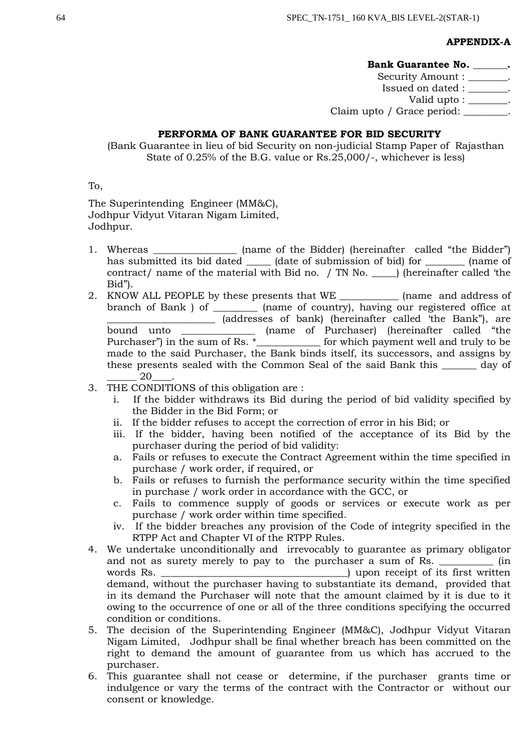**APPENDIX-A**

**Bank Guarantee No. _______.**
Security Amount : ________.
Issued on dated : ________.
Valid upto : ________.
Claim upto / Grace period: _________.

**PERFORMA OF BANK GUARANTEE FOR BID SECURITY**

(Bank Guarantee in lieu of bid Security on non-judicial Stamp Paper of Rajasthan State of 0.25% of the B.G. value or Rs.25,000/-, whichever is less)

To,

The Superintending Engineer (MM&C),
Jodhpur Vidyut Vitaran Nigam Limited,
Jodhpur.

1. Whereas _________________ (name of the Bidder) (hereinafter called "the Bidder") has submitted its bid dated _____ (date of submission of bid) for ________ (name of contract/ name of the material with Bid no. / TN No. _____) (hereinafter called 'the Bid").
2. KNOW ALL PEOPLE by these presents that WE ____________ (name and address of branch of Bank ) of _________ (name of country), having our registered office at ______________________ (addresses of bank) (hereinafter called 'the Bank"), are bound unto _______________ (name of Purchaser) (hereinafter called "the Purchaser") in the sum of Rs. *_____________ for which payment well and truly to be made to the said Purchaser, the Bank binds itself, its successors, and assigns by these presents sealed with the Common Seal of the said Bank this _______ day of ______ 20____.
3. THE CONDITIONS of this obligation are :
   - i. If the bidder withdraws its Bid during the period of bid validity specified by the Bidder in the Bid Form; or
   - ii. If the bidder refuses to accept the correction of error in his Bid; or
   - iii. If the bidder, having been notified of the acceptance of its Bid by the purchaser during the period of bid validity:
     - a. Fails or refuses to execute the Contract Agreement within the time specified in purchase / work order, if required, or
     - b. Fails or refuses to furnish the performance security within the time specified in purchase / work order in accordance with the GCC, or
     - c. Fails to commence supply of goods or services or execute work as per purchase / work order within time specified.
   - iv. If the bidder breaches any provision of the Code of integrity specified in the RTPP Act and Chapter VI of the RTPP Rules.
4. We undertake unconditionally and irrevocably to guarantee as primary obligator and not as surety merely to pay to the purchaser a sum of Rs. ___________ (in words Rs. ______________________________________) upon receipt of its first written demand, without the purchaser having to substantiate its demand, provided that in its demand the Purchaser will note that the amount claimed by it is due to it owing to the occurrence of one or all of the three conditions specifying the occurred condition or conditions.
5. The decision of the Superintending Engineer (MM&C), Jodhpur Vidyut Vitaran Nigam Limited, Jodhpur shall be final whether breach has been committed on the right to demand the amount of guarantee from us which has accrued to the purchaser.
6. This guarantee shall not cease or determine, if the purchaser grants time or indulgence or vary the terms of the contract with the Contractor or without our consent or knowledge.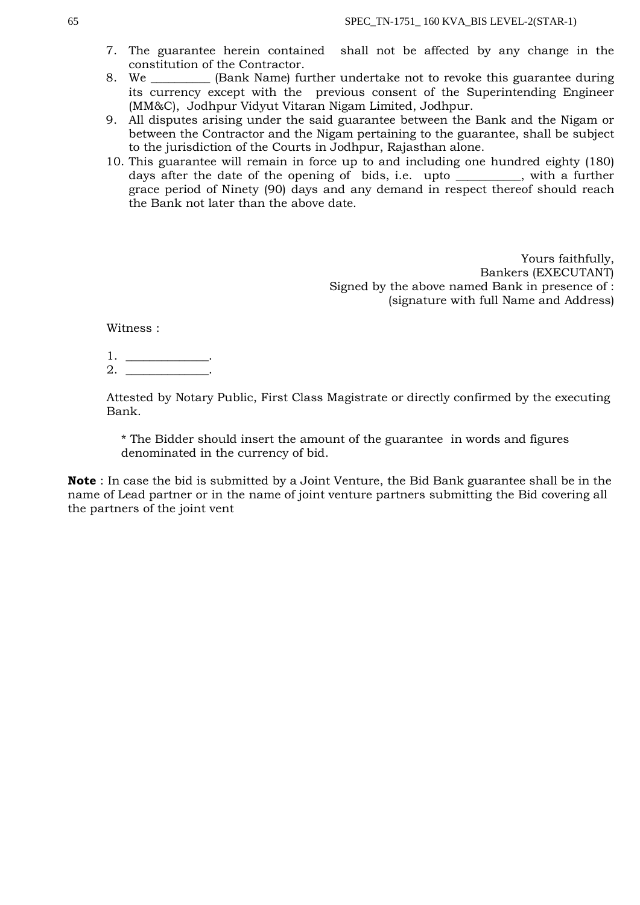7. The guarantee herein contained shall not be affected by any change in the constitution of the Contractor.
8. We __________ (Bank Name) further undertake not to revoke this guarantee during its currency except with the previous consent of the Superintending Engineer (MM&C), Jodhpur Vidyut Vitaran Nigam Limited, Jodhpur.
9. All disputes arising under the said guarantee between the Bank and the Nigam or between the Contractor and the Nigam pertaining to the guarantee, shall be subject to the jurisdiction of the Courts in Jodhpur, Rajasthan alone.
10. This guarantee will remain in force up to and including one hundred eighty (180) days after the date of the opening of bids, i.e. upto ___________, with a further grace period of Ninety (90) days and any demand in respect thereof should reach the Bank not later than the above date.

Yours faithfully,
Bankers (EXECUTANT)
Signed by the above named Bank in presence of :
(signature with full Name and Address)

Witness :

1. ______________.
2. ______________.

Attested by Notary Public, First Class Magistrate or directly confirmed by the executing Bank.

* The Bidder should insert the amount of the guarantee in words and figures denominated in the currency of bid.

**Note** : In case the bid is submitted by a Joint Venture, the Bid Bank guarantee shall be in the name of Lead partner or in the name of joint venture partners submitting the Bid covering all the partners of the joint vent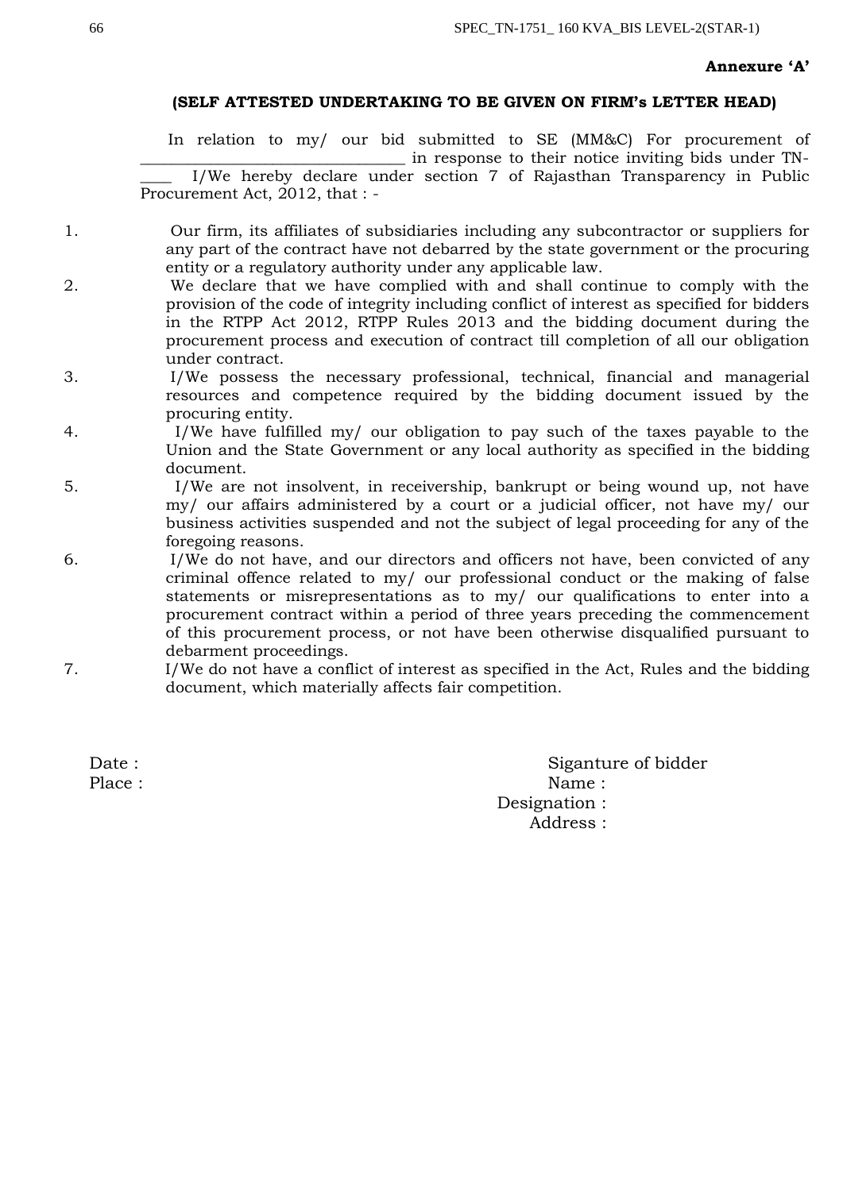**Annexure 'A'**

**(SELF ATTESTED UNDERTAKING TO BE GIVEN ON FIRM's LETTER HEAD)**

In relation to my/ our bid submitted to SE (MM&C) For procurement of ________________________________ in response to their notice inviting bids under TN-____ I/We hereby declare under section 7 of Rajasthan Transparency in Public Procurement Act, 2012, that : -

1. Our firm, its affiliates of subsidiaries including any subcontractor or suppliers for any part of the contract have not debarred by the state government or the procuring entity or a regulatory authority under any applicable law.
2. We declare that we have complied with and shall continue to comply with the provision of the code of integrity including conflict of interest as specified for bidders in the RTPP Act 2012, RTPP Rules 2013 and the bidding document during the procurement process and execution of contract till completion of all our obligation under contract.
3. I/We possess the necessary professional, technical, financial and managerial resources and competence required by the bidding document issued by the procuring entity.
4. I/We have fulfilled my/ our obligation to pay such of the taxes payable to the Union and the State Government or any local authority as specified in the bidding document.
5. I/We are not insolvent, in receivership, bankrupt or being wound up, not have my/ our affairs administered by a court or a judicial officer, not have my/ our business activities suspended and not the subject of legal proceeding for any of the foregoing reasons.
6. I/We do not have, and our directors and officers not have, been convicted of any criminal offence related to my/ our professional conduct or the making of false statements or misrepresentations as to my/ our qualifications to enter into a procurement contract within a period of three years preceding the commencement of this procurement process, or not have been otherwise disqualified pursuant to debarment proceedings.
7. I/We do not have a conflict of interest as specified in the Act, Rules and the bidding document, which materially affects fair competition.

Date :

Place :

Siganture of bidder

Name :

Designation :

Address :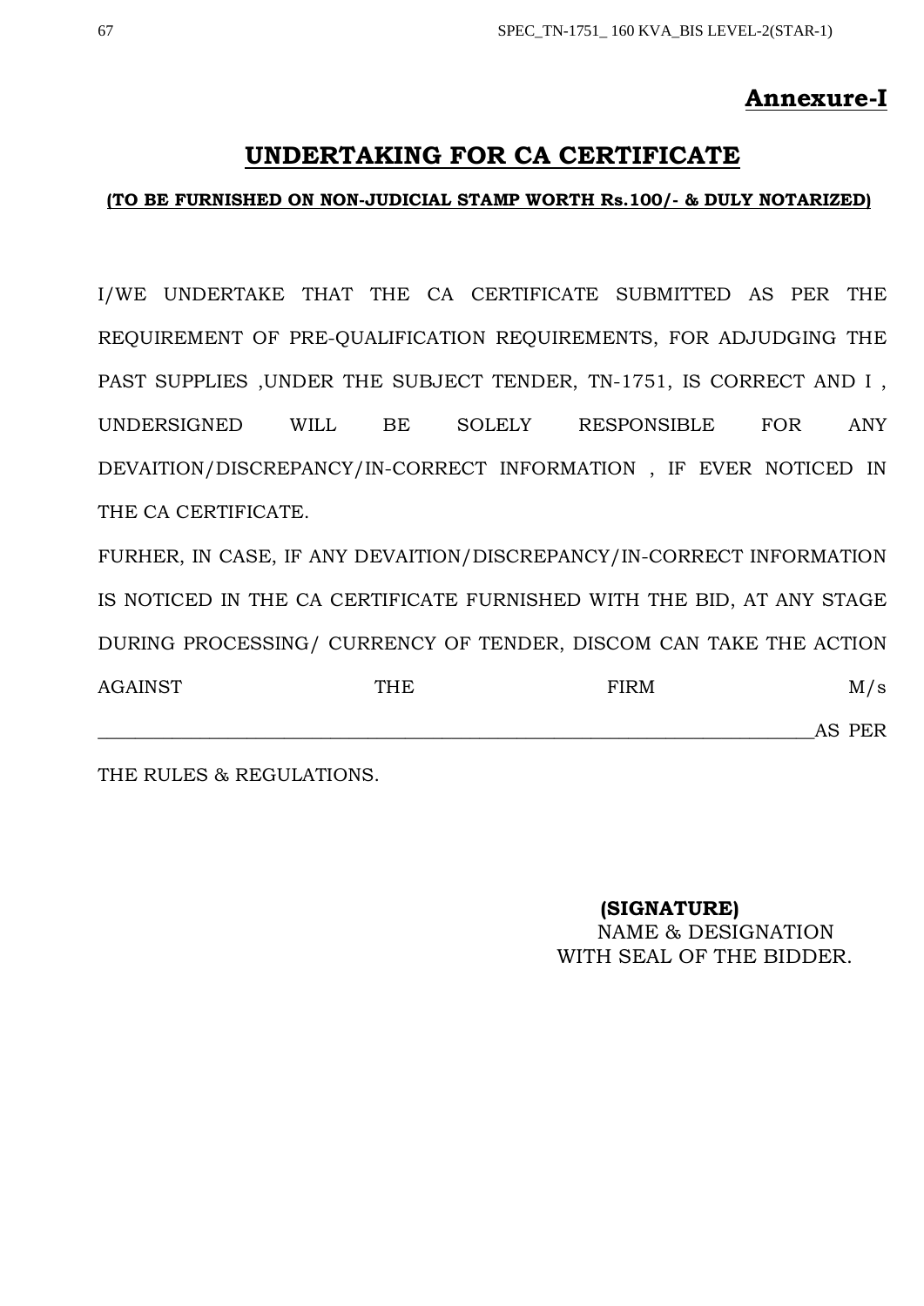**Annexure-I**

# UNDERTAKING FOR CA CERTIFICATE

**(TO BE FURNISHED ON NON-JUDICIAL STAMP WORTH Rs.100/- & DULY NOTARIZED)**

I/WE UNDERTAKE THAT THE CA CERTIFICATE SUBMITTED AS PER THE REQUIREMENT OF PRE-QUALIFICATION REQUIREMENTS, FOR ADJUDGING THE PAST SUPPLIES ,UNDER THE SUBJECT TENDER, TN-1751, IS CORRECT AND I , UNDERSIGNED WILL BE SOLELY RESPONSIBLE FOR ANY DEVAITION/DISCREPANCY/IN-CORRECT INFORMATION , IF EVER NOTICED IN THE CA CERTIFICATE.

FURHER, IN CASE, IF ANY DEVAITION/DISCREPANCY/IN-CORRECT INFORMATION IS NOTICED IN THE CA CERTIFICATE FURNISHED WITH THE BID, AT ANY STAGE DURING PROCESSING/ CURRENCY OF TENDER, DISCOM CAN TAKE THE ACTION AGAINST THE FIRM M/s \_\_\_\_\_\_\_\_\_\_\_\_\_\_\_\_\_\_\_\_\_\_\_\_\_\_\_\_\_\_\_\_\_\_\_\_\_\_\_\_\_\_\_\_\_\_\_\_\_\_\_\_\_\_\_\_\_\_\_\_ AS PER THE RULES & REGULATIONS.

**(SIGNATURE)**
NAME & DESIGNATION
WITH SEAL OF THE BIDDER.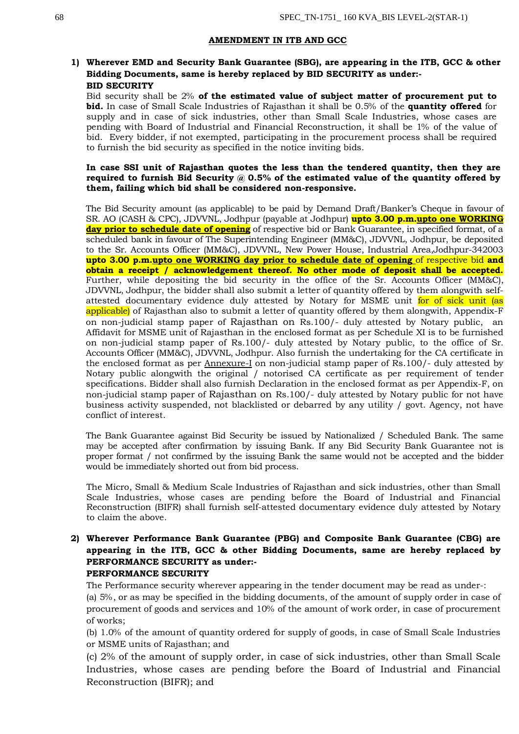## AMENDMENT IN ITB AND GCC

**1) Wherever EMD and Security Bank Guarantee (SBG), are appearing in the ITB, GCC & other Bidding Documents, same is hereby replaced by BID SECURITY as under:-**

**BID SECURITY**

Bid security shall be 2% **of the estimated value of subject matter of procurement put to bid.** In case of Small Scale Industries of Rajasthan it shall be 0.5% of the **quantity offered** for supply and in case of sick industries, other than Small Scale Industries, whose cases are pending with Board of Industrial and Financial Reconstruction, it shall be 1% of the value of bid. Every bidder, if not exempted, participating in the procurement process shall be required to furnish the bid security as specified in the notice inviting bids.

**In case SSI unit of Rajasthan quotes the less than the tendered quantity, then they are required to furnish Bid Security @ 0.5% of the estimated value of the quantity offered by them, failing which bid shall be considered non-responsive.**

The Bid Security amount (as applicable) to be paid by Demand Draft/Banker's Cheque in favour of SR. AO (CASH & CPC), JDVVNL, Jodhpur (payable at Jodhpur) **upto 3.00 p.m.upto one WORKING day prior to schedule date of opening** of respective bid or Bank Guarantee, in specified format, of a scheduled bank in favour of The Superintending Engineer (MM&C), JDVVNL, Jodhpur, be deposited to the Sr. Accounts Officer (MM&C), JDVVNL, New Power House, Industrial Area,Jodhpur-342003 **upto 3.00 p.m.upto one WORKING day prior to schedule date of opening** of respective bid **and obtain a receipt / acknowledgement thereof. No other mode of deposit shall be accepted.** Further, while depositing the bid security in the office of the Sr. Accounts Officer (MM&C), JDVVNL, Jodhpur, the bidder shall also submit a letter of quantity offered by them alongwith self-attested documentary evidence duly attested by Notary for MSME unit for of sick unit (as applicable) of Rajasthan also to submit a letter of quantity offered by them alongwith, Appendix-F on non-judicial stamp paper of Rajasthan on Rs.100/- duly attested by Notary public, an Affidavit for MSME unit of Rajasthan in the enclosed format as per Schedule XI is to be furnished on non-judicial stamp paper of Rs.100/- duly attested by Notary public, to the office of Sr. Accounts Officer (MM&C), JDVVNL, Jodhpur. Also furnish the undertaking for the CA certificate in the enclosed format as per Annexure-I on non-judicial stamp paper of Rs.100/- duly attested by Notary public alongwith the original / notorised CA certificate as per requirement of tender specifications. Bidder shall also furnish Declaration in the enclosed format as per Appendix-F, on non-judicial stamp paper of Rajasthan on Rs.100/- duly attested by Notary public for not have business activity suspended, not blacklisted or debarred by any utility / govt. Agency, not have conflict of interest.

The Bank Guarantee against Bid Security be issued by Nationalized / Scheduled Bank. The same may be accepted after confirmation by issuing Bank. If any Bid Security Bank Guarantee not is proper format / not confirmed by the issuing Bank the same would not be accepted and the bidder would be immediately shorted out from bid process.

The Micro, Small & Medium Scale Industries of Rajasthan and sick industries, other than Small Scale Industries, whose cases are pending before the Board of Industrial and Financial Reconstruction (BIFR) shall furnish self-attested documentary evidence duly attested by Notary to claim the above.

**2) Wherever Performance Bank Guarantee (PBG) and Composite Bank Guarantee (CBG) are appearing in the ITB, GCC & other Bidding Documents, same are hereby replaced by PERFORMANCE SECURITY as under:-**

**PERFORMANCE SECURITY**

The Performance security wherever appearing in the tender document may be read as under-:

(a) 5%, or as may be specified in the bidding documents, of the amount of supply order in case of procurement of goods and services and 10% of the amount of work order, in case of procurement of works;

(b) 1.0% of the amount of quantity ordered for supply of goods, in case of Small Scale Industries or MSME units of Rajasthan; and

(c) 2% of the amount of supply order, in case of sick industries, other than Small Scale Industries, whose cases are pending before the Board of Industrial and Financial Reconstruction (BIFR); and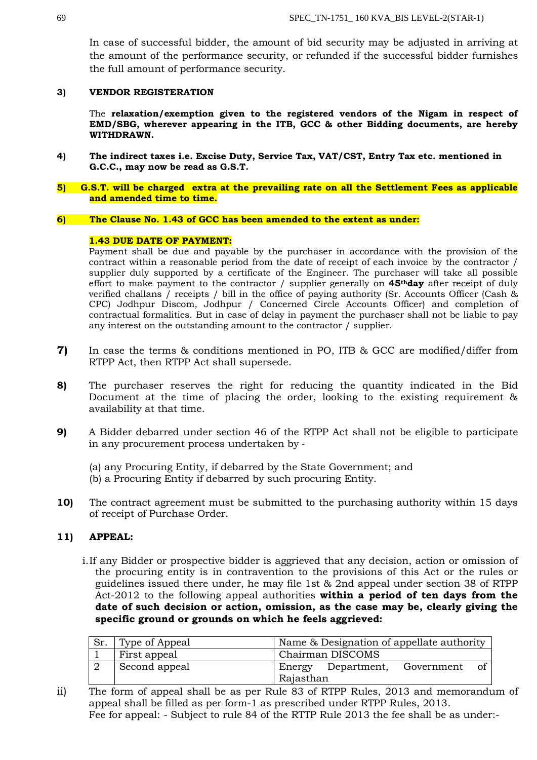In case of successful bidder, the amount of bid security may be adjusted in arriving at the amount of the performance security, or refunded if the successful bidder furnishes the full amount of performance security.

**3) VENDOR REGISTERATION**

The **relaxation/exemption given to the registered vendors of the Nigam in respect of EMD/SBG, wherever appearing in the ITB, GCC & other Bidding documents, are hereby WITHDRAWN.**

**4) The indirect taxes i.e. Excise Duty, Service Tax, VAT/CST, Entry Tax etc. mentioned in G.C.C., may now be read as G.S.T.**

**5) G.S.T. will be charged extra at the prevailing rate on all the Settlement Fees as applicable and amended time to time.**

**6) The Clause No. 1.43 of GCC has been amended to the extent as under:**

**1.43 DUE DATE OF PAYMENT:**

Payment shall be due and payable by the purchaser in accordance with the provision of the contract within a reasonable period from the date of receipt of each invoice by the contractor / supplier duly supported by a certificate of the Engineer. The purchaser will take all possible effort to make payment to the contractor / supplier generally on **45thday** after receipt of duly verified challans / receipts / bill in the office of paying authority (Sr. Accounts Officer (Cash & CPC) Jodhpur Discom, Jodhpur / Concerned Circle Accounts Officer) and completion of contractual formalities. But in case of delay in payment the purchaser shall not be liable to pay any interest on the outstanding amount to the contractor / supplier.

**7)** In case the terms & conditions mentioned in PO, ITB & GCC are modified/differ from RTPP Act, then RTPP Act shall supersede.

**8)** The purchaser reserves the right for reducing the quantity indicated in the Bid Document at the time of placing the order, looking to the existing requirement & availability at that time.

**9)** A Bidder debarred under section 46 of the RTPP Act shall not be eligible to participate in any procurement process undertaken by -

(a) any Procuring Entity, if debarred by the State Government; and
(b) a Procuring Entity if debarred by such procuring Entity.

**10)** The contract agreement must be submitted to the purchasing authority within 15 days of receipt of Purchase Order.

**11) APPEAL:**

i. If any Bidder or prospective bidder is aggrieved that any decision, action or omission of the procuring entity is in contravention to the provisions of this Act or the rules or guidelines issued there under, he may file 1st & 2nd appeal under section 38 of RTPP Act-2012 to the following appeal authorities **within a period of ten days from the date of such decision or action, omission, as the case may be, clearly giving the specific ground or grounds on which he feels aggrieved:**

| Sr. | Type of Appeal | Name & Designation of appellate authority |
|---|---|---|
| 1 | First appeal | Chairman DISCOMS |
| 2 | Second appeal | Energy Department, Government of Rajasthan |

ii) The form of appeal shall be as per Rule 83 of RTPP Rules, 2013 and memorandum of appeal shall be filled as per form-1 as prescribed under RTPP Rules, 2013.
Fee for appeal: - Subject to rule 84 of the RTTP Rule 2013 the fee shall be as under:-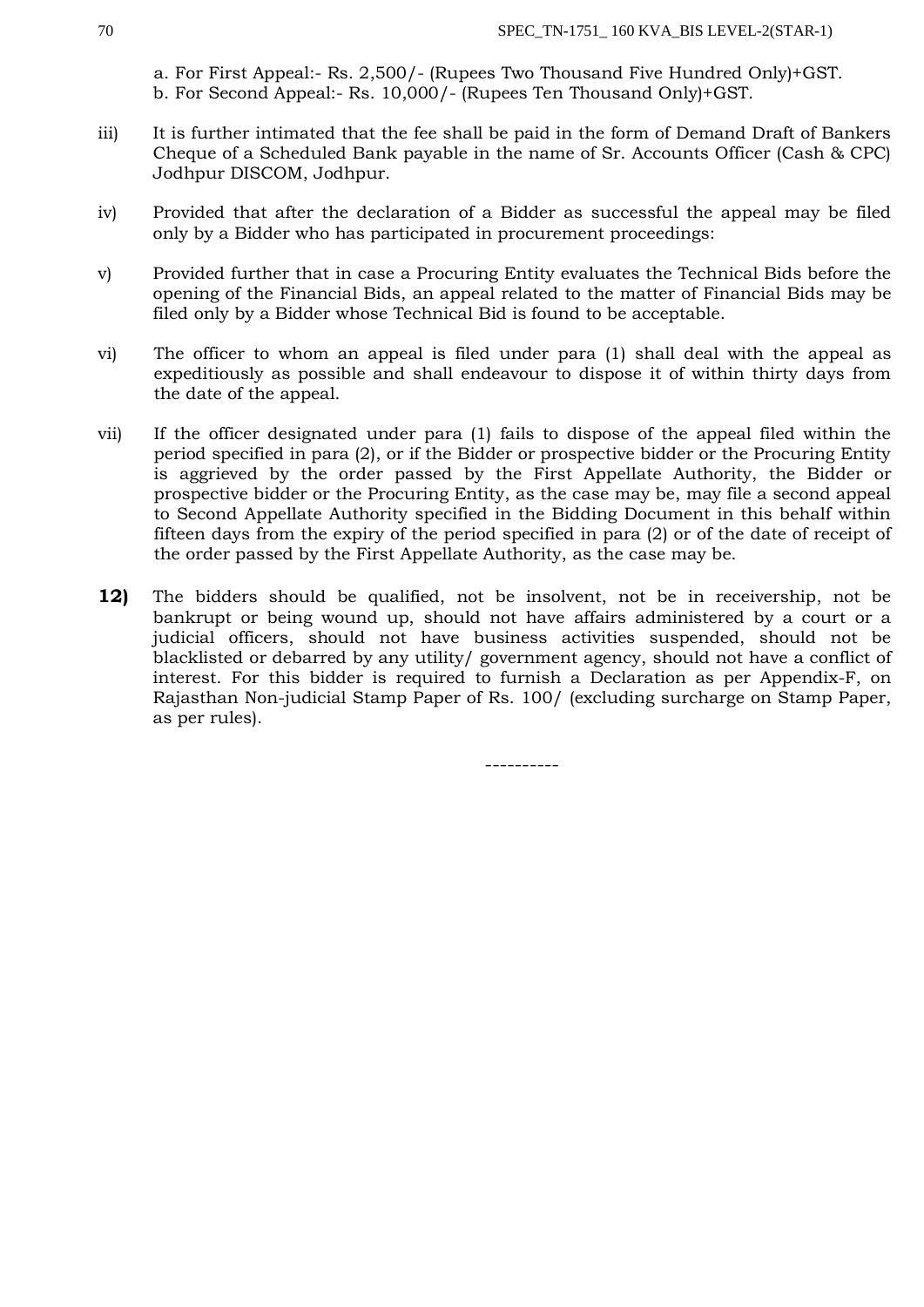a. For First Appeal:- Rs. 2,500/- (Rupees Two Thousand Five Hundred Only)+GST.
b. For Second Appeal:- Rs. 10,000/- (Rupees Ten Thousand Only)+GST.

iii) It is further intimated that the fee shall be paid in the form of Demand Draft of Bankers Cheque of a Scheduled Bank payable in the name of Sr. Accounts Officer (Cash & CPC) Jodhpur DISCOM, Jodhpur.

iv) Provided that after the declaration of a Bidder as successful the appeal may be filed only by a Bidder who has participated in procurement proceedings:

v) Provided further that in case a Procuring Entity evaluates the Technical Bids before the opening of the Financial Bids, an appeal related to the matter of Financial Bids may be filed only by a Bidder whose Technical Bid is found to be acceptable.

vi) The officer to whom an appeal is filed under para (1) shall deal with the appeal as expeditiously as possible and shall endeavour to dispose it of within thirty days from the date of the appeal.

vii) If the officer designated under para (1) fails to dispose of the appeal filed within the period specified in para (2), or if the Bidder or prospective bidder or the Procuring Entity is aggrieved by the order passed by the First Appellate Authority, the Bidder or prospective bidder or the Procuring Entity, as the case may be, may file a second appeal to Second Appellate Authority specified in the Bidding Document in this behalf within fifteen days from the expiry of the period specified in para (2) or of the date of receipt of the order passed by the First Appellate Authority, as the case may be.

**12)** The bidders should be qualified, not be insolvent, not be in receivership, not be bankrupt or being wound up, should not have affairs administered by a court or a judicial officers, should not have business activities suspended, should not be blacklisted or debarred by any utility/ government agency, should not have a conflict of interest. For this bidder is required to furnish a Declaration as per Appendix-F, on Rajasthan Non-judicial Stamp Paper of Rs. 100/ (excluding surcharge on Stamp Paper, as per rules).

----------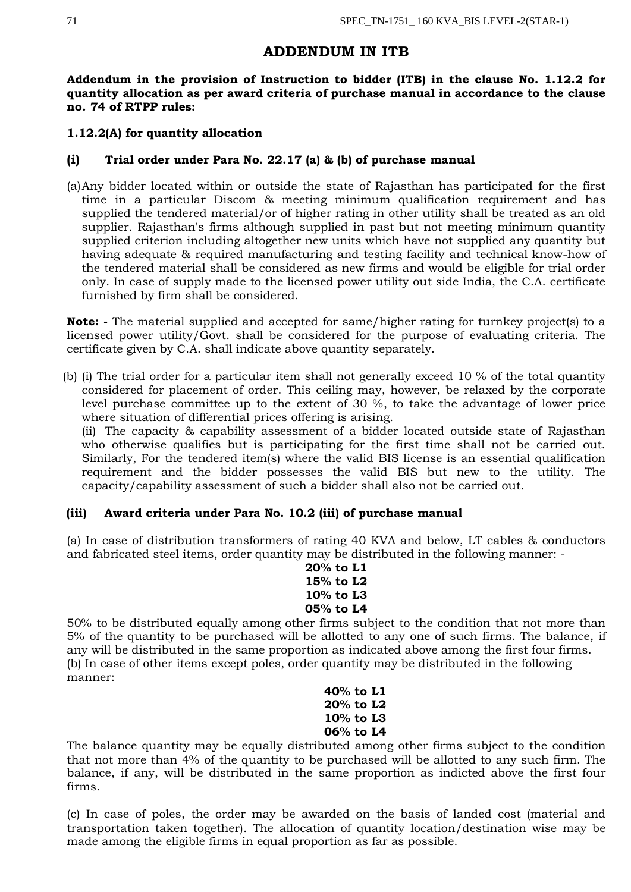# ADDENDUM IN ITB

**Addendum in the provision of Instruction to bidder (ITB) in the clause No. 1.12.2 for quantity allocation as per award criteria of purchase manual in accordance to the clause no. 74 of RTPP rules:**

**1.12.2(A) for quantity allocation**

## (i) Trial order under Para No. 22.17 (a) & (b) of purchase manual

(a) Any bidder located within or outside the state of Rajasthan has participated for the first time in a particular Discom & meeting minimum qualification requirement and has supplied the tendered material/or of higher rating in other utility shall be treated as an old supplier. Rajasthan's firms although supplied in past but not meeting minimum quantity supplied criterion including altogether new units which have not supplied any quantity but having adequate & required manufacturing and testing facility and technical know-how of the tendered material shall be considered as new firms and would be eligible for trial order only. In case of supply made to the licensed power utility out side India, the C.A. certificate furnished by firm shall be considered.

**Note: -** The material supplied and accepted for same/higher rating for turnkey project(s) to a licensed power utility/Govt. shall be considered for the purpose of evaluating criteria. The certificate given by C.A. shall indicate above quantity separately.

(b) (i) The trial order for a particular item shall not generally exceed 10 % of the total quantity considered for placement of order. This ceiling may, however, be relaxed by the corporate level purchase committee up to the extent of 30 %, to take the advantage of lower price where situation of differential prices offering is arising.

(ii) The capacity & capability assessment of a bidder located outside state of Rajasthan who otherwise qualifies but is participating for the first time shall not be carried out. Similarly, For the tendered item(s) where the valid BIS license is an essential qualification requirement and the bidder possesses the valid BIS but new to the utility. The capacity/capability assessment of such a bidder shall also not be carried out.

## (iii) Award criteria under Para No. 10.2 (iii) of purchase manual

(a) In case of distribution transformers of rating 40 KVA and below, LT cables & conductors and fabricated steel items, order quantity may be distributed in the following manner: -

**20% to L1**
**15% to L2**
**10% to L3**
**05% to L4**

50% to be distributed equally among other firms subject to the condition that not more than 5% of the quantity to be purchased will be allotted to any one of such firms. The balance, if any will be distributed in the same proportion as indicated above among the first four firms.

(b) In case of other items except poles, order quantity may be distributed in the following manner:

**40% to L1**
**20% to L2**
**10% to L3**
**06% to L4**

The balance quantity may be equally distributed among other firms subject to the condition that not more than 4% of the quantity to be purchased will be allotted to any such firm. The balance, if any, will be distributed in the same proportion as indicted above the first four firms.

(c) In case of poles, the order may be awarded on the basis of landed cost (material and transportation taken together). The allocation of quantity location/destination wise may be made among the eligible firms in equal proportion as far as possible.